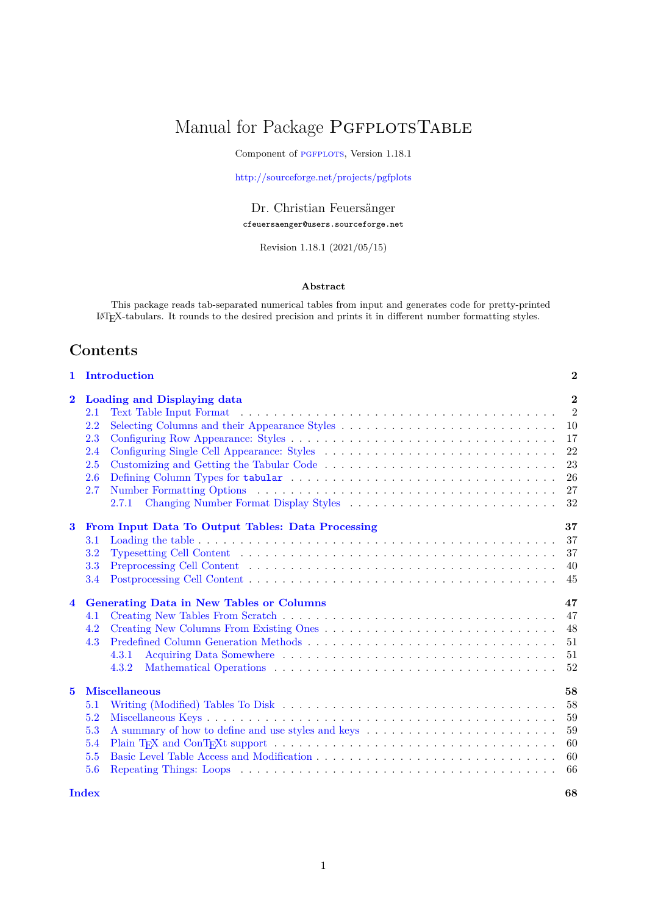# Manual for Package PgfplotsTable

Component of PGFPLOTS, Version 1.18.1

http://sourceforge.net/projects/pgfplots

Dr. Christian Feuersänger

cfeuersaenger@users.sourceforge.net

Revision 1.18.1 (2021/05/15)

**Abstract**

This package reads tab-separated numerical tables from input and generates code for pretty-printed LaTeX-tabulars. It rounds to the desired precision and prints it in different number formatting styles.

## Contents

- **1 Introduction** — 2
- **2 Loading and Displaying data** — 2
  - 2.1 Text Table Input Format — 2
  - 2.2 Selecting Columns and their Appearance Styles — 10
  - 2.3 Configuring Row Appearance: Styles — 17
  - 2.4 Configuring Single Cell Appearance: Styles — 22
  - 2.5 Customizing and Getting the Tabular Code — 23
  - 2.6 Defining Column Types for `tabular` — 26
  - 2.7 Number Formatting Options — 27
    - 2.7.1 Changing Number Format Display Styles — 32
- **3 From Input Data To Output Tables: Data Processing** — 37
  - 3.1 Loading the table — 37
  - 3.2 Typesetting Cell Content — 37
  - 3.3 Preprocessing Cell Content — 40
  - 3.4 Postprocessing Cell Content — 45
- **4 Generating Data in New Tables or Columns** — 47
  - 4.1 Creating New Tables From Scratch — 47
  - 4.2 Creating New Columns From Existing Ones — 48
  - 4.3 Predefined Column Generation Methods — 51
    - 4.3.1 Acquiring Data Somewhere — 51
    - 4.3.2 Mathematical Operations — 52
- **5 Miscellaneous** — 58
  - 5.1 Writing (Modified) Tables To Disk — 58
  - 5.2 Miscellaneous Keys — 59
  - 5.3 A summary of how to define and use styles and keys — 59
  - 5.4 Plain TeX and ConTeXt support — 60
  - 5.5 Basic Level Table Access and Modification — 60
  - 5.6 Repeating Things: Loops — 66
- **Index** — 68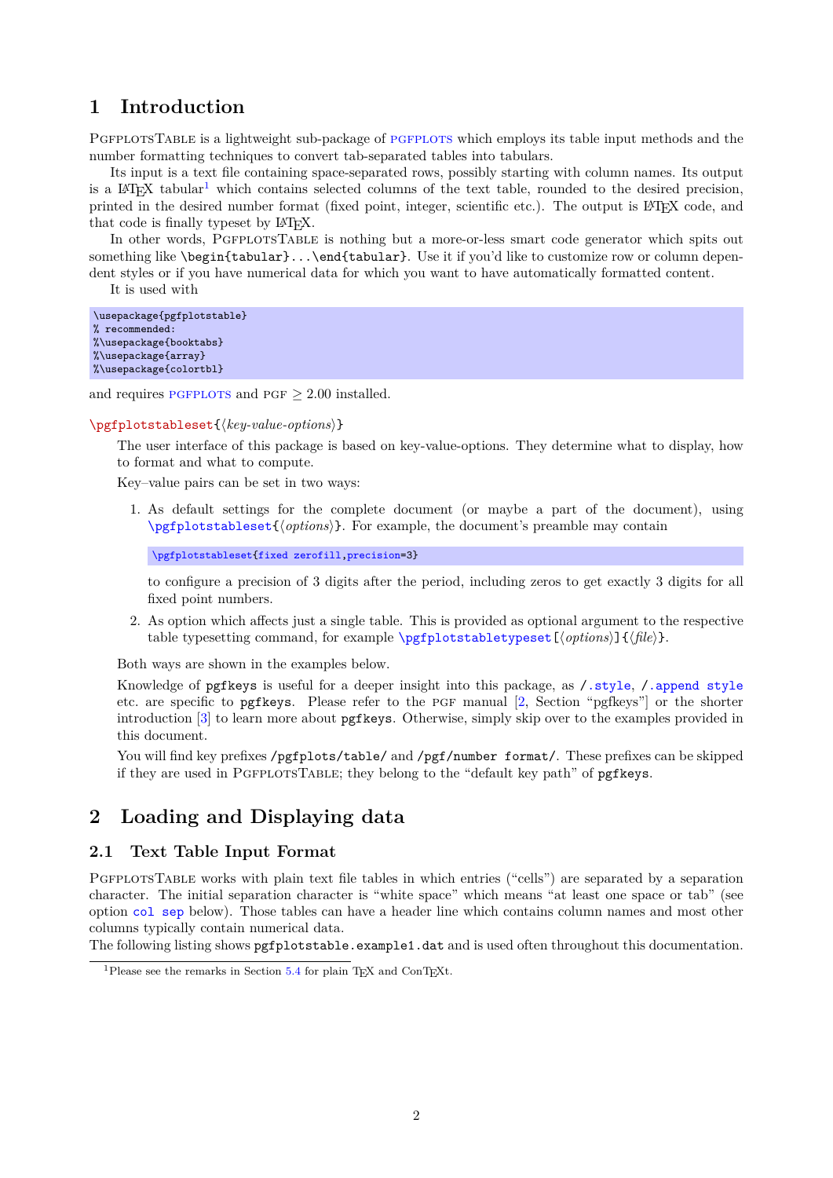# 1 Introduction

PgfplotsTable is a lightweight sub-package of pgfplots which employs its table input methods and the number formatting techniques to convert tab-separated tables into tabulars.

Its input is a text file containing space-separated rows, possibly starting with column names. Its output is a LaTeX tabular[1] which contains selected columns of the text table, rounded to the desired precision, printed in the desired number format (fixed point, integer, scientific etc.). The output is LaTeX code, and that code is finally typeset by LaTeX.

In other words, PgfplotsTable is nothing but a more-or-less smart code generator which spits out something like `\begin{tabular}...\end{tabular}`. Use it if you'd like to customize row or column dependent styles or if you have numerical data for which you want to have automatically formatted content.

It is used with

```
\usepackage{pgfplotstable}
% recommended:
%\usepackage{booktabs}
%\usepackage{array}
%\usepackage{colortbl}
```

and requires pgfplots and pgf ≥ 2.00 installed.

`\pgfplotstableset{⟨key-value-options⟩}`

The user interface of this package is based on key-value-options. They determine what to display, how to format and what to compute.

Key–value pairs can be set in two ways:

1. As default settings for the complete document (or maybe a part of the document), using `\pgfplotstableset{⟨options⟩}`. For example, the document's preamble may contain

   ```
   \pgfplotstableset{fixed zerofill,precision=3}
   ```

   to configure a precision of 3 digits after the period, including zeros to get exactly 3 digits for all fixed point numbers.

2. As option which affects just a single table. This is provided as optional argument to the respective table typesetting command, for example `\pgfplotstabletypeset[⟨options⟩]{⟨file⟩}`.

Both ways are shown in the examples below.

Knowledge of `pgfkeys` is useful for a deeper insight into this package, as `/.style`, `/.append style` etc. are specific to `pgfkeys`. Please refer to the pgf manual [2, Section "pgfkeys"] or the shorter introduction [3] to learn more about `pgfkeys`. Otherwise, simply skip over to the examples provided in this document.

You will find key prefixes `/pgfplots/table/` and `/pgf/number format/`. These prefixes can be skipped if they are used in PgfplotsTable; they belong to the "default key path" of `pgfkeys`.

# 2 Loading and Displaying data

## 2.1 Text Table Input Format

PgfplotsTable works with plain text file tables in which entries ("cells") are separated by a separation character. The initial separation character is "white space" which means "at least one space or tab" (see option `col sep` below). Those tables can have a header line which contains column names and most other columns typically contain numerical data.

The following listing shows `pgfplotstable.example1.dat` and is used often throughout this documentation.

[1] Please see the remarks in Section 5.4 for plain TeX and ConTeXt.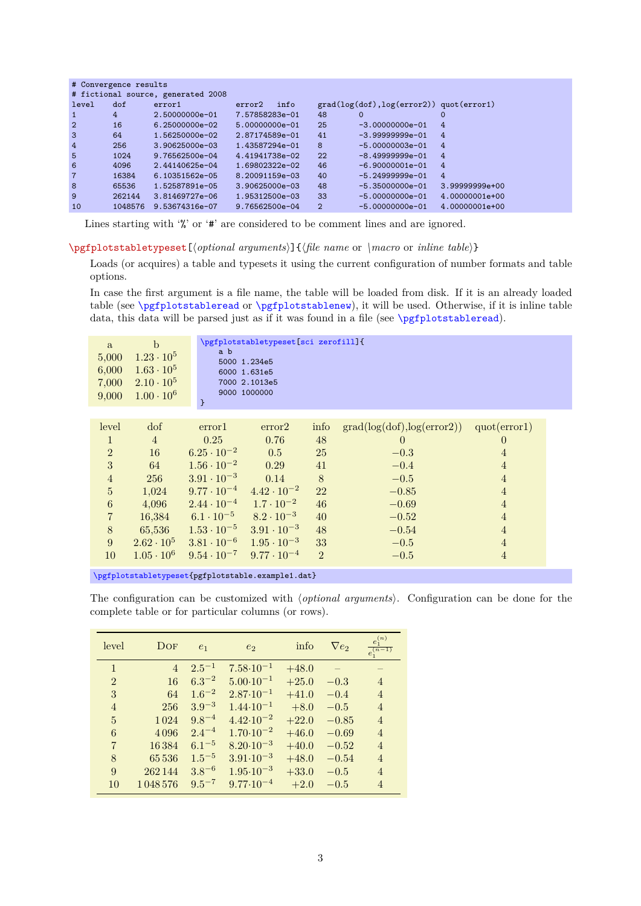```
# Convergence results
# fictional source, generated 2008
level   dof      error1          error2   info   grad(log(dof),log(error2)) quot(error1)
1       4        2.50000000e-01  7.57858283e-01  48      0                  0
2       16       6.25000000e-02  5.00000000e-01  25      -3.00000000e-01    4
3       64       1.56250000e-02  2.87174589e-01  41      -3.99999999e-01    4
4       256      3.90625000e-03  1.43587294e-01  8       -5.00000003e-01    4
5       1024     9.76562500e-04  4.41941738e-02  22      -8.49999999e-01    4
6       4096     2.44140625e-04  1.69802322e-02  46      -6.90000001e-01    4
7       16384    6.10351562e-05  8.20091159e-03  40      -5.24999999e-01    4
8       65536    1.52587891e-05  3.90625000e-03  48      -5.35000000e-01    3.99999999e+00
9       262144   3.81469727e-06  1.95312500e-03  33      -5.00000000e-01    4.00000001e+00
10      1048576  9.53674316e-07  9.76562500e-04  2       -5.00000000e-01    4.00000001e+00
```

Lines starting with '%' or '#' are considered to be comment lines and are ignored.

\pgfplotstabletypeset[⟨*optional arguments*⟩]{⟨*file name* or \*macro* or *inline table*⟩}

Loads (or acquires) a table and typesets it using the current configuration of number formats and table options.

In case the first argument is a file name, the table will be loaded from disk. If it is an already loaded table (see \pgfplotstableread or \pgfplotstablenew), it will be used. Otherwise, if it is inline table data, this data will be parsed just as if it was found in a file (see \pgfplotstableread).

| a | b |
|---|---|
| 5,000 | $1.23 \cdot 10^{5}$ |
| 6,000 | $1.63 \cdot 10^{5}$ |
| 7,000 | $2.10 \cdot 10^{5}$ |
| 9,000 | $1.00 \cdot 10^{6}$ |

```
\pgfplotstabletypeset[sci zerofill]{
    a b
    5000 1.234e5
    6000 1.631e5
    7000 2.1013e5
    9000 1000000
}
```

| level | dof | error1 | error2 | info | grad(log(dof),log(error2)) | quot(error1) |
|---|---|---|---|---|---|---|
| 1 | 4 | 0.25 | 0.76 | 48 | 0 | 0 |
| 2 | 16 | $6.25 \cdot 10^{-2}$ | 0.5 | 25 | $-0.3$ | 4 |
| 3 | 64 | $1.56 \cdot 10^{-2}$ | 0.29 | 41 | $-0.4$ | 4 |
| 4 | 256 | $3.91 \cdot 10^{-3}$ | 0.14 | 8 | $-0.5$ | 4 |
| 5 | 1,024 | $9.77 \cdot 10^{-4}$ | $4.42 \cdot 10^{-2}$ | 22 | $-0.85$ | 4 |
| 6 | 4,096 | $2.44 \cdot 10^{-4}$ | $1.7 \cdot 10^{-2}$ | 46 | $-0.69$ | 4 |
| 7 | 16,384 | $6.1 \cdot 10^{-5}$ | $8.2 \cdot 10^{-3}$ | 40 | $-0.52$ | 4 |
| 8 | 65,536 | $1.53 \cdot 10^{-5}$ | $3.91 \cdot 10^{-3}$ | 48 | $-0.54$ | 4 |
| 9 | $2.62 \cdot 10^{5}$ | $3.81 \cdot 10^{-6}$ | $1.95 \cdot 10^{-3}$ | 33 | $-0.5$ | 4 |
| 10 | $1.05 \cdot 10^{6}$ | $9.54 \cdot 10^{-7}$ | $9.77 \cdot 10^{-4}$ | 2 | $-0.5$ | 4 |

```
\pgfplotstabletypeset{pgfplotstable.example1.dat}
```

The configuration can be customized with ⟨*optional arguments*⟩. Configuration can be done for the complete table or for particular columns (or rows).

| level | Dof | $e_1$ | $e_2$ | info | $\nabla e_2$ | $\frac{e_1^{(n)}}{e_1^{(n-1)}}$ |
|---|---|---|---|---|---|---|
| 1 | 4 | $2.5^{-1}$ | $7.58 \cdot 10^{-1}$ | $+48.0$ | – | – |
| 2 | 16 | $6.3^{-2}$ | $5.00 \cdot 10^{-1}$ | $+25.0$ | $-0.3$ | 4 |
| 3 | 64 | $1.6^{-2}$ | $2.87 \cdot 10^{-1}$ | $+41.0$ | $-0.4$ | 4 |
| 4 | 256 | $3.9^{-3}$ | $1.44 \cdot 10^{-1}$ | $+8.0$ | $-0.5$ | 4 |
| 5 | 1 024 | $9.8^{-4}$ | $4.42 \cdot 10^{-2}$ | $+22.0$ | $-0.85$ | 4 |
| 6 | 4 096 | $2.4^{-4}$ | $1.70 \cdot 10^{-2}$ | $+46.0$ | $-0.69$ | 4 |
| 7 | 16 384 | $6.1^{-5}$ | $8.20 \cdot 10^{-3}$ | $+40.0$ | $-0.52$ | 4 |
| 8 | 65 536 | $1.5^{-5}$ | $3.91 \cdot 10^{-3}$ | $+48.0$ | $-0.54$ | 4 |
| 9 | 262 144 | $3.8^{-6}$ | $1.95 \cdot 10^{-3}$ | $+33.0$ | $-0.5$ | 4 |
| 10 | 1 048 576 | $9.5^{-7}$ | $9.77 \cdot 10^{-4}$ | $+2.0$ | $-0.5$ | 4 |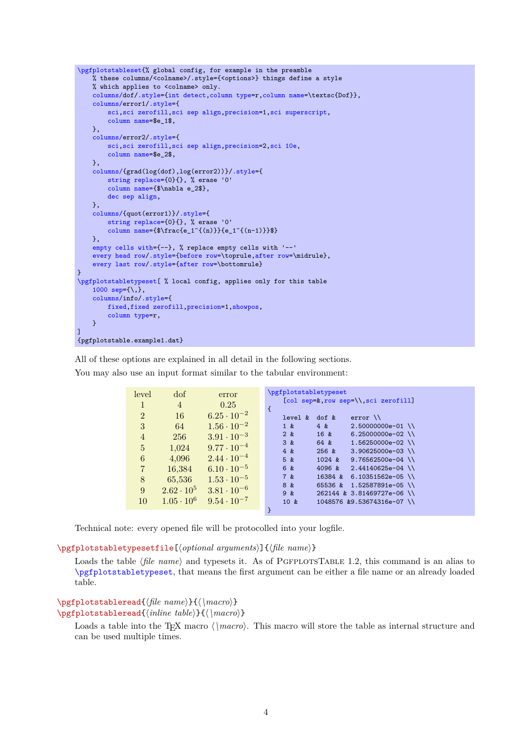```
\pgfplotstableset{% global config, for example in the preamble
    % these columns/<colname>/.style={<options>} things define a style
    % which applies to <colname> only.
    columns/dof/.style={int detect,column type=r,column name=\textsc{Dof}},
    columns/error1/.style={
        sci,sci zerofill,sci sep align,precision=1,sci superscript,
        column name=$e_1$,
    },
    columns/error2/.style={
        sci,sci zerofill,sci sep align,precision=2,sci 10e,
        column name=$e_2$,
    },
    columns/{grad(log(dof),log(error2))}/.style={
        string replace={0}{}, % erase '0'
        column name={$\nabla e_2$},
        dec sep align,
    },
    columns/{quot(error1)}/.style={
        string replace={0}{}, % erase '0'
        column name={$\frac{e_1^{(n)}}{e_1^{(n-1)}}$}
    },
    empty cells with={--}, % replace empty cells with '--'
    every head row/.style={before row=\toprule,after row=\midrule},
    every last row/.style={after row=\bottomrule}
}
\pgfplotstabletypeset[ % local config, applies only for this table
    1000 sep={\,},
    columns/info/.style={
        fixed,fixed zerofill,precision=1,showpos,
        column type=r,
    }
]
{pgfplotstable.example1.dat}
```

All of these options are explained in all detail in the following sections.

You may also use an input format similar to the tabular environment:

| level | dof | error |
|---|---|---|
| 1 | 4 | 0.25 |
| 2 | 16 | $6.25 \cdot 10^{-2}$ |
| 3 | 64 | $1.56 \cdot 10^{-2}$ |
| 4 | 256 | $3.91 \cdot 10^{-3}$ |
| 5 | 1,024 | $9.77 \cdot 10^{-4}$ |
| 6 | 4,096 | $2.44 \cdot 10^{-4}$ |
| 7 | 16,384 | $6.10 \cdot 10^{-5}$ |
| 8 | 65,536 | $1.53 \cdot 10^{-5}$ |
| 9 | $2.62 \cdot 10^{5}$ | $3.81 \cdot 10^{-6}$ |
| 10 | $1.05 \cdot 10^{6}$ | $9.54 \cdot 10^{-7}$ |

```
\pgfplotstabletypeset
    [col sep=&,row sep=\\,sci zerofill]
{
    level &  dof &     error \\
    1 &      4 &       2.50000000e-01 \\
    2 &      16 &      6.25000000e-02 \\
    3 &      64 &      1.56250000e-02 \\
    4 &      256 &     3.90625000e-03 \\
    5 &      1024 &    9.76562500e-04 \\
    6 &      4096 &    2.44140625e-04 \\
    7 &      16384 &   6.10351562e-05 \\
    8 &      65536 &   1.52587891e-05 \\
    9 &      262144 &  3.81469727e-06 \\
    10 &     1048576 & 9.53674316e-07 \\
}
```

Technical note: every opened file will be protocolled into your logfile.

**\pgfplotstabletypesetfile**[⟨*optional arguments*⟩]{⟨*file name*⟩}

Loads the table ⟨*file name*⟩ and typesets it. As of PgfplotsTable 1.2, this command is an alias to `\pgfplotstabletypeset`, that means the first argument can be either a file name or an already loaded table.

**\pgfplotstableread**{⟨*file name*⟩}{⟨\\*macro*⟩}
**\pgfplotstableread**{⟨*inline table*⟩}{⟨\\*macro*⟩}

Loads a table into the TeX macro ⟨\\*macro*⟩. This macro will store the table as internal structure and can be used multiple times.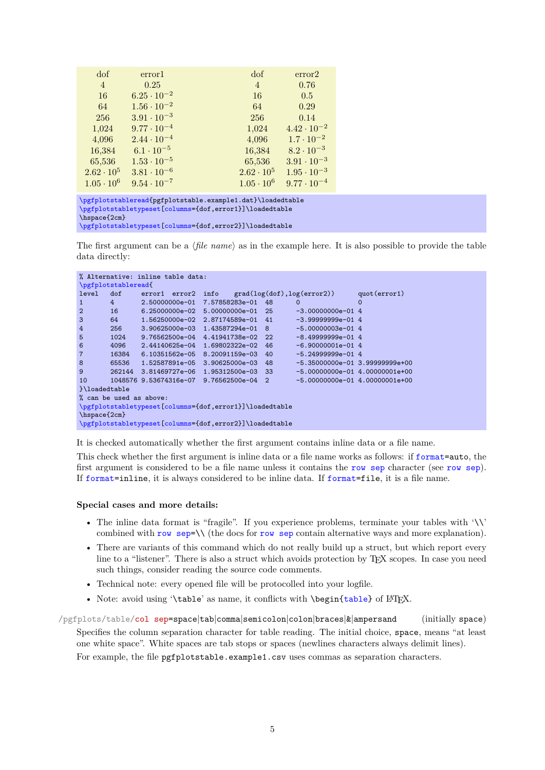| dof | error1 |
|---|---|
| 4 | 0.25 |
| 16 | $6.25 \cdot 10^{-2}$ |
| 64 | $1.56 \cdot 10^{-2}$ |
| 256 | $3.91 \cdot 10^{-3}$ |
| 1,024 | $9.77 \cdot 10^{-4}$ |
| 4,096 | $2.44 \cdot 10^{-4}$ |
| 16,384 | $6.1 \cdot 10^{-5}$ |
| 65,536 | $1.53 \cdot 10^{-5}$ |
| $2.62 \cdot 10^{5}$ | $3.81 \cdot 10^{-6}$ |
| $1.05 \cdot 10^{6}$ | $9.54 \cdot 10^{-7}$ |

| dof | error2 |
|---|---|
| 4 | 0.76 |
| 16 | 0.5 |
| 64 | 0.29 |
| 256 | 0.14 |
| 1,024 | $4.42 \cdot 10^{-2}$ |
| 4,096 | $1.7 \cdot 10^{-2}$ |
| 16,384 | $8.2 \cdot 10^{-3}$ |
| 65,536 | $3.91 \cdot 10^{-3}$ |
| $2.62 \cdot 10^{5}$ | $1.95 \cdot 10^{-3}$ |
| $1.05 \cdot 10^{6}$ | $9.77 \cdot 10^{-4}$ |

```
\pgfplotstableread{pgfplotstable.example1.dat}\loadedtable
\pgfplotstabletypeset[columns={dof,error1}]\loadedtable
\hspace{2cm}
\pgfplotstabletypeset[columns={dof,error2}]\loadedtable
```

The first argument can be a ⟨*file name*⟩ as in the example here. It is also possible to provide the table data directly:

```
% Alternative: inline table data:
\pgfplotstableread{
level   dof     error1  error2  info    grad(log(dof),log(error2))      quot(error1)
1       4       2.50000000e-01  7.57858283e-01  48      0               0
2       16      6.25000000e-02  5.00000000e-01  25      -3.00000000e-01 4
3       64      1.56250000e-02  2.87174589e-01  41      -3.99999999e-01 4
4       256     3.90625000e-03  1.43587294e-01  8       -5.00000003e-01 4
5       1024    9.76562500e-04  4.41941738e-02  22      -8.49999999e-01 4
6       4096    2.44140625e-04  1.69802322e-02  46      -6.90000001e-01 4
7       16384   6.10351562e-05  8.20091159e-03  40      -5.24999999e-01 4
8       65536   1.52587891e-05  3.90625000e-03  48      -5.35000000e-01 3.99999999e+00
9       262144  3.81469727e-06  1.95312500e-03  33      -5.00000000e-01 4.00000001e+00
10      1048576 9.53674316e-07  9.76562500e-04  2       -5.00000000e-01 4.00000001e+00
}\loadedtable
% can be used as above:
\pgfplotstabletypeset[columns={dof,error1}]\loadedtable
\hspace{2cm}
\pgfplotstabletypeset[columns={dof,error2}]\loadedtable
```

It is checked automatically whether the first argument contains inline data or a file name.

This check whether the first argument is inline data or a file name works as follows: if `format=auto`, the first argument is considered to be a file name unless it contains the `row sep` character (see `row sep`). If `format=inline`, it is always considered to be inline data. If `format=file`, it is a file name.

**Special cases and more details:**

- The inline data format is "fragile". If you experience problems, terminate your tables with '`\\`' combined with `row sep=\\` (the docs for `row sep` contain alternative ways and more explanation).
- There are variants of this command which do not really build up a struct, but which report every line to a "listener". There is also a struct which avoids protection by TeX scopes. In case you need such things, consider reading the source code comments.
- Technical note: every opened file will be protocolled into your logfile.
- Note: avoid using '`\table`' as name, it conflicts with `\begin{table}` of LaTeX.

`/pgfplots/table/col sep=space|tab|comma|semicolon|colon|braces|&|ampersand` (initially `space`)

Specifies the column separation character for table reading. The initial choice, `space`, means "at least one white space". White spaces are tab stops or spaces (newlines characters always delimit lines).

For example, the file `pgfplotstable.example1.csv` uses commas as separation characters.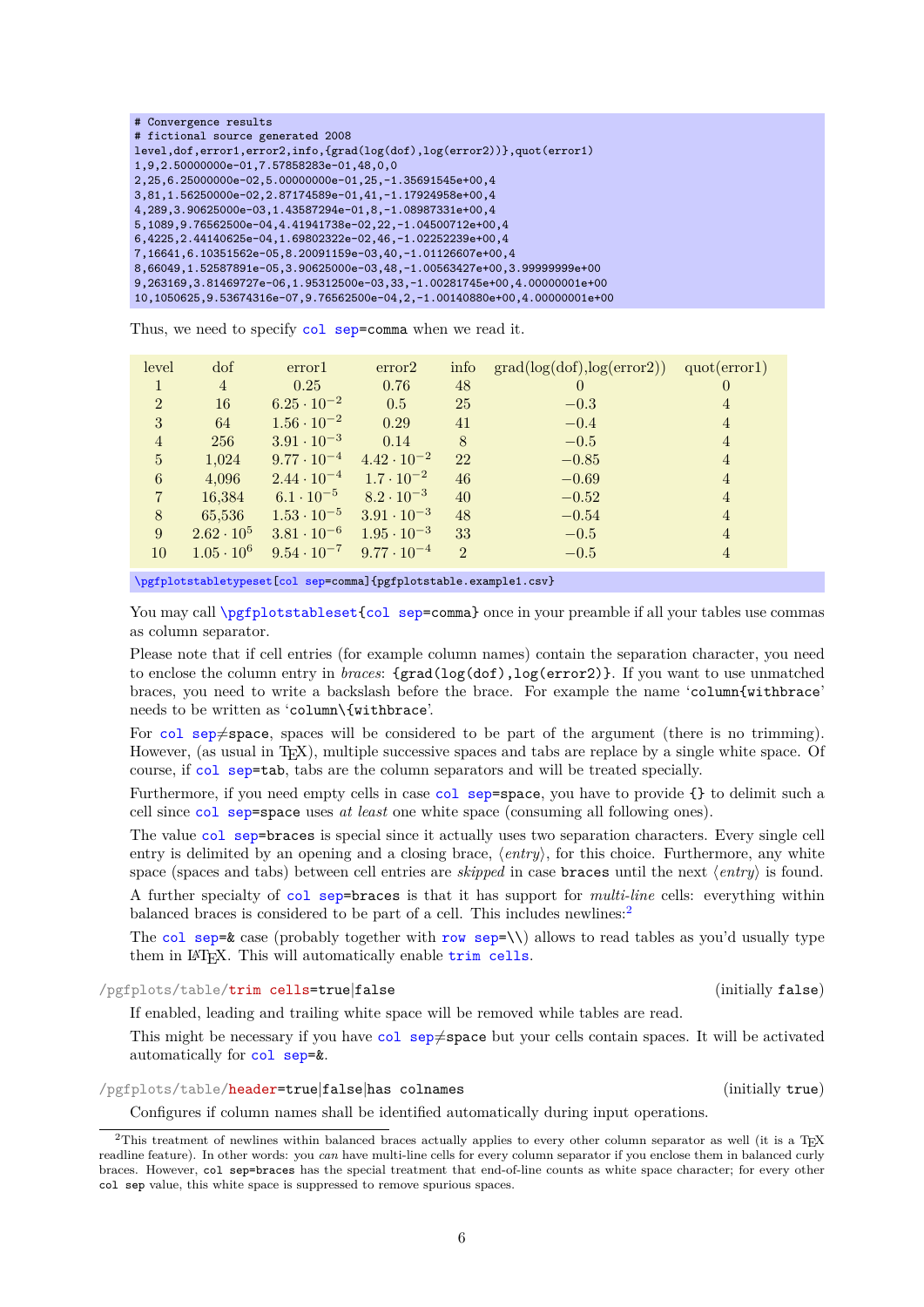```
# Convergence results
# fictional source generated 2008
level,dof,error1,error2,info,{grad(log(dof),log(error2))},quot(error1)
1,9,2.50000000e-01,7.57858283e-01,48,0,0
2,25,6.25000000e-02,5.00000000e-01,25,-1.35691545e+00,4
3,81,1.56250000e-02,2.87174589e-01,41,-1.17924958e+00,4
4,289,3.90625000e-03,1.43587294e-01,8,-1.08987331e+00,4
5,1089,9.76562500e-04,4.41941738e-02,22,-1.04500712e+00,4
6,4225,2.44140625e-04,1.69802322e-02,46,-1.02252239e+00,4
7,16641,6.10351562e-05,8.20091159e-03,40,-1.01126607e+00,4
8,66049,1.52587891e-05,3.90625000e-03,48,-1.00563427e+00,3.99999999e+00
9,263169,3.81469727e-06,1.95312500e-03,33,-1.00281745e+00,4.00000001e+00
10,1050625,9.53674316e-07,9.76562500e-04,2,-1.00140880e+00,4.00000001e+00
```

Thus, we need to specify `col sep=comma` when we read it.

| level | dof | error1 | error2 | info | grad(log(dof),log(error2)) | quot(error1) |
|---|---|---|---|---|---|---|
| 1 | 4 | 0.25 | 0.76 | 48 | 0 | 0 |
| 2 | 16 | $6.25 \cdot 10^{-2}$ | 0.5 | 25 | $-0.3$ | 4 |
| 3 | 64 | $1.56 \cdot 10^{-2}$ | 0.29 | 41 | $-0.4$ | 4 |
| 4 | 256 | $3.91 \cdot 10^{-3}$ | 0.14 | 8 | $-0.5$ | 4 |
| 5 | 1,024 | $9.77 \cdot 10^{-4}$ | $4.42 \cdot 10^{-2}$ | 22 | $-0.85$ | 4 |
| 6 | 4,096 | $2.44 \cdot 10^{-4}$ | $1.7 \cdot 10^{-2}$ | 46 | $-0.69$ | 4 |
| 7 | 16,384 | $6.1 \cdot 10^{-5}$ | $8.2 \cdot 10^{-3}$ | 40 | $-0.52$ | 4 |
| 8 | 65,536 | $1.53 \cdot 10^{-5}$ | $3.91 \cdot 10^{-3}$ | 48 | $-0.54$ | 4 |
| 9 | $2.62 \cdot 10^{5}$ | $3.81 \cdot 10^{-6}$ | $1.95 \cdot 10^{-3}$ | 33 | $-0.5$ | 4 |
| 10 | $1.05 \cdot 10^{6}$ | $9.54 \cdot 10^{-7}$ | $9.77 \cdot 10^{-4}$ | 2 | $-0.5$ | 4 |

```
\pgfplotstabletypeset[col sep=comma]{pgfplotstable.example1.csv}
```

You may call `\pgfplotstableset{col sep=comma}` once in your preamble if all your tables use commas as column separator.

Please note that if cell entries (for example column names) contain the separation character, you need to enclose the column entry in *braces*: `{grad(log(dof),log(error2)}`. If you want to use unmatched braces, you need to write a backslash before the brace. For example the name '`column{withbrace`' needs to be written as '`column\{withbrace`'.

For `col sep`≠`space`, spaces will be considered to be part of the argument (there is no trimming). However, (as usual in TeX), multiple successive spaces and tabs are replace by a single white space. Of course, if `col sep=tab`, tabs are the column separators and will be treated specially.

Furthermore, if you need empty cells in case `col sep=space`, you have to provide `{}` to delimit such a cell since `col sep=space` uses *at least* one white space (consuming all following ones).

The value `col sep=braces` is special since it actually uses two separation characters. Every single cell entry is delimited by an opening and a closing brace, ⟨*entry*⟩, for this choice. Furthermore, any white space (spaces and tabs) between cell entries are *skipped* in case `braces` until the next ⟨*entry*⟩ is found.

A further specialty of `col sep=braces` is that it has support for *multi-line* cells: everything within balanced braces is considered to be part of a cell. This includes newlines:[2]

The `col sep=&` case (probably together with `row sep=\\`) allows to read tables as you'd usually type them in LaTeX. This will automatically enable `trim cells`.

`/pgfplots/table/trim cells=true|false` (initially `false`)

If enabled, leading and trailing white space will be removed while tables are read.

This might be necessary if you have `col sep`≠`space` but your cells contain spaces. It will be activated automatically for `col sep=&`.

`/pgfplots/table/header=true|false|has colnames` (initially `true`)

Configures if column names shall be identified automatically during input operations.

---

[2] This treatment of newlines within balanced braces actually applies to every other column separator as well (it is a TeX readline feature). In other words: you *can* have multi-line cells for every column separator if you enclose them in balanced curly braces. However, `col sep=braces` has the special treatment that end-of-line counts as white space character; for every other `col sep` value, this white space is suppressed to remove spurious spaces.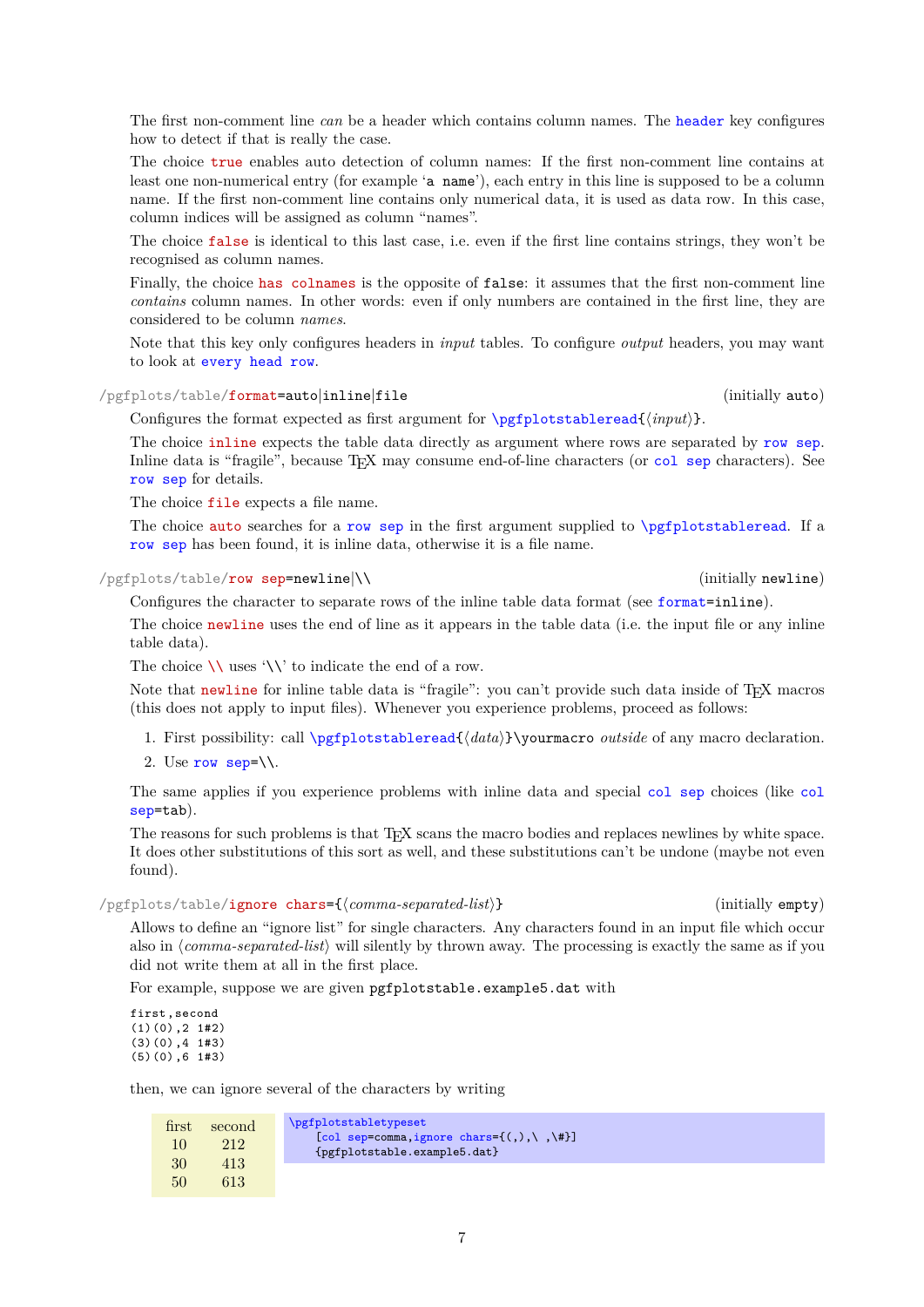The first non-comment line *can* be a header which contains column names. The header key configures how to detect if that is really the case.

The choice true enables auto detection of column names: If the first non-comment line contains at least one non-numerical entry (for example '`a name`'), each entry in this line is supposed to be a column name. If the first non-comment line contains only numerical data, it is used as data row. In this case, column indices will be assigned as column "names".

The choice false is identical to this last case, i.e. even if the first line contains strings, they won't be recognised as column names.

Finally, the choice has colnames is the opposite of `false`: it assumes that the first non-comment line *contains* column names. In other words: even if only numbers are contained in the first line, they are considered to be column *names*.

Note that this key only configures headers in *input* tables. To configure *output* headers, you may want to look at every head row.

`/pgfplots/table/format=auto|inline|file` (initially `auto`)

Configures the format expected as first argument for `\pgfplotstableread{⟨input⟩}`.

The choice inline expects the table data directly as argument where rows are separated by row sep. Inline data is "fragile", because TeX may consume end-of-line characters (or col sep characters). See row sep for details.

The choice file expects a file name.

The choice auto searches for a row sep in the first argument supplied to `\pgfplotstableread`. If a row sep has been found, it is inline data, otherwise it is a file name.

`/pgfplots/table/row sep=newline|\\` (initially `newline`)

Configures the character to separate rows of the inline table data format (see format=inline).

The choice newline uses the end of line as it appears in the table data (i.e. the input file or any inline table data).

The choice `\\` uses '`\\`' to indicate the end of a row.

Note that newline for inline table data is "fragile": you can't provide such data inside of TeX macros (this does not apply to input files). Whenever you experience problems, proceed as follows:

1. First possibility: call `\pgfplotstableread{⟨data⟩}\yourmacro` *outside* of any macro declaration.
2. Use `row sep=\\`.

The same applies if you experience problems with inline data and special col sep choices (like col sep=tab).

The reasons for such problems is that TeX scans the macro bodies and replaces newlines by white space. It does other substitutions of this sort as well, and these substitutions can't be undone (maybe not even found).

`/pgfplots/table/ignore chars={⟨comma-separated-list⟩}` (initially `empty`)

Allows to define an "ignore list" for single characters. Any characters found in an input file which occur also in ⟨*comma-separated-list*⟩ will silently by thrown away. The processing is exactly the same as if you did not write them at all in the first place.

For example, suppose we are given `pgfplotstable.example5.dat` with

```
first,second
(1)(0),2 1#2)
(3)(0),4 1#3)
(5)(0),6 1#3)
```

then, we can ignore several of the characters by writing

| first | second |
|---|---|
| 10 | 212 |
| 30 | 413 |
| 50 | 613 |

```
\pgfplotstabletypeset
    [col sep=comma,ignore chars={(,),\ ,\#}]
    {pgfplotstable.example5.dat}
```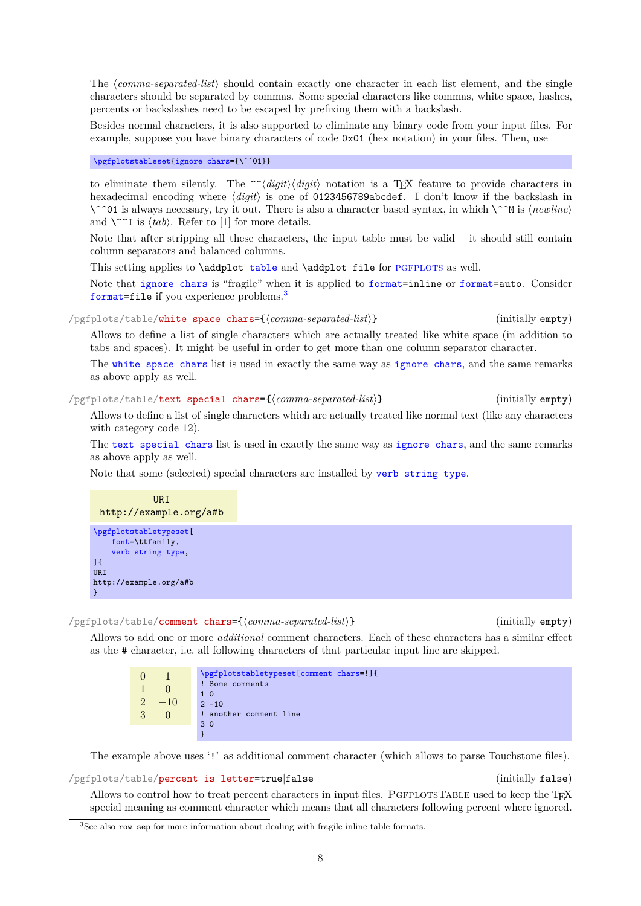The ⟨*comma-separated-list*⟩ should contain exactly one character in each list element, and the single characters should be separated by commas. Some special characters like commas, white space, hashes, percents or backslashes need to be escaped by prefixing them with a backslash.

Besides normal characters, it is also supported to eliminate any binary code from your input files. For example, suppose you have binary characters of code `0x01` (hex notation) in your files. Then, use

```
\pgfplotstableset{ignore chars={\^^01}}
```

to eliminate them silently. The `^^`⟨*digit*⟩⟨*digit*⟩ notation is a TeX feature to provide characters in hexadecimal encoding where ⟨*digit*⟩ is one of `0123456789abcdef`. I don't know if the backslash in `\^^01` is always necessary, try it out. There is also a character based syntax, in which `\^^M` is ⟨*newline*⟩ and `\^^I` is ⟨*tab*⟩. Refer to [1] for more details.

Note that after stripping all these characters, the input table must be valid – it should still contain column separators and balanced columns.

This setting applies to `\addplot table` and `\addplot file` for PGFPLOTS as well.

Note that `ignore chars` is "fragile" when it is applied to `format=inline` or `format=auto`. Consider `format=file` if you experience problems.[3]

`/pgfplots/table/white space chars={`⟨*comma-separated-list*⟩`}` (initially `empty`)

Allows to define a list of single characters which are actually treated like white space (in addition to tabs and spaces). It might be useful in order to get more than one column separator character.

The `white space chars` list is used in exactly the same way as `ignore chars`, and the same remarks as above apply as well.

`/pgfplots/table/text special chars={`⟨*comma-separated-list*⟩`}` (initially `empty`)

Allows to define a list of single characters which are actually treated like normal text (like any characters with category code 12).

The `text special chars` list is used in exactly the same way as `ignore chars`, and the same remarks as above apply as well.

Note that some (selected) special characters are installed by `verb string type`.

| URI |
|---|
| http://example.org/a#b |

```
\pgfplotstabletypeset[
    font=\ttfamily,
    verb string type,
]{
URI
http://example.org/a#b
}
```

`/pgfplots/table/comment chars={`⟨*comma-separated-list*⟩`}` (initially `empty`)

Allows to add one or more *additional* comment characters. Each of these characters has a similar effect as the `#` character, i.e. all following characters of that particular input line are skipped.

| | |
|---|---|
| 0 | 1 |
| 1 | 0 |
| 2 | −10 |
| 3 | 0 |

```
\pgfplotstabletypeset[comment chars=!]{
! Some comments
1 0
2 -10
! another comment line
3 0
}
```

The example above uses '`!`' as additional comment character (which allows to parse Touchstone files).

`/pgfplots/table/percent is letter=true|false` (initially `false`)

Allows to control how to treat percent characters in input files. PGFPLOTSTABLE used to keep the TeX special meaning as comment character which means that all characters following percent where ignored.

[3] See also `row sep` for more information about dealing with fragile inline table formats.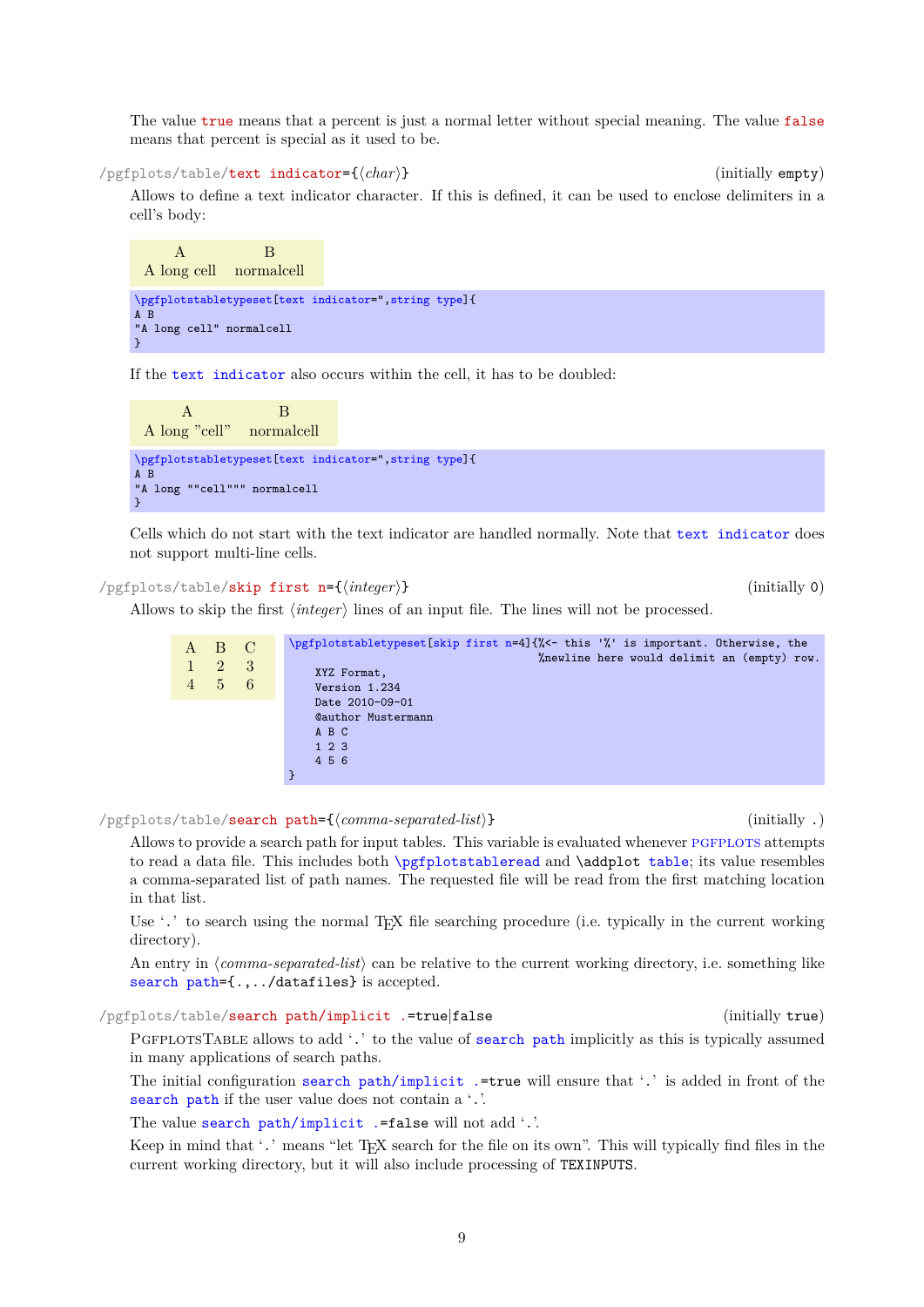The value `true` means that a percent is just a normal letter without special meaning. The value `false` means that percent is special as it used to be.

/pgfplots/table/**text indicator**={⟨*char*⟩} (initially `empty`)

Allows to define a text indicator character. If this is defined, it can be used to enclose delimiters in a cell's body:

| A | B |
|---|---|
| A long cell | normalcell |

```
\pgfplotstabletypeset[text indicator=",string type]{
A B
"A long cell" normalcell
}
```

If the `text indicator` also occurs within the cell, it has to be doubled:

| A | B |
|---|---|
| A long "cell" | normalcell |

```
\pgfplotstabletypeset[text indicator=",string type]{
A B
"A long ""cell""" normalcell
}
```

Cells which do not start with the text indicator are handled normally. Note that `text indicator` does not support multi-line cells.

/pgfplots/table/**skip first n**={⟨*integer*⟩} (initially 0)

Allows to skip the first ⟨*integer*⟩ lines of an input file. The lines will not be processed.

| A | B | C |
|---|---|---|
| 1 | 2 | 3 |
| 4 | 5 | 6 |

```
\pgfplotstabletypeset[skip first n=4]{%<- this '%' is important. Otherwise, the
                                      %newline here would delimit an (empty) row.
    XYZ Format,
    Version 1.234
    Date 2010-09-01
    @author Mustermann
    A B C
    1 2 3
    4 5 6
}
```

/pgfplots/table/**search path**={⟨*comma-separated-list*⟩} (initially .)

Allows to provide a search path for input tables. This variable is evaluated whenever PGFPLOTS attempts to read a data file. This includes both `\pgfplotstableread` and `\addplot table`; its value resembles a comma-separated list of path names. The requested file will be read from the first matching location in that list.

Use '`.`' to search using the normal TEX file searching procedure (i.e. typically in the current working directory).

An entry in ⟨*comma-separated-list*⟩ can be relative to the current working directory, i.e. something like `search path={.,../datafiles}` is accepted.

/pgfplots/table/**search path/implicit .**=`true`|`false` (initially `true`)

PGFPLOTSTABLE allows to add '`.`' to the value of `search path` implicitly as this is typically assumed in many applications of search paths.

The initial configuration `search path/implicit .=true` will ensure that '`.`' is added in front of the `search path` if the user value does not contain a '`.`'.

The value `search path/implicit .=false` will not add '`.`'.

Keep in mind that '`.`' means "let TEX search for the file on its own". This will typically find files in the current working directory, but it will also include processing of `TEXINPUTS`.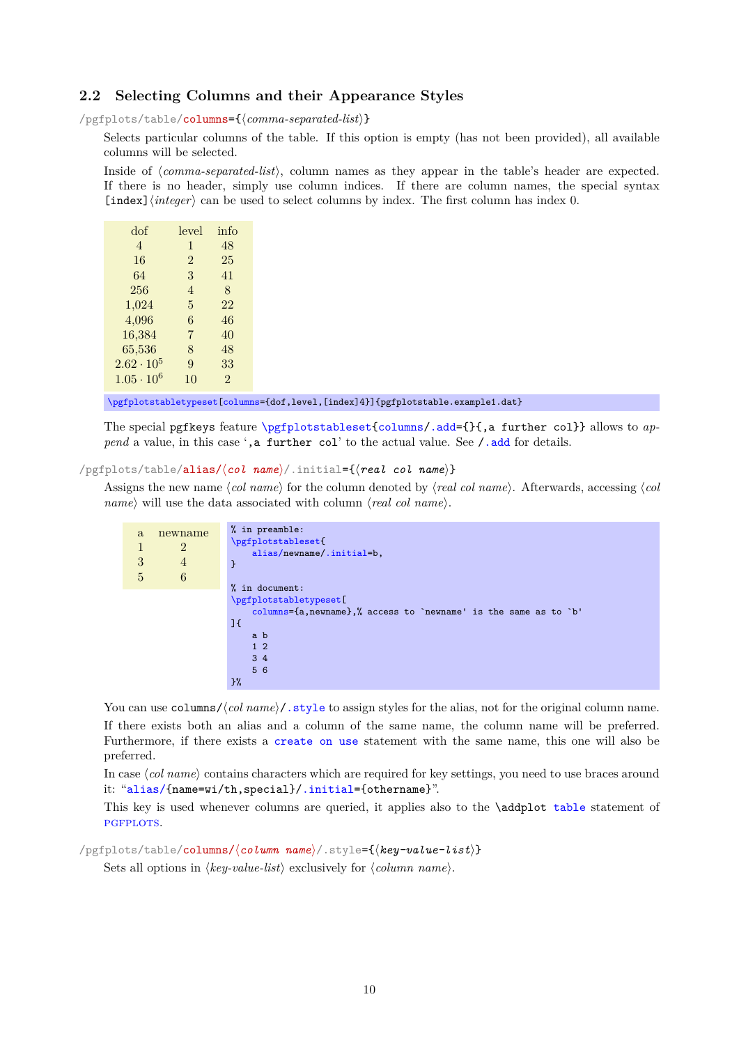## 2.2 Selecting Columns and their Appearance Styles

/pgfplots/table/columns={⟨*comma-separated-list*⟩}

Selects particular columns of the table. If this option is empty (has not been provided), all available columns will be selected.

Inside of ⟨*comma-separated-list*⟩, column names as they appear in the table's header are expected. If there is no header, simply use column indices. If there are column names, the special syntax `[index]`⟨*integer*⟩ can be used to select columns by index. The first column has index 0.

| dof | level | info |
|---|---|---|
| 4 | 1 | 48 |
| 16 | 2 | 25 |
| 64 | 3 | 41 |
| 256 | 4 | 8 |
| 1,024 | 5 | 22 |
| 4,096 | 6 | 46 |
| 16,384 | 7 | 40 |
| 65,536 | 8 | 48 |
| $2.62 \cdot 10^5$ | 9 | 33 |
| $1.05 \cdot 10^6$ | 10 | 2 |

```
\pgfplotstabletypeset[columns={dof,level,[index]4}]{pgfplotstable.example1.dat}
```

The special `pgfkeys` feature `\pgfplotstableset{columns/.add={}{,a further col}}` allows to *append* a value, in this case '`,a further col`' to the actual value. See `/.add` for details.

/pgfplots/table/alias/⟨*col name*⟩/.initial={⟨*real col name*⟩}

Assigns the new name ⟨*col name*⟩ for the column denoted by ⟨*real col name*⟩. Afterwards, accessing ⟨*col name*⟩ will use the data associated with column ⟨*real col name*⟩.

| a | newname |
|---|---|
| 1 | 2 |
| 3 | 4 |
| 5 | 6 |

```
% in preamble:
\pgfplotstableset{
    alias/newname/.initial=b,
}

% in document:
\pgfplotstabletypeset[
    columns={a,newname},% access to `newname' is the same as to `b'
]{
    a b
    1 2
    3 4
    5 6
}%
```

You can use `columns/`⟨*col name*⟩`/.style` to assign styles for the alias, not for the original column name.

If there exists both an alias and a column of the same name, the column name will be preferred. Furthermore, if there exists a `create on use` statement with the same name, this one will also be preferred.

In case ⟨*col name*⟩ contains characters which are required for key settings, you need to use braces around it: "`alias/{name=wi/th,special}/.initial={othername}`".

This key is used whenever columns are queried, it applies also to the `\addplot table` statement of PGFPLOTS.

/pgfplots/table/columns/⟨*column name*⟩/.style={⟨*key-value-list*⟩}

Sets all options in ⟨*key-value-list*⟩ exclusively for ⟨*column name*⟩.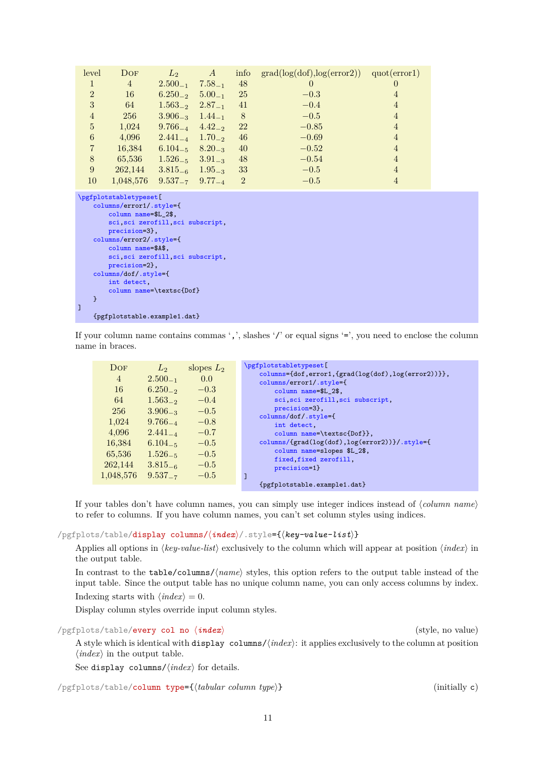| level | Dof | $L_2$ | $A$ | info | grad(log(dof),log(error2)) | quot(error1) |
|---|---|---|---|---|---|---|
| 1 | 4 | $2.500_{-1}$ | $7.58_{-1}$ | 48 | 0 | 0 |
| 2 | 16 | $6.250_{-2}$ | $5.00_{-1}$ | 25 | $-0.3$ | 4 |
| 3 | 64 | $1.563_{-2}$ | $2.87_{-1}$ | 41 | $-0.4$ | 4 |
| 4 | 256 | $3.906_{-3}$ | $1.44_{-1}$ | 8 | $-0.5$ | 4 |
| 5 | 1,024 | $9.766_{-4}$ | $4.42_{-2}$ | 22 | $-0.85$ | 4 |
| 6 | 4,096 | $2.441_{-4}$ | $1.70_{-2}$ | 46 | $-0.69$ | 4 |
| 7 | 16,384 | $6.104_{-5}$ | $8.20_{-3}$ | 40 | $-0.52$ | 4 |
| 8 | 65,536 | $1.526_{-5}$ | $3.91_{-3}$ | 48 | $-0.54$ | 4 |
| 9 | 262,144 | $3.815_{-6}$ | $1.95_{-3}$ | 33 | $-0.5$ | 4 |
| 10 | 1,048,576 | $9.537_{-7}$ | $9.77_{-4}$ | 2 | $-0.5$ | 4 |

```
\pgfplotstabletypeset[
    columns/error1/.style={
        column name=$L_2$,
        sci,sci zerofill,sci subscript,
        precision=3},
    columns/error2/.style={
        column name=$A$,
        sci,sci zerofill,sci subscript,
        precision=2},
    columns/dof/.style={
        int detect,
        column name=\textsc{Dof}
    }
]
    {pgfplotstable.example1.dat}
```

If your column name contains commas ‘,’, slashes ‘/’ or equal signs ‘=’, you need to enclose the column name in braces.

| Dof | $L_2$ | slopes $L_2$ |
|---|---|---|
| 4 | $2.500_{-1}$ | 0.0 |
| 16 | $6.250_{-2}$ | $-0.3$ |
| 64 | $1.563_{-2}$ | $-0.4$ |
| 256 | $3.906_{-3}$ | $-0.5$ |
| 1,024 | $9.766_{-4}$ | $-0.8$ |
| 4,096 | $2.441_{-4}$ | $-0.7$ |
| 16,384 | $6.104_{-5}$ | $-0.5$ |
| 65,536 | $1.526_{-5}$ | $-0.5$ |
| 262,144 | $3.815_{-6}$ | $-0.5$ |
| 1,048,576 | $9.537_{-7}$ | $-0.5$ |

```
\pgfplotstabletypeset[
    columns={dof,error1,{grad(log(dof),log(error2))}},
    columns/error1/.style={
        column name=$L_2$,
        sci,sci zerofill,sci subscript,
        precision=3},
    columns/dof/.style={
        int detect,
        column name=\textsc{Dof}},
    columns/{grad(log(dof),log(error2))}/.style={
        column name=slopes $L_2$,
        fixed,fixed zerofill,
        precision=1}
]
    {pgfplotstable.example1.dat}
```

If your tables don’t have column names, you can simply use integer indices instead of ⟨*column name*⟩ to refer to columns. If you have column names, you can’t set column styles using indices.

`/pgfplots/table/display columns/⟨index⟩/.style={⟨key-value-list⟩}`

Applies all options in ⟨*key-value-list*⟩ exclusively to the column which will appear at position ⟨*index*⟩ in the output table.

In contrast to the `table/columns/`⟨*name*⟩ styles, this option refers to the output table instead of the input table. Since the output table has no unique column name, you can only access columns by index.

Indexing starts with ⟨*index*⟩ = 0.

Display column styles override input column styles.

`/pgfplots/table/every col no ⟨index⟩` (style, no value)

A style which is identical with `display columns/`⟨*index*⟩: it applies exclusively to the column at position ⟨*index*⟩ in the output table.

See `display columns/`⟨*index*⟩ for details.

`/pgfplots/table/column type={⟨tabular column type⟩}` (initially `c`)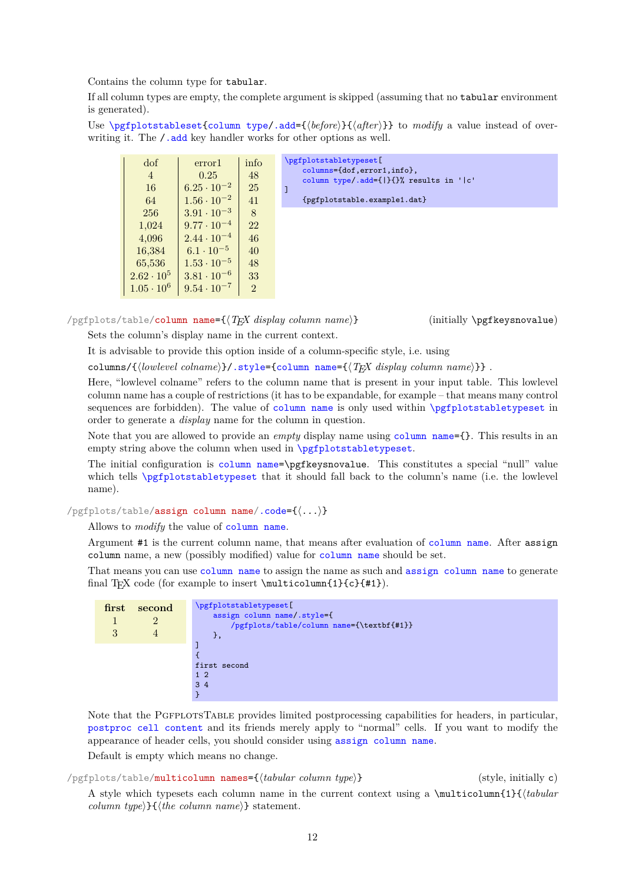Contains the column type for `tabular`.

If all column types are empty, the complete argument is skipped (assuming that no `tabular` environment is generated).

Use `\pgfplotstableset{column type/.add={⟨before⟩}{⟨after⟩}}` to *modify* a value instead of overwriting it. The `/.add` key handler works for other options as well.

| dof | error1 | info |
|---|---|---|
| 4 | 0.25 | 48 |
| 16 | $6.25 \cdot 10^{-2}$ | 25 |
| 64 | $1.56 \cdot 10^{-2}$ | 41 |
| 256 | $3.91 \cdot 10^{-3}$ | 8 |
| 1,024 | $9.77 \cdot 10^{-4}$ | 22 |
| 4,096 | $2.44 \cdot 10^{-4}$ | 46 |
| 16,384 | $6.1 \cdot 10^{-5}$ | 40 |
| 65,536 | $1.53 \cdot 10^{-5}$ | 48 |
| $2.62 \cdot 10^{5}$ | $3.81 \cdot 10^{-6}$ | 33 |
| $1.05 \cdot 10^{6}$ | $9.54 \cdot 10^{-7}$ | 2 |

```
\pgfplotstabletypeset[
    columns={dof,error1,info},
    column type/.add={|}{}% results in '|c'
]
    {pgfplotstable.example1.dat}
```

`/pgfplots/table/column name={⟨TEX display column name⟩}` (initially `\pgfkeysnovalue`)

Sets the column's display name in the current context.

It is advisable to provide this option inside of a column-specific style, i.e. using

`columns/{⟨lowlevel colname⟩}/.style={column name={⟨TEX display column name⟩}}` .

Here, "lowlevel colname" refers to the column name that is present in your input table. This lowlevel column name has a couple of restrictions (it has to be expandable, for example – that means many control sequences are forbidden). The value of `column name` is only used within `\pgfplotstabletypeset` in order to generate a *display* name for the column in question.

Note that you are allowed to provide an *empty* display name using `column name={}`. This results in an empty string above the column when used in `\pgfplotstabletypeset`.

The initial configuration is `column name=\pgfkeysnovalue`. This constitutes a special "null" value which tells `\pgfplotstabletypeset` that it should fall back to the column's name (i.e. the lowlevel name).

`/pgfplots/table/assign column name/.code={⟨...⟩}`

Allows to *modify* the value of `column name`.

Argument `#1` is the current column name, that means after evaluation of `column name`. After `assign column` name, a new (possibly modified) value for `column name` should be set.

That means you can use `column name` to assign the name as such and `assign column name` to generate final TEX code (for example to insert `\multicolumn{1}{c}{#1}`).

| **first** | **second** |
|---|---|
| 1 | 2 |
| 3 | 4 |

```
\pgfplotstabletypeset[
    assign column name/.style={
        /pgfplots/table/column name={\textbf{#1}}
    },
]
{
first second
1 2
3 4
}
```

Note that the PgfplotsTable provides limited postprocessing capabilities for headers, in particular, `postproc cell content` and its friends merely apply to "normal" cells. If you want to modify the appearance of header cells, you should consider using `assign column name`.

Default is empty which means no change.

`/pgfplots/table/multicolumn names={⟨tabular column type⟩}` (style, initially `c`)

A style which typesets each column name in the current context using a `\multicolumn{1}{⟨tabular column type⟩}{⟨the column name⟩}` statement.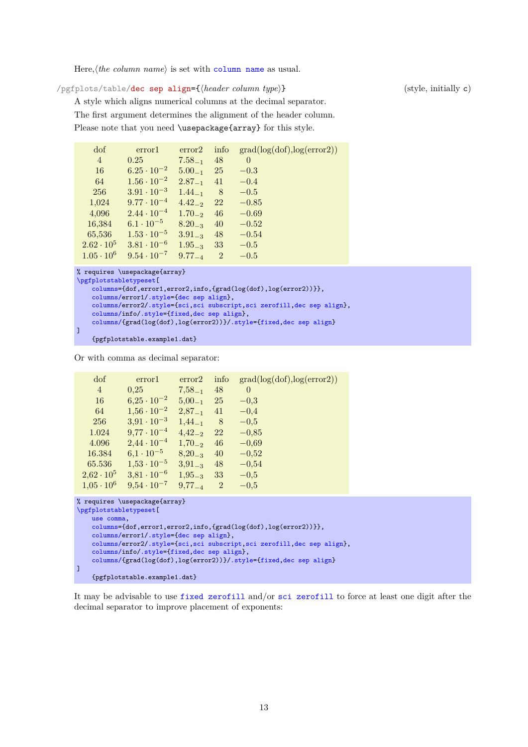Here,⟨*the column name*⟩ is set with `column name` as usual.

`/pgfplots/table/dec sep align={⟨header column type⟩}` (style, initially `c`)

A style which aligns numerical columns at the decimal separator.

The first argument determines the alignment of the header column.

Please note that you need `\usepackage{array}` for this style.

| dof | error1 | error2 | info | grad(log(dof),log(error2)) |
|---|---|---|---|---|
| 4 | 0.25 | $7.58_{-1}$ | 48 | 0 |
| 16 | $6.25 \cdot 10^{-2}$ | $5.00_{-1}$ | 25 | $-0.3$ |
| 64 | $1.56 \cdot 10^{-2}$ | $2.87_{-1}$ | 41 | $-0.4$ |
| 256 | $3.91 \cdot 10^{-3}$ | $1.44_{-1}$ | 8 | $-0.5$ |
| 1,024 | $9.77 \cdot 10^{-4}$ | $4.42_{-2}$ | 22 | $-0.85$ |
| 4,096 | $2.44 \cdot 10^{-4}$ | $1.70_{-2}$ | 46 | $-0.69$ |
| 16,384 | $6.1 \cdot 10^{-5}$ | $8.20_{-3}$ | 40 | $-0.52$ |
| 65,536 | $1.53 \cdot 10^{-5}$ | $3.91_{-3}$ | 48 | $-0.54$ |
| $2.62 \cdot 10^{5}$ | $3.81 \cdot 10^{-6}$ | $1.95_{-3}$ | 33 | $-0.5$ |
| $1.05 \cdot 10^{6}$ | $9.54 \cdot 10^{-7}$ | $9.77_{-4}$ | 2 | $-0.5$ |

```
% requires \usepackage{array}
\pgfplotstabletypeset[
    columns={dof,error1,error2,info,{grad(log(dof),log(error2))}},
    columns/error1/.style={dec sep align},
    columns/error2/.style={sci,sci subscript,sci zerofill,dec sep align},
    columns/info/.style={fixed,dec sep align},
    columns/{grad(log(dof),log(error2))}/.style={fixed,dec sep align}
]
    {pgfplotstable.example1.dat}
```

Or with comma as decimal separator:

| dof | error1 | error2 | info | grad(log(dof),log(error2)) |
|---|---|---|---|---|
| 4 | 0,25 | $7{,}58_{-1}$ | 48 | 0 |
| 16 | $6{,}25 \cdot 10^{-2}$ | $5{,}00_{-1}$ | 25 | $-0{,}3$ |
| 64 | $1{,}56 \cdot 10^{-2}$ | $2{,}87_{-1}$ | 41 | $-0{,}4$ |
| 256 | $3{,}91 \cdot 10^{-3}$ | $1{,}44_{-1}$ | 8 | $-0{,}5$ |
| 1.024 | $9{,}77 \cdot 10^{-4}$ | $4{,}42_{-2}$ | 22 | $-0{,}85$ |
| 4.096 | $2{,}44 \cdot 10^{-4}$ | $1{,}70_{-2}$ | 46 | $-0{,}69$ |
| 16.384 | $6{,}1 \cdot 10^{-5}$ | $8{,}20_{-3}$ | 40 | $-0{,}52$ |
| 65.536 | $1{,}53 \cdot 10^{-5}$ | $3{,}91_{-3}$ | 48 | $-0{,}54$ |
| $2{,}62 \cdot 10^{5}$ | $3{,}81 \cdot 10^{-6}$ | $1{,}95_{-3}$ | 33 | $-0{,}5$ |
| $1{,}05 \cdot 10^{6}$ | $9{,}54 \cdot 10^{-7}$ | $9{,}77_{-4}$ | 2 | $-0{,}5$ |

```
% requires \usepackage{array}
\pgfplotstabletypeset[
    use comma,
    columns={dof,error1,error2,info,{grad(log(dof),log(error2))}},
    columns/error1/.style={dec sep align},
    columns/error2/.style={sci,sci subscript,sci zerofill,dec sep align},
    columns/info/.style={fixed,dec sep align},
    columns/{grad(log(dof),log(error2))}/.style={fixed,dec sep align}
]
    {pgfplotstable.example1.dat}
```

It may be advisable to use `fixed zerofill` and/or `sci zerofill` to force at least one digit after the decimal separator to improve placement of exponents: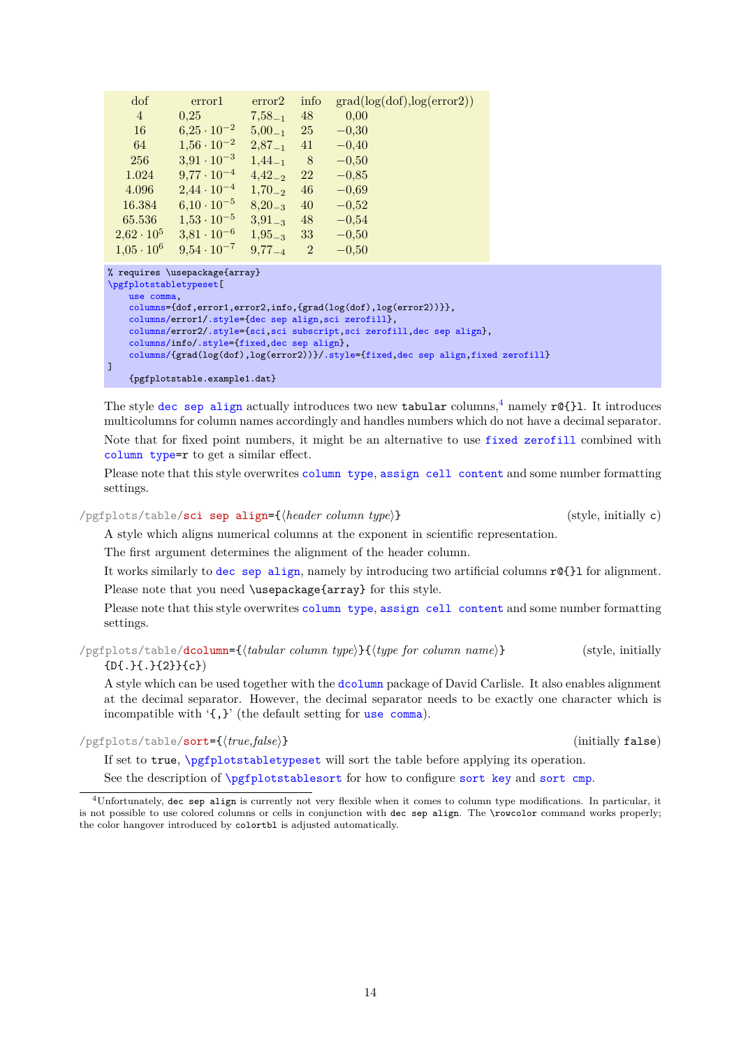| dof | error1 | error2 | info | grad(log(dof),log(error2)) |
|---|---|---|---|---|
| 4 | 0,25 | $7{,}58_{-1}$ | 48 | 0,00 |
| 16 | $6{,}25 \cdot 10^{-2}$ | $5{,}00_{-1}$ | 25 | $-0{,}30$ |
| 64 | $1{,}56 \cdot 10^{-2}$ | $2{,}87_{-1}$ | 41 | $-0{,}40$ |
| 256 | $3{,}91 \cdot 10^{-3}$ | $1{,}44_{-1}$ | 8 | $-0{,}50$ |
| 1.024 | $9{,}77 \cdot 10^{-4}$ | $4{,}42_{-2}$ | 22 | $-0{,}85$ |
| 4.096 | $2{,}44 \cdot 10^{-4}$ | $1{,}70_{-2}$ | 46 | $-0{,}69$ |
| 16.384 | $6{,}10 \cdot 10^{-5}$ | $8{,}20_{-3}$ | 40 | $-0{,}52$ |
| 65.536 | $1{,}53 \cdot 10^{-5}$ | $3{,}91_{-3}$ | 48 | $-0{,}54$ |
| $2{,}62 \cdot 10^{5}$ | $3{,}81 \cdot 10^{-6}$ | $1{,}95_{-3}$ | 33 | $-0{,}50$ |
| $1{,}05 \cdot 10^{6}$ | $9{,}54 \cdot 10^{-7}$ | $9{,}77_{-4}$ | 2 | $-0{,}50$ |

```
% requires \usepackage{array}
\pgfplotstabletypeset[
    use comma,
    columns={dof,error1,error2,info,{grad(log(dof),log(error2))}},
    columns/error1/.style={dec sep align,sci zerofill},
    columns/error2/.style={sci,sci subscript,sci zerofill,dec sep align},
    columns/info/.style={fixed,dec sep align},
    columns/{grad(log(dof),log(error2))}/.style={fixed,dec sep align,fixed zerofill}
]
    {pgfplotstable.example1.dat}
```

The style `dec sep align` actually introduces two new `tabular` columns,[4] namely `r@{}l`. It introduces multicolumns for column names accordingly and handles numbers which do not have a decimal separator.

Note that for fixed point numbers, it might be an alternative to use `fixed zerofill` combined with `column type=r` to get a similar effect.

Please note that this style overwrites `column type`, `assign cell content` and some number formatting settings.

`/pgfplots/table/sci sep align={⟨header column type⟩}` (style, initially `c`)

A style which aligns numerical columns at the exponent in scientific representation.

The first argument determines the alignment of the header column.

It works similarly to `dec sep align`, namely by introducing two artificial columns `r@{}l` for alignment.

Please note that you need `\usepackage{array}` for this style.

Please note that this style overwrites `column type`, `assign cell content` and some number formatting settings.

`/pgfplots/table/dcolumn={⟨tabular column type⟩}{⟨type for column name⟩}` (style, initially `{D{.}{.}{2}}{c}`)

A style which can be used together with the `dcolumn` package of David Carlisle. It also enables alignment at the decimal separator. However, the decimal separator needs to be exactly one character which is incompatible with '`{,}`' (the default setting for `use comma`).

`/pgfplots/table/sort={⟨true,false⟩}` (initially `false`)

If set to `true`, `\pgfplotstabletypeset` will sort the table before applying its operation.

See the description of `\pgfplotstablesort` for how to configure `sort key` and `sort cmp`.

---

[4] Unfortunately, `dec sep align` is currently not very flexible when it comes to column type modifications. In particular, it is not possible to use colored columns or cells in conjunction with `dec sep align`. The `\rowcolor` command works properly; the color hangover introduced by `colortbl` is adjusted automatically.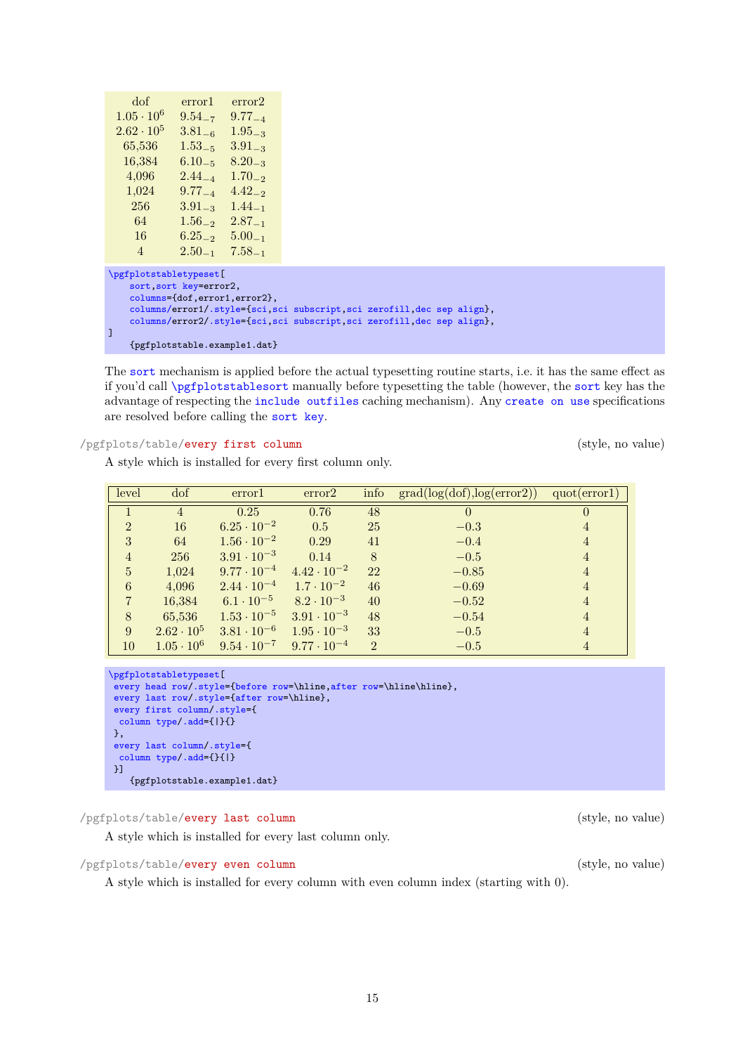| dof | error1 | error2 |
|---|---|---|
| $1.05 \cdot 10^{6}$ | $9.54_{-7}$ | $9.77_{-4}$ |
| $2.62 \cdot 10^{5}$ | $3.81_{-6}$ | $1.95_{-3}$ |
| 65,536 | $1.53_{-5}$ | $3.91_{-3}$ |
| 16,384 | $6.10_{-5}$ | $8.20_{-3}$ |
| 4,096 | $2.44_{-4}$ | $1.70_{-2}$ |
| 1,024 | $9.77_{-4}$ | $4.42_{-2}$ |
| 256 | $3.91_{-3}$ | $1.44_{-1}$ |
| 64 | $1.56_{-2}$ | $2.87_{-1}$ |
| 16 | $6.25_{-2}$ | $5.00_{-1}$ |
| 4 | $2.50_{-1}$ | $7.58_{-1}$ |

```
\pgfplotstabletypeset[
    sort,sort key=error2,
    columns={dof,error1,error2},
    columns/error1/.style={sci,sci subscript,sci zerofill,dec sep align},
    columns/error2/.style={sci,sci subscript,sci zerofill,dec sep align},
]
    {pgfplotstable.example1.dat}
```

The sort mechanism is applied before the actual typesetting routine starts, i.e. it has the same effect as if you'd call \pgfplotstablesort manually before typesetting the table (however, the sort key has the advantage of respecting the include outfiles caching mechanism). Any create on use specifications are resolved before calling the sort key.

/pgfplots/table/**every first column** (style, no value)

A style which is installed for every first column only.

| level | dof | error1 | error2 | info | grad(log(dof),log(error2)) | quot(error1) |
|---|---|---|---|---|---|---|
| 1 | 4 | 0.25 | 0.76 | 48 | 0 | 0 |
| 2 | 16 | $6.25 \cdot 10^{-2}$ | 0.5 | 25 | $-0.3$ | 4 |
| 3 | 64 | $1.56 \cdot 10^{-2}$ | 0.29 | 41 | $-0.4$ | 4 |
| 4 | 256 | $3.91 \cdot 10^{-3}$ | 0.14 | 8 | $-0.5$ | 4 |
| 5 | 1,024 | $9.77 \cdot 10^{-4}$ | $4.42 \cdot 10^{-2}$ | 22 | $-0.85$ | 4 |
| 6 | 4,096 | $2.44 \cdot 10^{-4}$ | $1.7 \cdot 10^{-2}$ | 46 | $-0.69$ | 4 |
| 7 | 16,384 | $6.1 \cdot 10^{-5}$ | $8.2 \cdot 10^{-3}$ | 40 | $-0.52$ | 4 |
| 8 | 65,536 | $1.53 \cdot 10^{-5}$ | $3.91 \cdot 10^{-3}$ | 48 | $-0.54$ | 4 |
| 9 | $2.62 \cdot 10^{5}$ | $3.81 \cdot 10^{-6}$ | $1.95 \cdot 10^{-3}$ | 33 | $-0.5$ | 4 |
| 10 | $1.05 \cdot 10^{6}$ | $9.54 \cdot 10^{-7}$ | $9.77 \cdot 10^{-4}$ | 2 | $-0.5$ | 4 |

```
\pgfplotstabletypeset[
 every head row/.style={before row=\hline,after row=\hline\hline},
 every last row/.style={after row=\hline},
 every first column/.style={
  column type/.add={|}{}
 },
 every last column/.style={
  column type/.add={}{|}
 }]
    {pgfplotstable.example1.dat}
```

/pgfplots/table/**every last column** (style, no value)

A style which is installed for every last column only.

/pgfplots/table/**every even column** (style, no value)

A style which is installed for every column with even column index (starting with 0).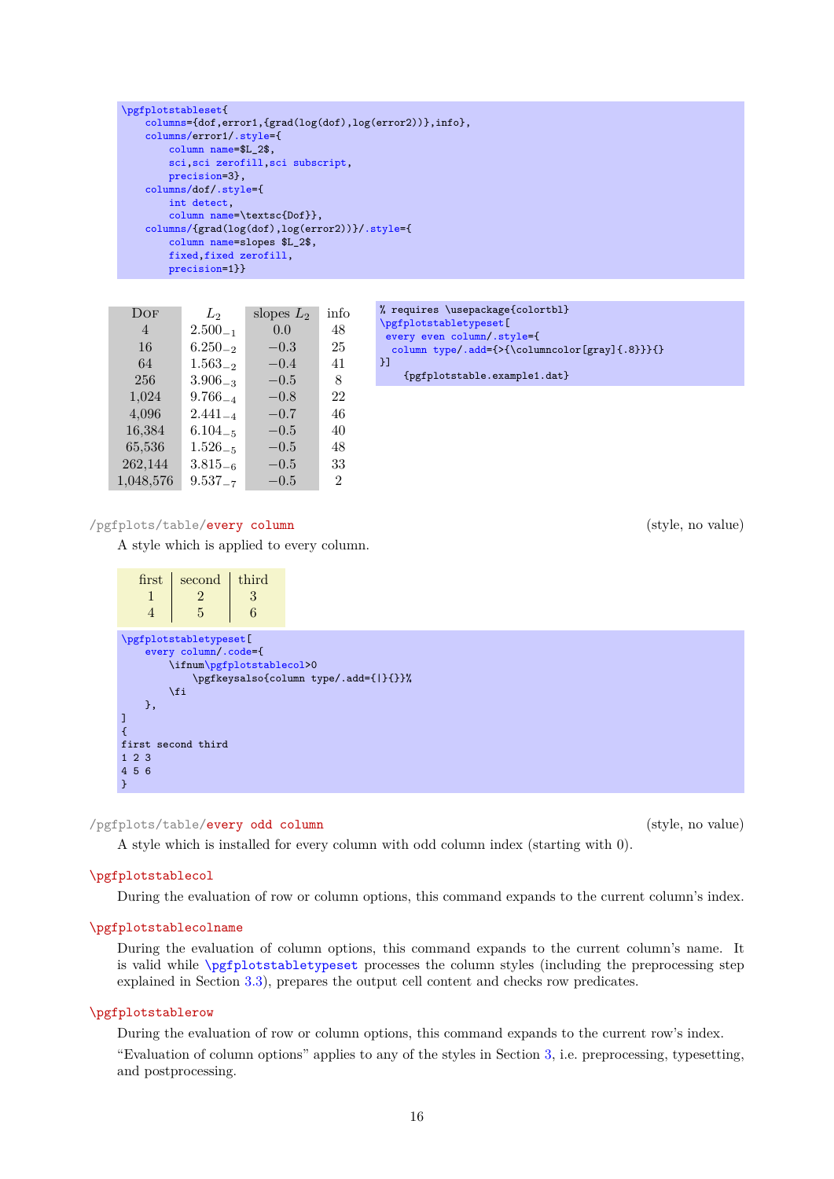```
\pgfplotstableset{
    columns={dof,error1,{grad(log(dof),log(error2))},info},
    columns/error1/.style={
        column name=$L_2$,
        sci,sci zerofill,sci subscript,
        precision=3},
    columns/dof/.style={
        int detect,
        column name=\textsc{Dof}},
    columns/{grad(log(dof),log(error2))}/.style={
        column name=slopes $L_2$,
        fixed,fixed zerofill,
        precision=1}}
```

| DOF | $L_2$ | slopes $L_2$ | info |
|---|---|---|---|
| 4 | $2.500_{-1}$ | 0.0 | 48 |
| 16 | $6.250_{-2}$ | $-0.3$ | 25 |
| 64 | $1.563_{-2}$ | $-0.4$ | 41 |
| 256 | $3.906_{-3}$ | $-0.5$ | 8 |
| 1,024 | $9.766_{-4}$ | $-0.8$ | 22 |
| 4,096 | $2.441_{-4}$ | $-0.7$ | 46 |
| 16,384 | $6.104_{-5}$ | $-0.5$ | 40 |
| 65,536 | $1.526_{-5}$ | $-0.5$ | 48 |
| 262,144 | $3.815_{-6}$ | $-0.5$ | 33 |
| 1,048,576 | $9.537_{-7}$ | $-0.5$ | 2 |

```
% requires \usepackage{colortbl}
\pgfplotstabletypeset[
 every even column/.style={
  column type/.add={>{\columncolor[gray]{.8}}}{}
}]
    {pgfplotstable.example1.dat}
```

/pgfplots/table/**every column** (style, no value)

A style which is applied to every column.

| first | second | third |
|---|---|---|
| 1 | 2 | 3 |
| 4 | 5 | 6 |

```
\pgfplotstabletypeset[
    every column/.code={
        \ifnum\pgfplotstablecol>0
            \pgfkeysalso{column type/.add={|}{}}%
        \fi
    },
]
{
first second third
1 2 3
4 5 6
}
```

/pgfplots/table/**every odd column** (style, no value)

A style which is installed for every column with odd column index (starting with 0).

**\pgfplotstablecol**

During the evaluation of row or column options, this command expands to the current column's index.

**\pgfplotstablecolname**

During the evaluation of column options, this command expands to the current column's name. It is valid while \pgfplotstabletypeset processes the column styles (including the preprocessing step explained in Section 3.3), prepares the output cell content and checks row predicates.

**\pgfplotstablerow**

During the evaluation of row or column options, this command expands to the current row's index.

"Evaluation of column options" applies to any of the styles in Section 3, i.e. preprocessing, typesetting, and postprocessing.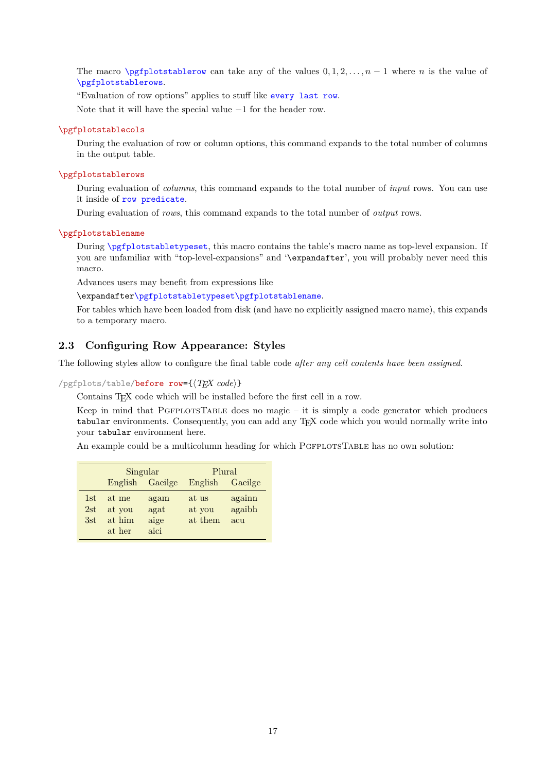The macro `\pgfplotstablerow` can take any of the values $0, 1, 2, \ldots, n-1$ where $n$ is the value of `\pgfplotstablerows`.

"Evaluation of row options" applies to stuff like `every last row`.

Note that it will have the special value $-1$ for the header row.

`\pgfplotstablecols`

During the evaluation of row or column options, this command expands to the total number of columns in the output table.

`\pgfplotstablerows`

During evaluation of *columns*, this command expands to the total number of *input* rows. You can use it inside of `row predicate`.

During evaluation of *rows*, this command expands to the total number of *output* rows.

`\pgfplotstablename`

During `\pgfplotstabletypeset`, this macro contains the table's macro name as top-level expansion. If you are unfamiliar with "top-level-expansions" and '`\expandafter`', you will probably never need this macro.

Advances users may benefit from expressions like

`\expandafter\pgfplotstabletypeset\pgfplotstablename`.

For tables which have been loaded from disk (and have no explicitly assigned macro name), this expands to a temporary macro.

## 2.3 Configuring Row Appearance: Styles

The following styles allow to configure the final table code *after any cell contents have been assigned*.

`/pgfplots/table/before row={⟨TeX code⟩}`

Contains TeX code which will be installed before the first cell in a row.

Keep in mind that PgfplotsTable does no magic – it is simply a code generator which produces `tabular` environments. Consequently, you can add any TeX code which you would normally write into your `tabular` environment here.

An example could be a multicolumn heading for which PgfplotsTable has no own solution:

| | Singular | | Plural | |
|---|---|---|---|---|
| | English | Gaeilge | English | Gaeilge |
| 1st | at me | agam | at us | againn |
| 2st | at you | agat | at you | agaibh |
| 3st | at him | aige | at them | acu |
| | at her | aici | | |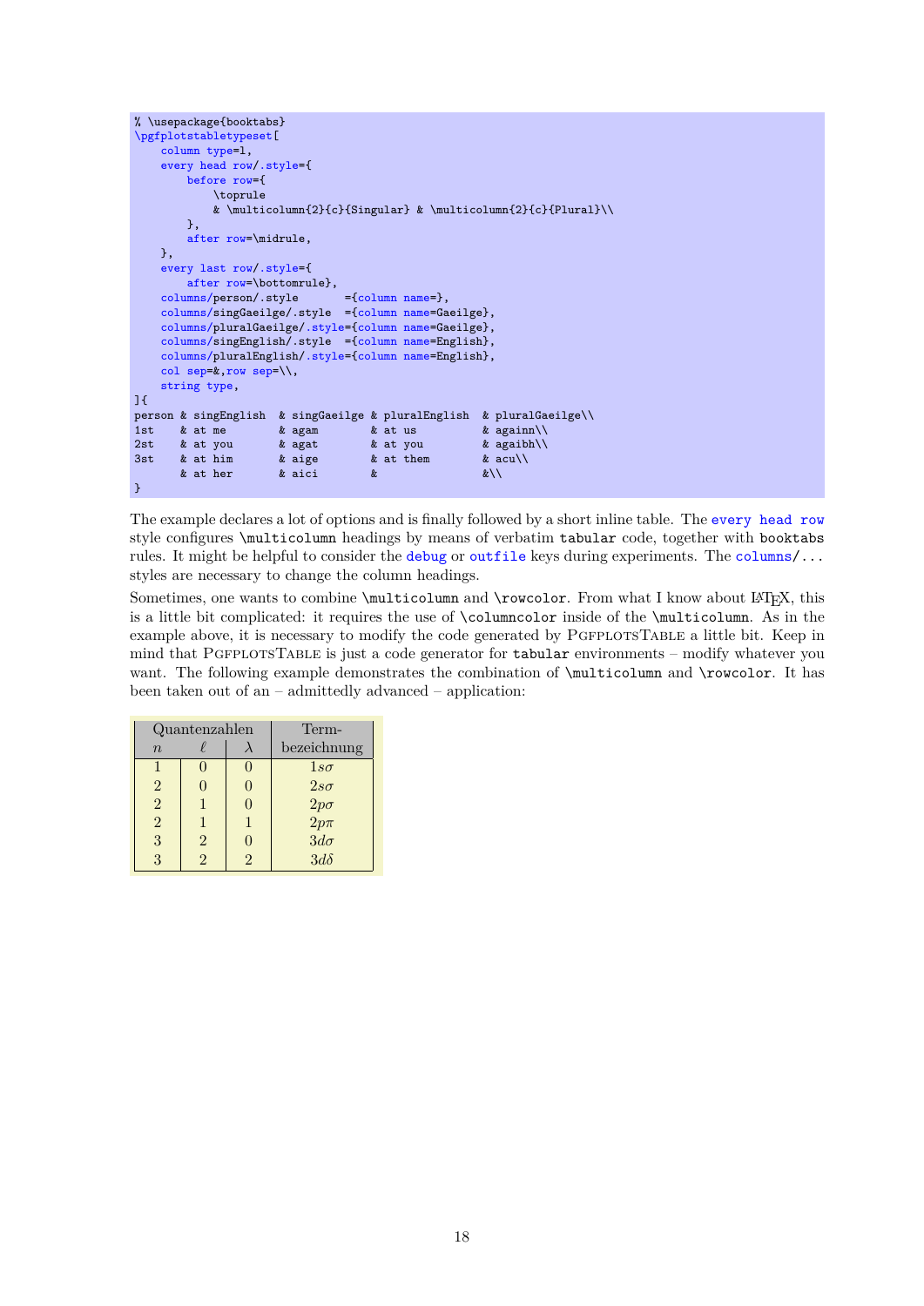```
% \usepackage{booktabs}
\pgfplotstabletypeset[
    column type=l,
    every head row/.style={
        before row={
            \toprule
            & \multicolumn{2}{c}{Singular} & \multicolumn{2}{c}{Plural}\\
        },
        after row=\midrule,
    },
    every last row/.style={
        after row=\bottomrule},
    columns/person/.style       ={column name=},
    columns/singGaeilge/.style  ={column name=Gaeilge},
    columns/pluralGaeilge/.style={column name=Gaeilge},
    columns/singEnglish/.style  ={column name=English},
    columns/pluralEnglish/.style={column name=English},
    col sep=&,row sep=\\,
    string type,
]{
person & singEnglish  & singGaeilge & pluralEnglish  & pluralGaeilge\\
1st    & at me        & agam        & at us          & againn\\
2st    & at you       & agat        & at you         & agaibh\\
3st    & at him       & aige        & at them        & acu\\
       & at her       & aici        &                &\\
}
```

The example declares a lot of options and is finally followed by a short inline table. The `every head row` style configures `\multicolumn` headings by means of verbatim `tabular` code, together with `booktabs` rules. It might be helpful to consider the `debug` or `outfile` keys during experiments. The `columns/...` styles are necessary to change the column headings.

Sometimes, one wants to combine `\multicolumn` and `\rowcolor`. From what I know about LaTeX, this is a little bit complicated: it requires the use of `\columncolor` inside of the `\multicolumn`. As in the example above, it is necessary to modify the code generated by PgfplotsTable a little bit. Keep in mind that PgfplotsTable is just a code generator for `tabular` environments – modify whatever you want. The following example demonstrates the combination of `\multicolumn` and `\rowcolor`. It has been taken out of an – admittedly advanced – application:

| Quantenzahlen | | | Term-bezeichnung |
|---|---|---|---|
| $n$ | $\ell$ | $\lambda$ | |
| 1 | 0 | 0 | $1s\sigma$ |
| 2 | 0 | 0 | $2s\sigma$ |
| 2 | 1 | 0 | $2p\sigma$ |
| 2 | 1 | 1 | $2p\pi$ |
| 3 | 2 | 0 | $3d\sigma$ |
| 3 | 2 | 2 | $3d\delta$ |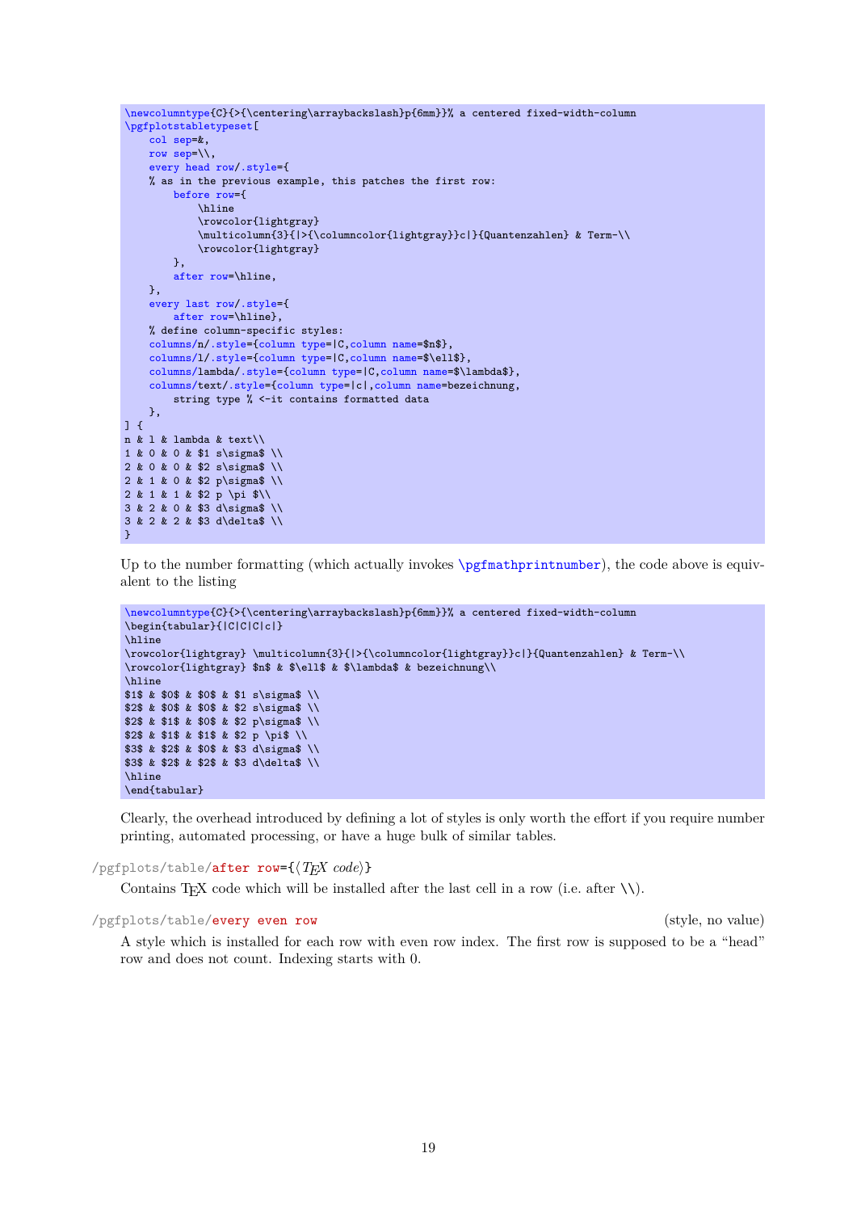```
\newcolumntype{C}{>{\centering\arraybackslash}p{6mm}}% a centered fixed-width-column
\pgfplotstabletypeset[
    col sep=&,
    row sep=\\,
    every head row/.style={
    % as in the previous example, this patches the first row:
        before row={
            \hline
            \rowcolor{lightgray}
            \multicolumn{3}{|>{\columncolor{lightgray}}c|}{Quantenzahlen} & Term-\\
            \rowcolor{lightgray}
        },
        after row=\hline,
    },
    every last row/.style={
        after row=\hline},
    % define column-specific styles:
    columns/n/.style={column type=|C,column name=$n$},
    columns/l/.style={column type=|C,column name=$\ell$},
    columns/lambda/.style={column type=|C,column name=$\lambda$},
    columns/text/.style={column type=|c|,column name=bezeichnung,
        string type % <-it contains formatted data
    },
] {
n & l & lambda & text\\
1 & 0 & 0 & $1 s\sigma$ \\
2 & 0 & 0 & $2 s\sigma$ \\
2 & 1 & 0 & $2 p\sigma$ \\
2 & 1 & 1 & $2 p \pi $\\
3 & 2 & 0 & $3 d\sigma$ \\
3 & 2 & 2 & $3 d\delta$ \\
}
```

Up to the number formatting (which actually invokes `\pgfmathprintnumber`), the code above is equivalent to the listing

```
\newcolumntype{C}{>{\centering\arraybackslash}p{6mm}}% a centered fixed-width-column
\begin{tabular}{|C|C|C|c|}
\hline
\rowcolor{lightgray} \multicolumn{3}{|>{\columncolor{lightgray}}c|}{Quantenzahlen} & Term-\\
\rowcolor{lightgray} $n$ & $\ell$ & $\lambda$ & bezeichnung\\
\hline
$1$ & $0$ & $0$ & $1 s\sigma$ \\
$2$ & $0$ & $0$ & $2 s\sigma$ \\
$2$ & $1$ & $0$ & $2 p\sigma$ \\
$2$ & $1$ & $1$ & $2 p \pi$ \\
$3$ & $2$ & $0$ & $3 d\sigma$ \\
$3$ & $2$ & $2$ & $3 d\delta$ \\
\hline
\end{tabular}
```

Clearly, the overhead introduced by defining a lot of styles is only worth the effort if you require number printing, automated processing, or have a huge bulk of similar tables.

`/pgfplots/table/after row={⟨TeX code⟩}`

Contains TeX code which will be installed after the last cell in a row (i.e. after `\\`).

`/pgfplots/table/every even row` (style, no value)

A style which is installed for each row with even row index. The first row is supposed to be a "head" row and does not count. Indexing starts with 0.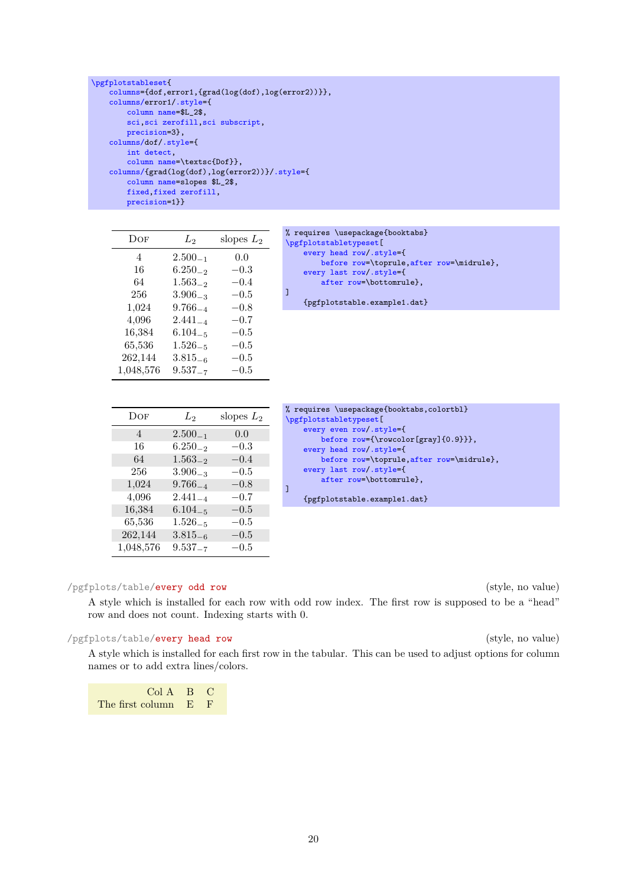```
\pgfplotstableset{
    columns={dof,error1,{grad(log(dof),log(error2))}},
    columns/error1/.style={
        column name=$L_2$,
        sci,sci zerofill,sci subscript,
        precision=3},
    columns/dof/.style={
        int detect,
        column name=\textsc{Dof}},
    columns/{grad(log(dof),log(error2))}/.style={
        column name=slopes $L_2$,
        fixed,fixed zerofill,
        precision=1}}
```

| DOF | $L_2$ | slopes $L_2$ |
|---|---|---|
| 4 | $2.500_{-1}$ | 0.0 |
| 16 | $6.250_{-2}$ | −0.3 |
| 64 | $1.563_{-2}$ | −0.4 |
| 256 | $3.906_{-3}$ | −0.5 |
| 1,024 | $9.766_{-4}$ | −0.8 |
| 4,096 | $2.441_{-4}$ | −0.7 |
| 16,384 | $6.104_{-5}$ | −0.5 |
| 65,536 | $1.526_{-5}$ | −0.5 |
| 262,144 | $3.815_{-6}$ | −0.5 |
| 1,048,576 | $9.537_{-7}$ | −0.5 |

```
% requires \usepackage{booktabs}
\pgfplotstabletypeset[
    every head row/.style={
        before row=\toprule,after row=\midrule},
    every last row/.style={
        after row=\bottomrule},
]
    {pgfplotstable.example1.dat}
```

| DOF | $L_2$ | slopes $L_2$ |
|---|---|---|
| 4 | $2.500_{-1}$ | 0.0 |
| 16 | $6.250_{-2}$ | −0.3 |
| 64 | $1.563_{-2}$ | −0.4 |
| 256 | $3.906_{-3}$ | −0.5 |
| 1,024 | $9.766_{-4}$ | −0.8 |
| 4,096 | $2.441_{-4}$ | −0.7 |
| 16,384 | $6.104_{-5}$ | −0.5 |
| 65,536 | $1.526_{-5}$ | −0.5 |
| 262,144 | $3.815_{-6}$ | −0.5 |
| 1,048,576 | $9.537_{-7}$ | −0.5 |

```
% requires \usepackage{booktabs,colortbl}
\pgfplotstabletypeset[
    every even row/.style={
        before row={\rowcolor[gray]{0.9}}},
    every head row/.style={
        before row=\toprule,after row=\midrule},
    every last row/.style={
        after row=\bottomrule},
]
    {pgfplotstable.example1.dat}
```

/pgfplots/table/**every odd row** (style, no value)

A style which is installed for each row with odd row index. The first row is supposed to be a "head" row and does not count. Indexing starts with 0.

/pgfplots/table/**every head row** (style, no value)

A style which is installed for each first row in the tabular. This can be used to adjust options for column names or to add extra lines/colors.

| Col A | B | C |
|---|---|---|
| The first column | E | F |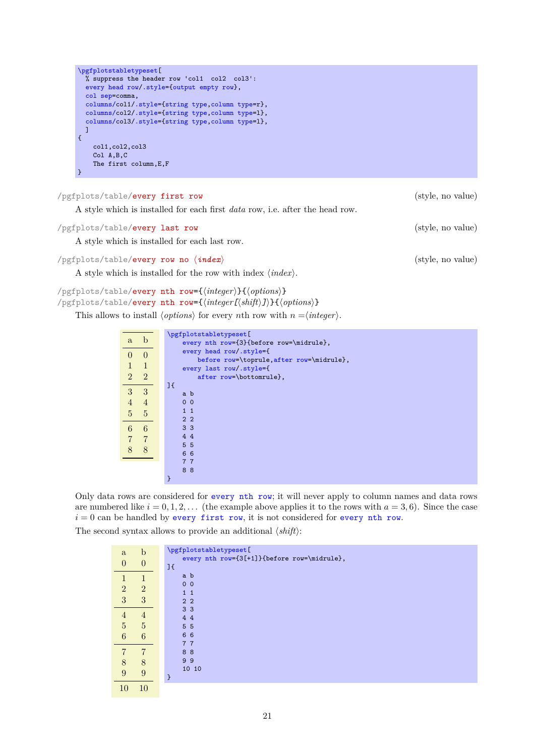```
\pgfplotstabletypeset[
  % suppress the header row 'col1  col2  col3':
  every head row/.style={output empty row},
  col sep=comma,
  columns/col1/.style={string type,column type=r},
  columns/col2/.style={string type,column type=l},
  columns/col3/.style={string type,column type=l},
  ]
{
    col1,col2,col3
    Col A,B,C
    The first column,E,F
}
```

/pgfplots/table/**every first row** (style, no value)

A style which is installed for each first *data* row, i.e. after the head row.

/pgfplots/table/**every last row** (style, no value)

A style which is installed for each last row.

/pgfplots/table/**every row no** ⟨*index*⟩ (style, no value)

A style which is installed for the row with index ⟨*index*⟩.

/pgfplots/table/**every nth row**={⟨*integer*⟩}{⟨*options*⟩}
/pgfplots/table/**every nth row**={⟨*integer*[⟨*shift*⟩]⟩}{⟨*options*⟩}

This allows to install ⟨*options*⟩ for every $n$th row with $n =$⟨*integer*⟩.

| a | b |
|---|---|
| 0 | 0 |
| 1 | 1 |
| 2 | 2 |
| 3 | 3 |
| 4 | 4 |
| 5 | 5 |
| 6 | 6 |
| 7 | 7 |
| 8 | 8 |

```
\pgfplotstabletypeset[
    every nth row={3}{before row=\midrule},
    every head row/.style={
        before row=\toprule,after row=\midrule},
    every last row/.style={
        after row=\bottomrule},
]{
    a b
    0 0
    1 1
    2 2
    3 3
    4 4
    5 5
    6 6
    7 7
    8 8
}
```

Only data rows are considered for every nth row; it will never apply to column names and data rows are numbered like $i = 0, 1, 2, \ldots$ (the example above applies it to the rows with $a = 3, 6$). Since the case $i = 0$ can be handled by every first row, it is not considered for every nth row.

The second syntax allows to provide an additional ⟨*shift*⟩:

| a | b |
|---|---|
| 0 | 0 |
| 1 | 1 |
| 2 | 2 |
| 3 | 3 |
| 4 | 4 |
| 5 | 5 |
| 6 | 6 |
| 7 | 7 |
| 8 | 8 |
| 9 | 9 |
| 10 | 10 |

```
\pgfplotstabletypeset[
    every nth row={3[+1]}{before row=\midrule},
]{
    a b
    0 0
    1 1
    2 2
    3 3
    4 4
    5 5
    6 6
    7 7
    8 8
    9 9
    10 10
}
```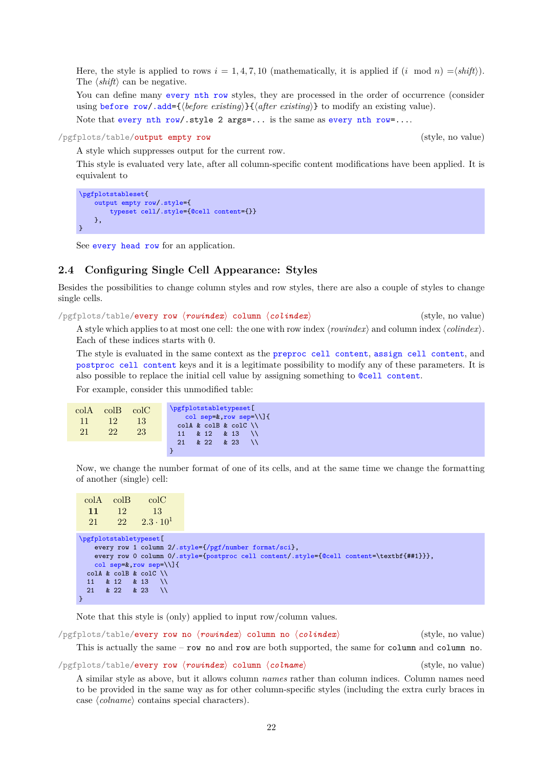Here, the style is applied to rows $i = 1, 4, 7, 10$ (mathematically, it is applied if ($i \mod n$) =⟨*shift*⟩). The ⟨*shift*⟩ can be negative.

You can define many `every nth row` styles, they are processed in the order of occurrence (consider using `before row/.add={`⟨*before existing*⟩`}{`⟨*after existing*⟩`}` to modify an existing value).

Note that `every nth row/.style 2 args=...` is the same as `every nth row=...`.

`/pgfplots/table/output empty row` (style, no value)

A style which suppresses output for the current row.

This style is evaluated very late, after all column-specific content modifications have been applied. It is equivalent to

```
\pgfplotstableset{
    output empty row/.style={
        typeset cell/.style={@cell content={}}
    },
}
```

See `every head row` for an application.

## 2.4 Configuring Single Cell Appearance: Styles

Besides the possibilities to change column styles and row styles, there are also a couple of styles to change single cells.

`/pgfplots/table/every row` ⟨*rowindex*⟩ `column` ⟨*colindex*⟩ (style, no value)

A style which applies to at most one cell: the one with row index ⟨*rowindex*⟩ and column index ⟨*colindex*⟩. Each of these indices starts with 0.

The style is evaluated in the same context as the `preproc cell content`, `assign cell content`, and `postproc cell content` keys and it is a legitimate possibility to modify any of these parameters. It is also possible to replace the initial cell value by assigning something to `@cell content`.

For example, consider this unmodified table:

| colA | colB | colC |
|---|---|---|
| 11 | 12 | 13 |
| 21 | 22 | 23 |

```
\pgfplotstabletypeset[
    col sep=&,row sep=\\]{
  colA & colB & colC \\
  11   & 12   & 13   \\
  21   & 22   & 23   \\
}
```

Now, we change the number format of one of its cells, and at the same time we change the formatting of another (single) cell:

| colA | colB | colC |
|---|---|---|
| **11** | 12 | 13 |
| 21 | 22 | $2.3 \cdot 10^1$ |

```
\pgfplotstabletypeset[
    every row 1 column 2/.style={/pgf/number format/sci},
    every row 0 column 0/.style={postproc cell content/.style={@cell content=\textbf{##1}}},
    col sep=&,row sep=\\]{
  colA & colB & colC \\
  11   & 12   & 13   \\
  21   & 22   & 23   \\
}
```

Note that this style is (only) applied to input row/column values.

`/pgfplots/table/every row no` ⟨*rowindex*⟩ `column no` ⟨*colindex*⟩ (style, no value)

This is actually the same – `row no` and `row` are both supported, the same for `column` and `column no`.

`/pgfplots/table/every row` ⟨*rowindex*⟩ `column` ⟨*colname*⟩ (style, no value)

A similar style as above, but it allows column *names* rather than column indices. Column names need to be provided in the same way as for other column-specific styles (including the extra curly braces in case ⟨*colname*⟩ contains special characters).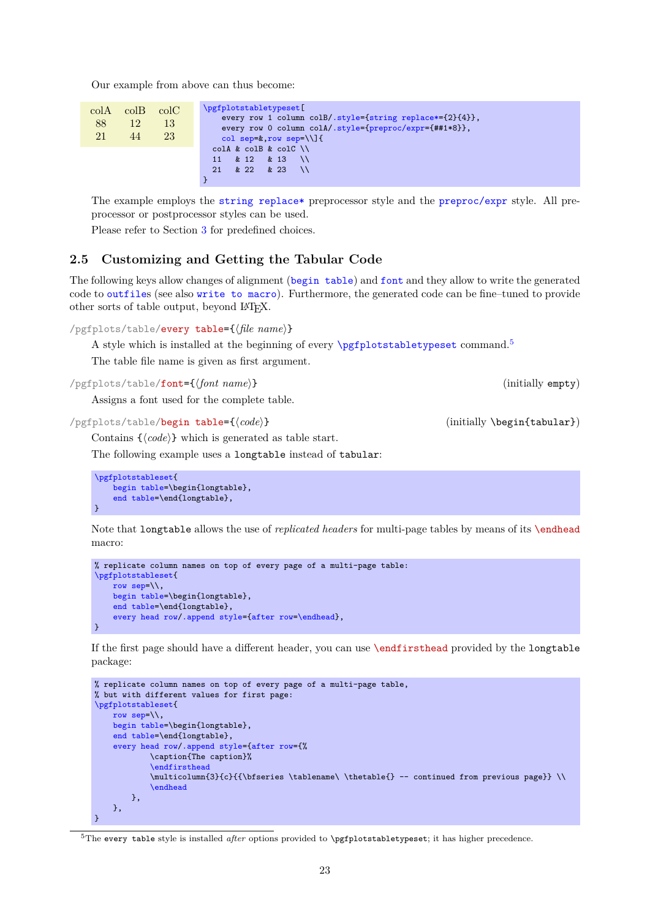Our example from above can thus become:

| colA | colB | colC |
|---|---|---|
| 88 | 12 | 13 |
| 21 | 44 | 23 |

```
\pgfplotstabletypeset[
    every row 1 column colB/.style={string replace*={2}{4}},
    every row 0 column colA/.style={preproc/expr={##1*8}},
    col sep=&,row sep=\\]{
  colA & colB & colC \\
  11   & 12   & 13   \\
  21   & 22   & 23   \\
}
```

The example employs the `string replace*` preprocessor style and the `preproc/expr` style. All preprocessor or postprocessor styles can be used.

Please refer to Section 3 for predefined choices.

## 2.5 Customizing and Getting the Tabular Code

The following keys allow changes of alignment (`begin table`) and `font` and they allow to write the generated code to `outfiles` (see also `write to macro`). Furthermore, the generated code can be fine–tuned to provide other sorts of table output, beyond LaTeX.

`/pgfplots/table/every table={⟨file name⟩}`

A style which is installed at the beginning of every `\pgfplotstabletypeset` command.[5]

The table file name is given as first argument.

`/pgfplots/table/font={⟨font name⟩}` (initially `empty`)

Assigns a font used for the complete table.

`/pgfplots/table/begin table={⟨code⟩}` (initially `\begin{tabular}`)

Contains `{⟨code⟩}` which is generated as table start.

The following example uses a `longtable` instead of `tabular`:

```
\pgfplotstableset{
    begin table=\begin{longtable},
    end table=\end{longtable},
}
```

Note that `longtable` allows the use of *replicated headers* for multi-page tables by means of its `\endhead` macro:

```
% replicate column names on top of every page of a multi-page table:
\pgfplotstableset{
    row sep=\\,
    begin table=\begin{longtable},
    end table=\end{longtable},
    every head row/.append style={after row=\endhead},
}
```

If the first page should have a different header, you can use `\endfirsthead` provided by the `longtable` package:

```
% replicate column names on top of every page of a multi-page table,
% but with different values for first page:
\pgfplotstableset{
    row sep=\\,
    begin table=\begin{longtable},
    end table=\end{longtable},
    every head row/.append style={after row={%
            \caption{The caption}%
            \endfirsthead
            \multicolumn{3}{c}{{\bfseries \tablename\ \thetable{} -- continued from previous page}} \\
            \endhead
        },
    },
}
```

[5] The `every table` style is installed *after* options provided to `\pgfplotstabletypeset`; it has higher precedence.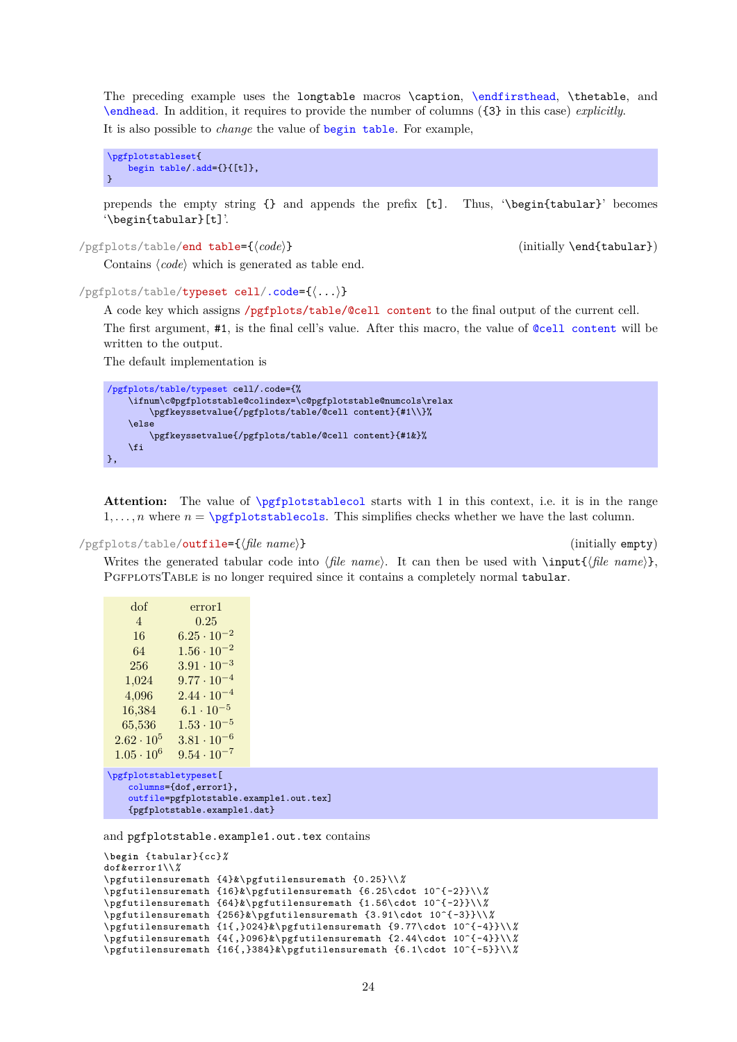The preceding example uses the `longtable` macros `\caption`, `\endfirsthead`, `\thetable`, and `\endhead`. In addition, it requires to provide the number of columns (`{3}` in this case) *explicitly*.

It is also possible to *change* the value of `begin table`. For example,

```
\pgfplotstableset{
    begin table/.add={}{[t]},
}
```

prepends the empty string `{}` and appends the prefix `[t]`. Thus, '`\begin{tabular}`' becomes '`\begin{tabular}[t]`'.

`/pgfplots/table/end table={⟨code⟩}` (initially `\end{tabular}`)

Contains ⟨*code*⟩ which is generated as table end.

`/pgfplots/table/typeset cell/.code={⟨...⟩}`

A code key which assigns `/pgfplots/table/@cell content` to the final output of the current cell.

The first argument, `#1`, is the final cell's value. After this macro, the value of `@cell content` will be written to the output.

The default implementation is

```
/pgfplots/table/typeset cell/.code={%
    \ifnum\c@pgfplotstable@colindex=\c@pgfplotstable@numcols\relax
        \pgfkeyssetvalue{/pgfplots/table/@cell content}{#1\\}%
    \else
        \pgfkeyssetvalue{/pgfplots/table/@cell content}{#1&}%
    \fi
},
```

**Attention:** The value of `\pgfplotstablecol` starts with 1 in this context, i.e. it is in the range $1, \ldots, n$ where $n =$ `\pgfplotstablecols`. This simplifies checks whether we have the last column.

`/pgfplots/table/outfile={⟨file name⟩}` (initially `empty`)

Writes the generated tabular code into ⟨*file name*⟩. It can then be used with `\input{⟨file name⟩}`, PgfplotsTable is no longer required since it contains a completely normal `tabular`.

| dof | error1 |
|---|---|
| 4 | 0.25 |
| 16 | $6.25 \cdot 10^{-2}$ |
| 64 | $1.56 \cdot 10^{-2}$ |
| 256 | $3.91 \cdot 10^{-3}$ |
| 1,024 | $9.77 \cdot 10^{-4}$ |
| 4,096 | $2.44 \cdot 10^{-4}$ |
| 16,384 | $6.1 \cdot 10^{-5}$ |
| 65,536 | $1.53 \cdot 10^{-5}$ |
| $2.62 \cdot 10^{5}$ | $3.81 \cdot 10^{-6}$ |
| $1.05 \cdot 10^{6}$ | $9.54 \cdot 10^{-7}$ |

```
\pgfplotstabletypeset[
    columns={dof,error1},
    outfile=pgfplotstable.example1.out.tex]
    {pgfplotstable.example1.dat}
```

and `pgfplotstable.example1.out.tex` contains

```
\begin {tabular}{cc}%
dof&error1\\%
\pgfutilensuremath {4}&\pgfutilensuremath {0.25}\\%
\pgfutilensuremath {16}&\pgfutilensuremath {6.25\cdot 10^{-2}}\\%
\pgfutilensuremath {64}&\pgfutilensuremath {1.56\cdot 10^{-2}}\\%
\pgfutilensuremath {256}&\pgfutilensuremath {3.91\cdot 10^{-3}}\\%
\pgfutilensuremath {1{,}024}&\pgfutilensuremath {9.77\cdot 10^{-4}}\\%
\pgfutilensuremath {4{,}096}&\pgfutilensuremath {2.44\cdot 10^{-4}}\\%
\pgfutilensuremath {16{,}384}&\pgfutilensuremath {6.1\cdot 10^{-5}}\\%
```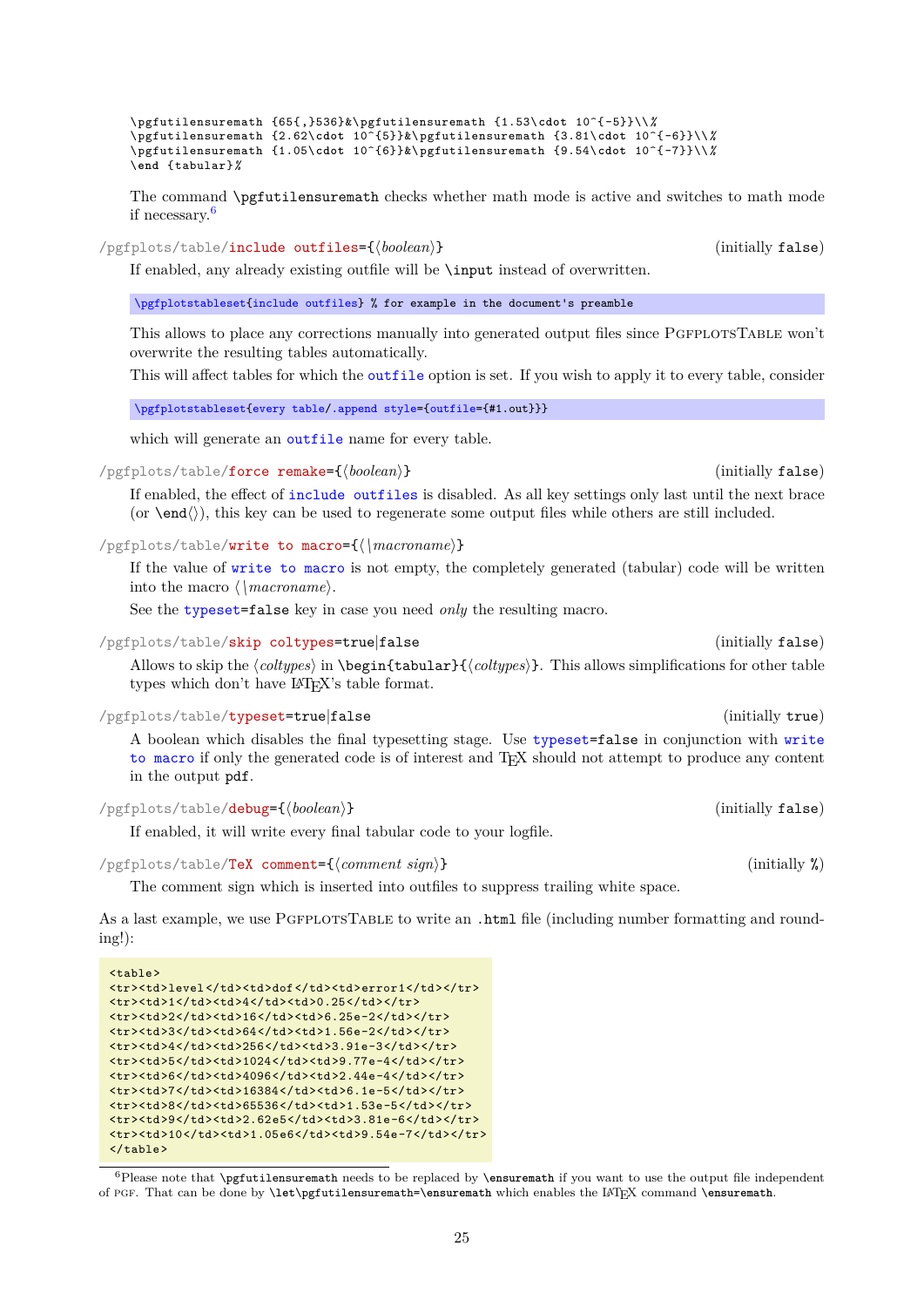```
\pgfutilensuremath {65{,}536}&\pgfutilensuremath {1.53\cdot 10^{-5}}\\%
\pgfutilensuremath {2.62\cdot 10^{5}}&\pgfutilensuremath {3.81\cdot 10^{-6}}\\%
\pgfutilensuremath {1.05\cdot 10^{6}}&\pgfutilensuremath {9.54\cdot 10^{-7}}\\%
\end {tabular}%
```

The command `\pgfutilensuremath` checks whether math mode is active and switches to math mode if necessary.[6]

`/pgfplots/table/include outfiles={⟨boolean⟩}` (initially `false`)

If enabled, any already existing outfile will be `\input` instead of overwritten.

```
\pgfplotstableset{include outfiles} % for example in the document's preamble
```

This allows to place any corrections manually into generated output files since PgfplotsTable won't overwrite the resulting tables automatically.

This will affect tables for which the `outfile` option is set. If you wish to apply it to every table, consider

```
\pgfplotstableset{every table/.append style={outfile={#1.out}}}
```

which will generate an `outfile` name for every table.

`/pgfplots/table/force remake={⟨boolean⟩}` (initially `false`)

If enabled, the effect of `include outfiles` is disabled. As all key settings only last until the next brace (or `\end⟨⟩`), this key can be used to regenerate some output files while others are still included.

`/pgfplots/table/write to macro={⟨\macroname⟩}`

If the value of `write to macro` is not empty, the completely generated (tabular) code will be written into the macro ⟨\macroname⟩.

See the `typeset=false` key in case you need *only* the resulting macro.

`/pgfplots/table/skip coltypes=true|false` (initially `false`)

Allows to skip the ⟨coltypes⟩ in `\begin{tabular}{⟨coltypes⟩}`. This allows simplifications for other table types which don't have LaTeX's table format.

`/pgfplots/table/typeset=true|false` (initially `true`)

A boolean which disables the final typesetting stage. Use `typeset=false` in conjunction with `write to macro` if only the generated code is of interest and TeX should not attempt to produce any content in the output `pdf`.

`/pgfplots/table/debug={⟨boolean⟩}` (initially `false`)

If enabled, it will write every final tabular code to your logfile.

`/pgfplots/table/TeX comment={⟨comment sign⟩}` (initially `%`)

The comment sign which is inserted into outfiles to suppress trailing white space.

As a last example, we use PgfplotsTable to write an `.html` file (including number formatting and rounding!):

```
<table>
<tr><td>level</td><td>dof</td><td>error1</td></tr>
<tr><td>1</td><td>4</td><td>0.25</td></tr>
<tr><td>2</td><td>16</td><td>6.25e-2</td></tr>
<tr><td>3</td><td>64</td><td>1.56e-2</td></tr>
<tr><td>4</td><td>256</td><td>3.91e-3</td></tr>
<tr><td>5</td><td>1024</td><td>9.77e-4</td></tr>
<tr><td>6</td><td>4096</td><td>2.44e-4</td></tr>
<tr><td>7</td><td>16384</td><td>6.1e-5</td></tr>
<tr><td>8</td><td>65536</td><td>1.53e-5</td></tr>
<tr><td>9</td><td>2.62e5</td><td>3.81e-6</td></tr>
<tr><td>10</td><td>1.05e6</td><td>9.54e-7</td></tr>
</table>
```

[6] Please note that `\pgfutilensuremath` needs to be replaced by `\ensuremath` if you want to use the output file independent of pgf. That can be done by `\let\pgfutilensuremath=\ensuremath` which enables the LaTeX command `\ensuremath`.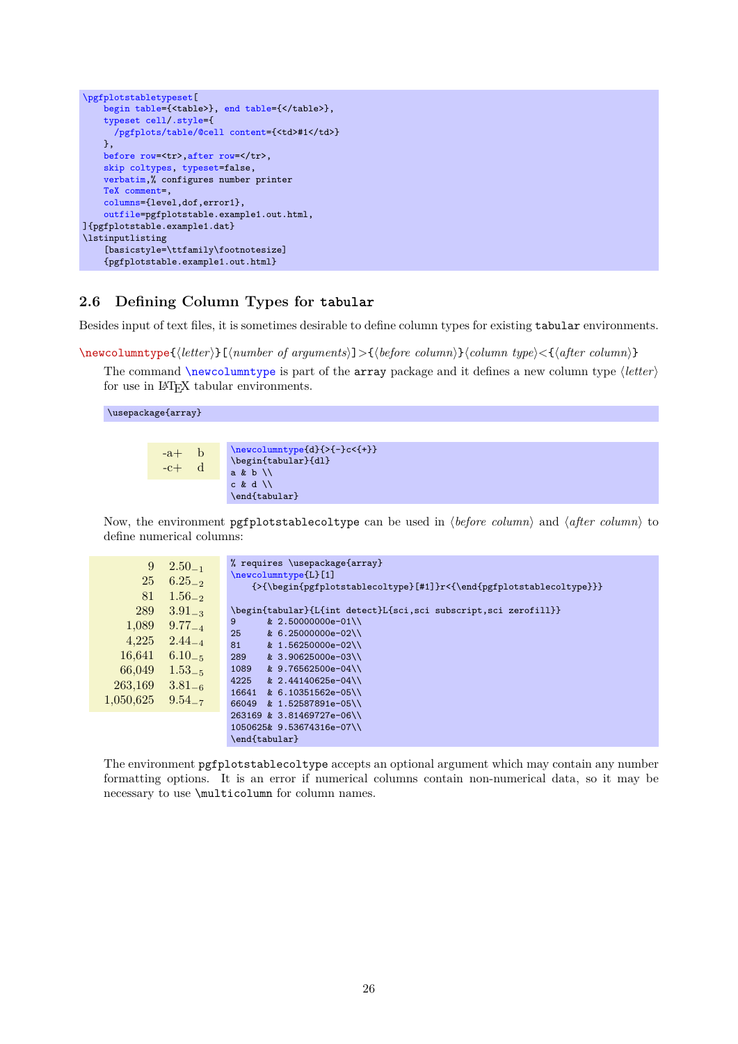```
\pgfplotstabletypeset[
    begin table={<table>}, end table={</table>},
    typeset cell/.style={
      /pgfplots/table/@cell content={<td>#1</td>}
    },
    before row=<tr>,after row=</tr>,
    skip coltypes, typeset=false,
    verbatim,% configures number printer
    TeX comment=,
    columns={level,dof,error1},
    outfile=pgfplotstable.example1.out.html,
]{pgfplotstable.example1.dat}
\lstinputlisting
    [basicstyle=\ttfamily\footnotesize]
    {pgfplotstable.example1.out.html}
```

## 2.6 Defining Column Types for tabular

Besides input of text files, it is sometimes desirable to define column types for existing `tabular` environments.

`\newcolumntype`{⟨*letter*⟩}[⟨*number of arguments*⟩]>{⟨*before column*⟩}⟨*column type*⟩<{⟨*after column*⟩}

The command `\newcolumntype` is part of the `array` package and it defines a new column type ⟨*letter*⟩ for use in LaTeX tabular environments.

```
\usepackage{array}
```

| | |
|---|---|
| -a+ | b |
| -c+ | d |

```
\newcolumntype{d}{>{-}c<{+}}
\begin{tabular}{dl}
a & b \\
c & d \\
\end{tabular}
```

Now, the environment `pgfplotstablecoltype` can be used in ⟨*before column*⟩ and ⟨*after column*⟩ to define numerical columns:

| | |
|---|---|
| 9 | $2.50_{-1}$ |
| 25 | $6.25_{-2}$ |
| 81 | $1.56_{-2}$ |
| 289 | $3.91_{-3}$ |
| 1,089 | $9.77_{-4}$ |
| 4,225 | $2.44_{-4}$ |
| 16,641 | $6.10_{-5}$ |
| 66,049 | $1.53_{-5}$ |
| 263,169 | $3.81_{-6}$ |
| 1,050,625 | $9.54_{-7}$ |

```
% requires \usepackage{array}
\newcolumntype{L}[1]
    {>{\begin{pgfplotstablecoltype}[#1]}r<{\end{pgfplotstablecoltype}}}

\begin{tabular}{L{int detect}L{sci,sci subscript,sci zerofill}}
9      & 2.50000000e-01\\
25     & 6.25000000e-02\\
81     & 1.56250000e-02\\
289    & 3.90625000e-03\\
1089   & 9.76562500e-04\\
4225   & 2.44140625e-04\\
16641  & 6.10351562e-05\\
66049  & 1.52587891e-05\\
263169 & 3.81469727e-06\\
1050625& 9.53674316e-07\\
\end{tabular}
```

The environment `pgfplotstablecoltype` accepts an optional argument which may contain any number formatting options. It is an error if numerical columns contain non-numerical data, so it may be necessary to use `\multicolumn` for column names.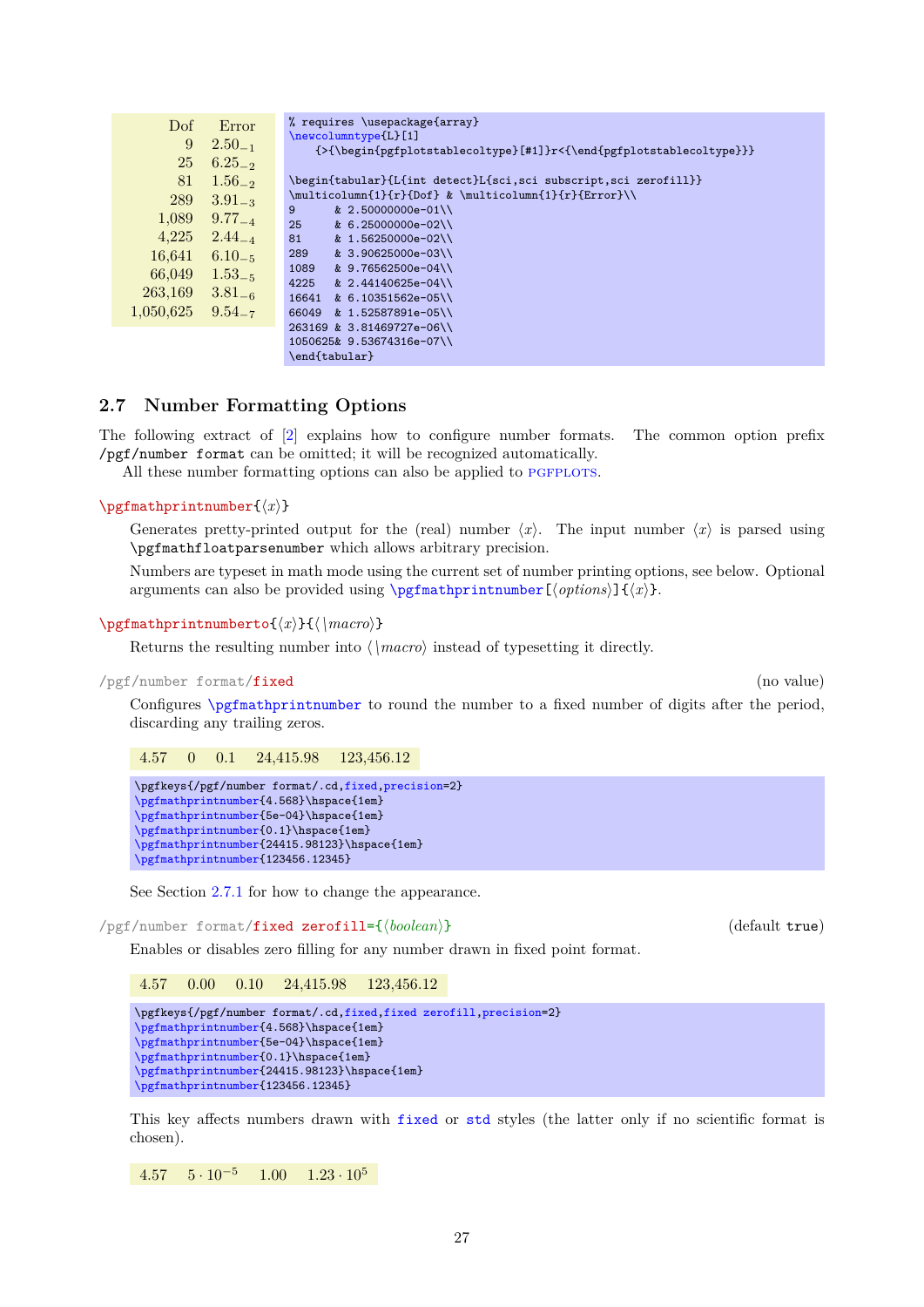| Dof | Error |
|---:|---:|
| 9 | $2.50_{-1}$ |
| 25 | $6.25_{-2}$ |
| 81 | $1.56_{-2}$ |
| 289 | $3.91_{-3}$ |
| 1,089 | $9.77_{-4}$ |
| 4,225 | $2.44_{-4}$ |
| 16,641 | $6.10_{-5}$ |
| 66,049 | $1.53_{-5}$ |
| 263,169 | $3.81_{-6}$ |
| 1,050,625 | $9.54_{-7}$ |

```
% requires \usepackage{array}
\newcolumntype{L}[1]
    {>{\begin{pgfplotstablecoltype}[#1]}r<{\end{pgfplotstablecoltype}}}

\begin{tabular}{L{int detect}L{sci,sci subscript,sci zerofill}}
\multicolumn{1}{r}{Dof} & \multicolumn{1}{r}{Error}\\
9       & 2.50000000e-01\\
25      & 6.25000000e-02\\
81      & 1.56250000e-02\\
289     & 3.90625000e-03\\
1089    & 9.76562500e-04\\
4225    & 2.44140625e-04\\
16641   & 6.10351562e-05\\
66049   & 1.52587891e-05\\
263169  & 3.81469727e-06\\
1050625& 9.53674316e-07\\
\end{tabular}
```

## 2.7 Number Formatting Options

The following extract of [2] explains how to configure number formats. The common option prefix `/pgf/number format` can be omitted; it will be recognized automatically.

All these number formatting options can also be applied to PGFPLOTS.

`\pgfmathprintnumber{⟨x⟩}`

Generates pretty-printed output for the (real) number ⟨x⟩. The input number ⟨x⟩ is parsed using `\pgfmathfloatparsenumber` which allows arbitrary precision.

Numbers are typeset in math mode using the current set of number printing options, see below. Optional arguments can also be provided using `\pgfmathprintnumber[⟨options⟩]{⟨x⟩}`.

`\pgfmathprintnumberto{⟨x⟩}{⟨\macro⟩}`

Returns the resulting number into ⟨\macro⟩ instead of typesetting it directly.

`/pgf/number format/fixed` (no value)

Configures `\pgfmathprintnumber` to round the number to a fixed number of digits after the period, discarding any trailing zeros.

4.57   0   0.1   24,415.98   123,456.12

```
\pgfkeys{/pgf/number format/.cd,fixed,precision=2}
\pgfmathprintnumber{4.568}\hspace{1em}
\pgfmathprintnumber{5e-04}\hspace{1em}
\pgfmathprintnumber{0.1}\hspace{1em}
\pgfmathprintnumber{24415.98123}\hspace{1em}
\pgfmathprintnumber{123456.12345}
```

See Section 2.7.1 for how to change the appearance.

`/pgf/number format/fixed zerofill={⟨boolean⟩}` (default `true`)

Enables or disables zero filling for any number drawn in fixed point format.

4.57   0.00   0.10   24,415.98   123,456.12

```
\pgfkeys{/pgf/number format/.cd,fixed,fixed zerofill,precision=2}
\pgfmathprintnumber{4.568}\hspace{1em}
\pgfmathprintnumber{5e-04}\hspace{1em}
\pgfmathprintnumber{0.1}\hspace{1em}
\pgfmathprintnumber{24415.98123}\hspace{1em}
\pgfmathprintnumber{123456.12345}
```

This key affects numbers drawn with `fixed` or `std` styles (the latter only if no scientific format is chosen).

4.57   $5 \cdot 10^{-5}$   1.00   $1.23 \cdot 10^{5}$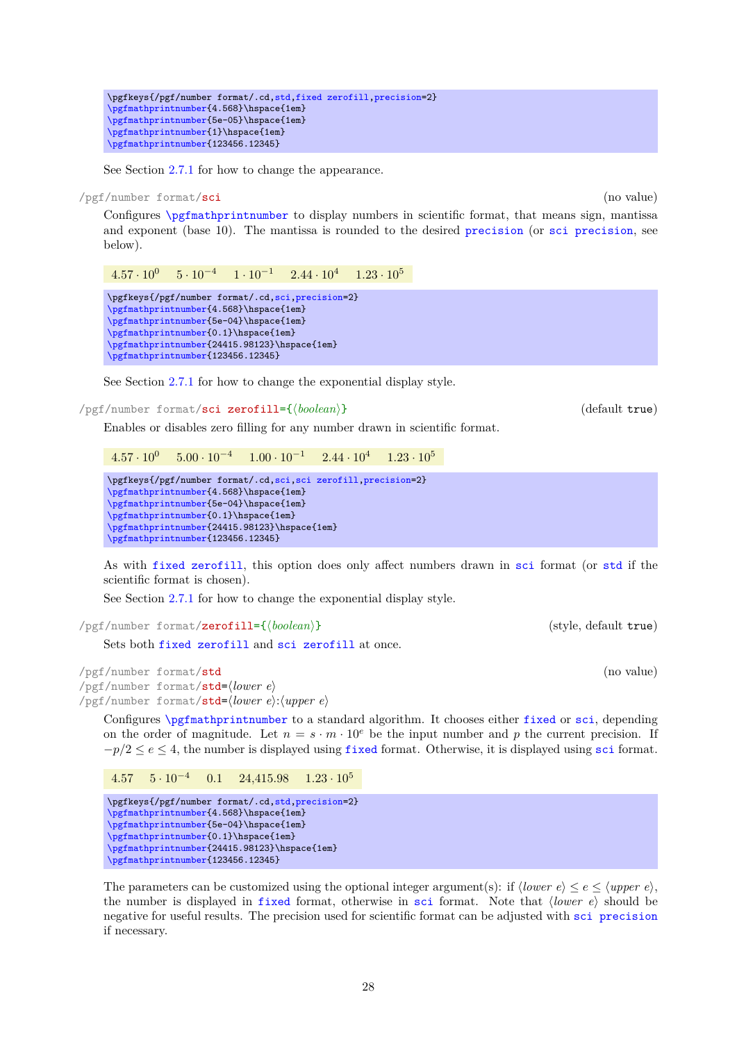```
\pgfkeys{/pgf/number format/.cd,std,fixed zerofill,precision=2}
\pgfmathprintnumber{4.568}\hspace{1em}
\pgfmathprintnumber{5e-05}\hspace{1em}
\pgfmathprintnumber{1}\hspace{1em}
\pgfmathprintnumber{123456.12345}
```

See Section 2.7.1 for how to change the appearance.

/pgf/number format/**sci** (no value)

Configures `\pgfmathprintnumber` to display numbers in scientific format, that means sign, mantissa and exponent (base 10). The mantissa is rounded to the desired `precision` (or `sci precision`, see below).

$4.57 \cdot 10^{0}$  $5 \cdot 10^{-4}$  $1 \cdot 10^{-1}$  $2.44 \cdot 10^{4}$  $1.23 \cdot 10^{5}$

```
\pgfkeys{/pgf/number format/.cd,sci,precision=2}
\pgfmathprintnumber{4.568}\hspace{1em}
\pgfmathprintnumber{5e-04}\hspace{1em}
\pgfmathprintnumber{0.1}\hspace{1em}
\pgfmathprintnumber{24415.98123}\hspace{1em}
\pgfmathprintnumber{123456.12345}
```

See Section 2.7.1 for how to change the exponential display style.

/pgf/number format/**sci zerofill**={⟨*boolean*⟩} (default `true`)

Enables or disables zero filling for any number drawn in scientific format.

$4.57 \cdot 10^{0}$  $5.00 \cdot 10^{-4}$  $1.00 \cdot 10^{-1}$  $2.44 \cdot 10^{4}$  $1.23 \cdot 10^{5}$

```
\pgfkeys{/pgf/number format/.cd,sci,sci zerofill,precision=2}
\pgfmathprintnumber{4.568}\hspace{1em}
\pgfmathprintnumber{5e-04}\hspace{1em}
\pgfmathprintnumber{0.1}\hspace{1em}
\pgfmathprintnumber{24415.98123}\hspace{1em}
\pgfmathprintnumber{123456.12345}
```

As with `fixed zerofill`, this option does only affect numbers drawn in `sci` format (or `std` if the scientific format is chosen).

See Section 2.7.1 for how to change the exponential display style.

/pgf/number format/**zerofill**={⟨*boolean*⟩} (style, default `true`)

Sets both `fixed zerofill` and `sci zerofill` at once.

/pgf/number format/**std** (no value)
/pgf/number format/**std**=⟨*lower e*⟩
/pgf/number format/**std**=⟨*lower e*⟩:⟨*upper e*⟩

Configures `\pgfmathprintnumber` to a standard algorithm. It chooses either `fixed` or `sci`, depending on the order of magnitude. Let $n = s \cdot m \cdot 10^{e}$ be the input number and $p$ the current precision. If $-p/2 \leq e \leq 4$, the number is displayed using `fixed` format. Otherwise, it is displayed using `sci` format.

4.57  $5 \cdot 10^{-4}$  0.1  24,415.98  $1.23 \cdot 10^{5}$

```
\pgfkeys{/pgf/number format/.cd,std,precision=2}
\pgfmathprintnumber{4.568}\hspace{1em}
\pgfmathprintnumber{5e-04}\hspace{1em}
\pgfmathprintnumber{0.1}\hspace{1em}
\pgfmathprintnumber{24415.98123}\hspace{1em}
\pgfmathprintnumber{123456.12345}
```

The parameters can be customized using the optional integer argument(s): if ⟨*lower e*⟩ $\leq e \leq$ ⟨*upper e*⟩, the number is displayed in `fixed` format, otherwise in `sci` format. Note that ⟨*lower e*⟩ should be negative for useful results. The precision used for scientific format can be adjusted with `sci precision` if necessary.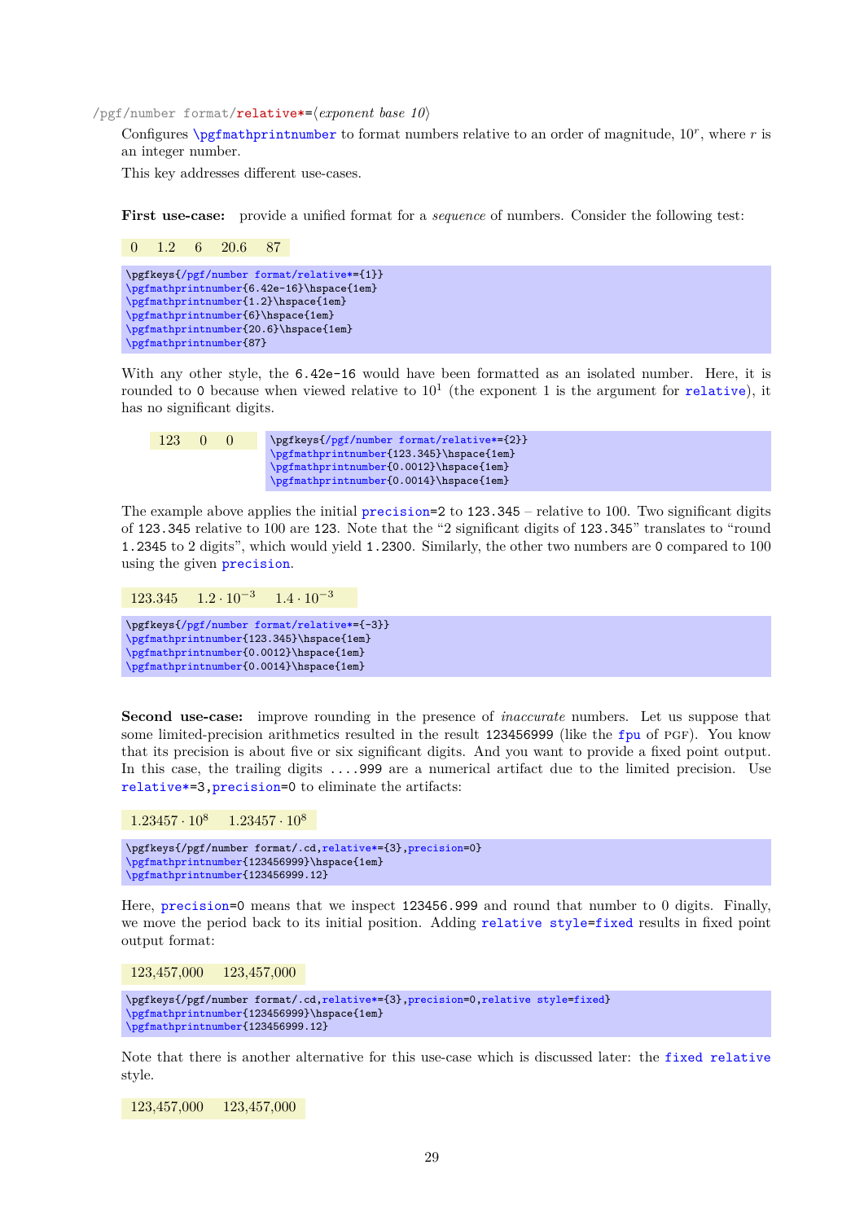/pgf/number format/relative*=⟨*exponent base 10*⟩

Configures `\pgfmathprintnumber` to format numbers relative to an order of magnitude, $10^r$, where $r$ is an integer number.

This key addresses different use-cases.

**First use-case:** provide a unified format for a *sequence* of numbers. Consider the following test:

0  1.2  6  20.6  87

```
\pgfkeys{/pgf/number format/relative*={1}}
\pgfmathprintnumber{6.42e-16}\hspace{1em}
\pgfmathprintnumber{1.2}\hspace{1em}
\pgfmathprintnumber{6}\hspace{1em}
\pgfmathprintnumber{20.6}\hspace{1em}
\pgfmathprintnumber{87}
```

With any other style, the `6.42e-16` would have been formatted as an isolated number. Here, it is rounded to `0` because when viewed relative to $10^1$ (the exponent 1 is the argument for `relative`), it has no significant digits.

123  0  0

```
\pgfkeys{/pgf/number format/relative*={2}}
\pgfmathprintnumber{123.345}\hspace{1em}
\pgfmathprintnumber{0.0012}\hspace{1em}
\pgfmathprintnumber{0.0014}\hspace{1em}
```

The example above applies the initial `precision`=2 to `123.345` – relative to 100. Two significant digits of `123.345` relative to 100 are `123`. Note that the "2 significant digits of `123.345`" translates to "round `1.2345` to 2 digits", which would yield `1.2300`. Similarly, the other two numbers are `0` compared to 100 using the given `precision`.

123.345  $1.2 \cdot 10^{-3}$  $1.4 \cdot 10^{-3}$

```
\pgfkeys{/pgf/number format/relative*={-3}}
\pgfmathprintnumber{123.345}\hspace{1em}
\pgfmathprintnumber{0.0012}\hspace{1em}
\pgfmathprintnumber{0.0014}\hspace{1em}
```

**Second use-case:** improve rounding in the presence of *inaccurate* numbers. Let us suppose that some limited-precision arithmetics resulted in the result `123456999` (like the `fpu` of PGF). You know that its precision is about five or six significant digits. And you want to provide a fixed point output. In this case, the trailing digits `....999` are a numerical artifact due to the limited precision. Use `relative*=3,precision=0` to eliminate the artifacts:

$1.23457 \cdot 10^8$  $1.23457 \cdot 10^8$

```
\pgfkeys{/pgf/number format/.cd,relative*={3},precision=0}
\pgfmathprintnumber{123456999}\hspace{1em}
\pgfmathprintnumber{123456999.12}
```

Here, `precision`=0 means that we inspect `123456.999` and round that number to 0 digits. Finally, we move the period back to its initial position. Adding `relative style=fixed` results in fixed point output format:

123,457,000  123,457,000

```
\pgfkeys{/pgf/number format/.cd,relative*={3},precision=0,relative style=fixed}
\pgfmathprintnumber{123456999}\hspace{1em}
\pgfmathprintnumber{123456999.12}
```

Note that there is another alternative for this use-case which is discussed later: the `fixed relative` style.

123,457,000  123,457,000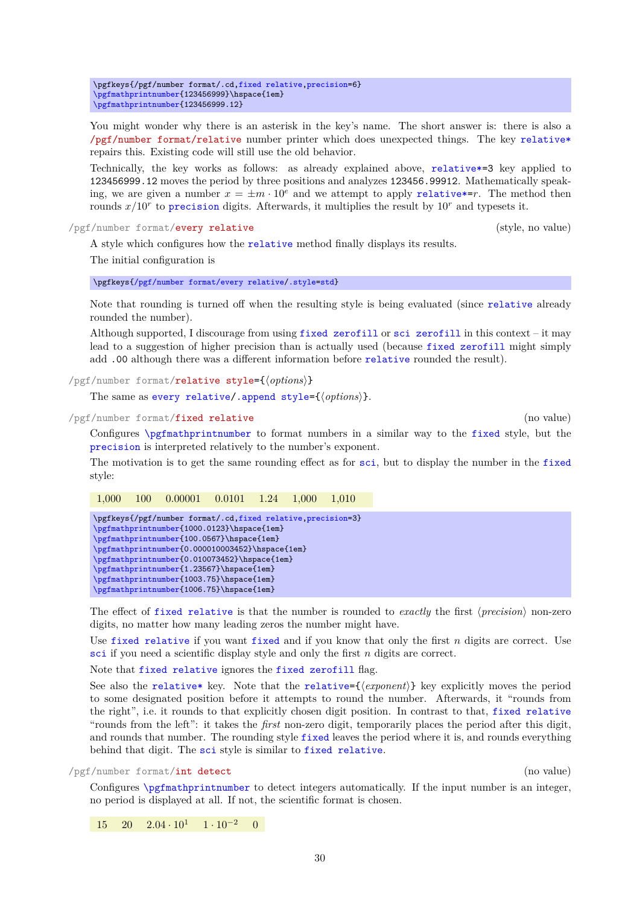```
\pgfkeys{/pgf/number format/.cd,fixed relative,precision=6}
\pgfmathprintnumber{123456999}\hspace{1em}
\pgfmathprintnumber{123456999.12}
```

You might wonder why there is an asterisk in the key's name. The short answer is: there is also a /pgf/number format/relative number printer which does unexpected things. The key relative* repairs this. Existing code will still use the old behavior.

Technically, the key works as follows: as already explained above, relative*=3 key applied to 123456999.12 moves the period by three positions and analyzes 123456.99912. Mathematically speaking, we are given a number $x = \pm m \cdot 10^e$ and we attempt to apply relative*=$r$. The method then rounds $x/10^r$ to precision digits. Afterwards, it multiplies the result by $10^r$ and typesets it.

/pgf/number format/**every relative** (style, no value)

A style which configures how the relative method finally displays its results.

The initial configuration is

```
\pgfkeys{/pgf/number format/every relative/.style=std}
```

Note that rounding is turned off when the resulting style is being evaluated (since relative already rounded the number).

Although supported, I discourage from using fixed zerofill or sci zerofill in this context – it may lead to a suggestion of higher precision than is actually used (because fixed zerofill might simply add .00 although there was a different information before relative rounded the result).

/pgf/number format/**relative style**={⟨*options*⟩}

The same as every relative/.append style={⟨*options*⟩}.

/pgf/number format/**fixed relative** (no value)

Configures \pgfmathprintnumber to format numbers in a similar way to the fixed style, but the precision is interpreted relatively to the number's exponent.

The motivation is to get the same rounding effect as for sci, but to display the number in the fixed style:

1,000  100  0.00001  0.0101  1.24  1,000  1,010

```
\pgfkeys{/pgf/number format/.cd,fixed relative,precision=3}
\pgfmathprintnumber{1000.0123}\hspace{1em}
\pgfmathprintnumber{100.0567}\hspace{1em}
\pgfmathprintnumber{0.000010003452}\hspace{1em}
\pgfmathprintnumber{0.010073452}\hspace{1em}
\pgfmathprintnumber{1.23567}\hspace{1em}
\pgfmathprintnumber{1003.75}\hspace{1em}
\pgfmathprintnumber{1006.75}\hspace{1em}
```

The effect of fixed relative is that the number is rounded to *exactly* the first ⟨*precision*⟩ non-zero digits, no matter how many leading zeros the number might have.

Use fixed relative if you want fixed and if you know that only the first $n$ digits are correct. Use sci if you need a scientific display style and only the first $n$ digits are correct.

Note that fixed relative ignores the fixed zerofill flag.

See also the relative* key. Note that the relative={⟨*exponent*⟩} key explicitly moves the period to some designated position before it attempts to round the number. Afterwards, it "rounds from the right", i.e. it rounds to that explicitly chosen digit position. In contrast to that, fixed relative "rounds from the left": it takes the *first* non-zero digit, temporarily places the period after this digit, and rounds that number. The rounding style fixed leaves the period where it is, and rounds everything behind that digit. The sci style is similar to fixed relative.

/pgf/number format/**int detect** (no value)

Configures \pgfmathprintnumber to detect integers automatically. If the input number is an integer, no period is displayed at all. If not, the scientific format is chosen.

15  20  $2.04 \cdot 10^1$  $1 \cdot 10^{-2}$  0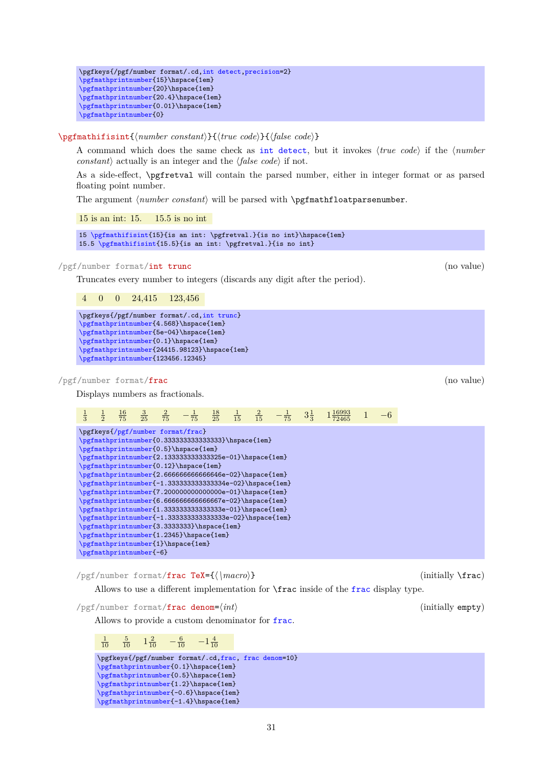```
\pgfkeys{/pgf/number format/.cd,int detect,precision=2}
\pgfmathprintnumber{15}\hspace{1em}
\pgfmathprintnumber{20}\hspace{1em}
\pgfmathprintnumber{20.4}\hspace{1em}
\pgfmathprintnumber{0.01}\hspace{1em}
\pgfmathprintnumber{0}
```

**\pgfmathifisint**{⟨*number constant*⟩}{⟨*true code*⟩}{⟨*false code*⟩}

A command which does the same check as `int detect`, but it invokes ⟨*true code*⟩ if the ⟨*number constant*⟩ actually is an integer and the ⟨*false code*⟩ if not.

As a side-effect, `\pgfretval` will contain the parsed number, either in integer format or as parsed floating point number.

The argument ⟨*number constant*⟩ will be parsed with `\pgfmathfloatparsenumber`.

15 is an int: 15.   15.5 is no int

```
15 \pgfmathifisint{15}{is an int: \pgfretval.}{is no int}\hspace{1em}
15.5 \pgfmathifisint{15.5}{is an int: \pgfretval.}{is no int}
```

/pgf/number format/**int trunc** (no value)

Truncates every number to integers (discards any digit after the period).

4   0   0   24,415   123,456

```
\pgfkeys{/pgf/number format/.cd,int trunc}
\pgfmathprintnumber{4.568}\hspace{1em}
\pgfmathprintnumber{5e-04}\hspace{1em}
\pgfmathprintnumber{0.1}\hspace{1em}
\pgfmathprintnumber{24415.98123}\hspace{1em}
\pgfmathprintnumber{123456.12345}
```

/pgf/number format/**frac** (no value)

Displays numbers as fractionals.

$\frac{1}{3}$   $\frac{1}{2}$   $\frac{16}{75}$   $\frac{3}{25}$   $\frac{2}{75}$   $-\frac{1}{75}$   $\frac{18}{25}$   $\frac{1}{15}$   $\frac{2}{15}$   $-\frac{1}{75}$   $3\frac{1}{3}$   $1\frac{16993}{72465}$   $1$   $-6$

```
\pgfkeys{/pgf/number format/frac}
\pgfmathprintnumber{0.333333333333333}\hspace{1em}
\pgfmathprintnumber{0.5}\hspace{1em}
\pgfmathprintnumber{2.133333333333325e-01}\hspace{1em}
\pgfmathprintnumber{0.12}\hspace{1em}
\pgfmathprintnumber{2.666666666666646e-02}\hspace{1em}
\pgfmathprintnumber{-1.333333333333334e-02}\hspace{1em}
\pgfmathprintnumber{7.200000000000000e-01}\hspace{1em}
\pgfmathprintnumber{6.666666666666667e-02}\hspace{1em}
\pgfmathprintnumber{1.333333333333333e-01}\hspace{1em}
\pgfmathprintnumber{-1.333333333333333e-02}\hspace{1em}
\pgfmathprintnumber{3.3333333}\hspace{1em}
\pgfmathprintnumber{1.2345}\hspace{1em}
\pgfmathprintnumber{1}\hspace{1em}
\pgfmathprintnumber{-6}
```

/pgf/number format/**frac TeX**={⟨*\macro*⟩} (initially `\frac`)

Allows to use a different implementation for `\frac` inside of the `frac` display type.

/pgf/number format/**frac denom**=⟨*int*⟩ (initially `empty`)

Allows to provide a custom denominator for `frac`.

$\frac{1}{10}$   $\frac{5}{10}$   $1\frac{2}{10}$   $-\frac{6}{10}$   $-1\frac{4}{10}$

```
\pgfkeys{/pgf/number format/.cd,frac, frac denom=10}
\pgfmathprintnumber{0.1}\hspace{1em}
\pgfmathprintnumber{0.5}\hspace{1em}
\pgfmathprintnumber{1.2}\hspace{1em}
\pgfmathprintnumber{-0.6}\hspace{1em}
\pgfmathprintnumber{-1.4}\hspace{1em}
```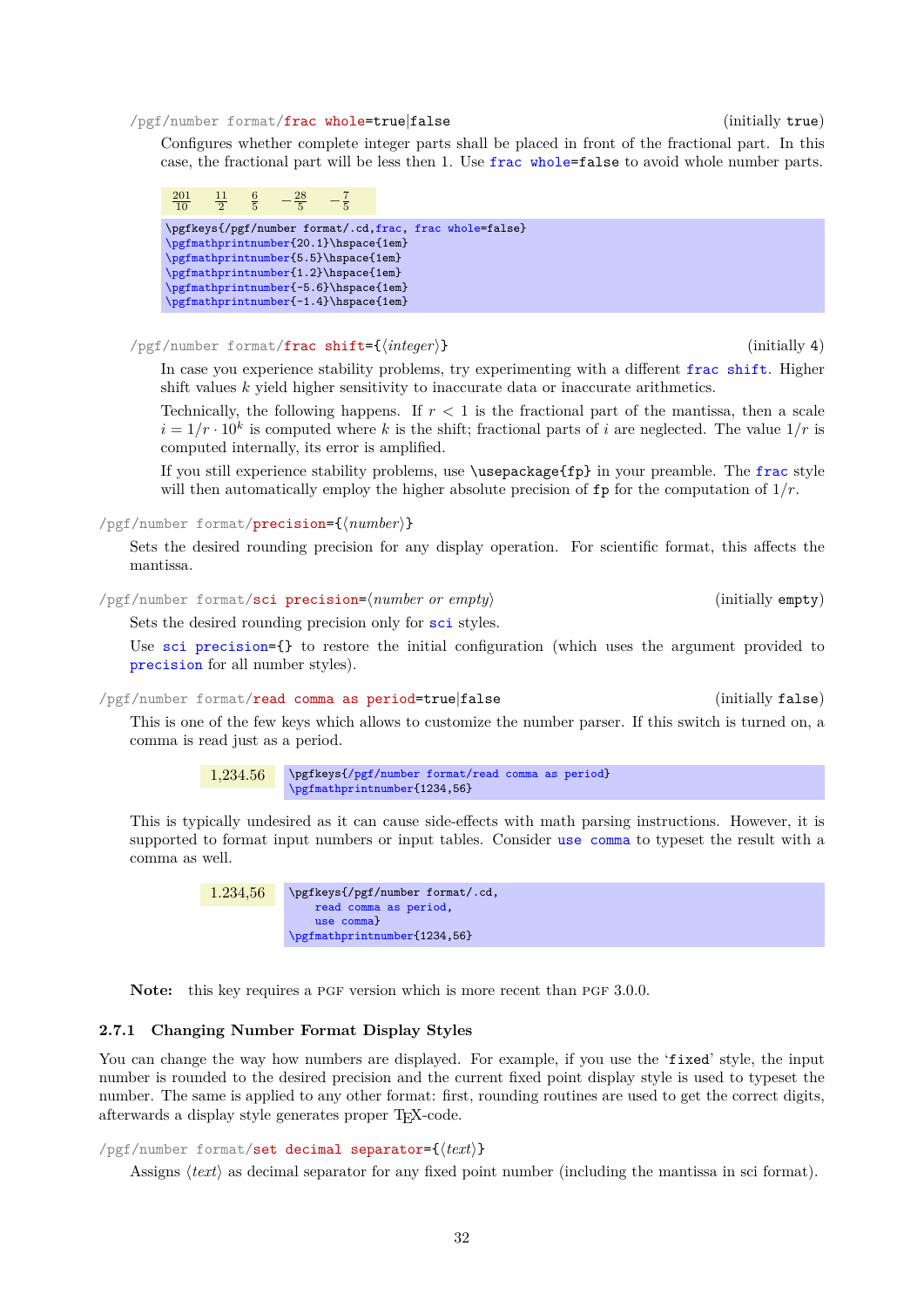/pgf/number format/**frac whole**=true|false (initially true)

Configures whether complete integer parts shall be placed in front of the fractional part. In this case, the fractional part will be less then 1. Use frac whole=false to avoid whole number parts.

$\frac{201}{10}$ $\frac{11}{2}$ $\frac{6}{5}$ $-\frac{28}{5}$ $-\frac{7}{5}$

```
\pgfkeys{/pgf/number format/.cd,frac, frac whole=false}
\pgfmathprintnumber{20.1}\hspace{1em}
\pgfmathprintnumber{5.5}\hspace{1em}
\pgfmathprintnumber{1.2}\hspace{1em}
\pgfmathprintnumber{-5.6}\hspace{1em}
\pgfmathprintnumber{-1.4}\hspace{1em}
```

/pgf/number format/**frac shift**={⟨*integer*⟩} (initially 4)

In case you experience stability problems, try experimenting with a different frac shift. Higher shift values $k$ yield higher sensitivity to inaccurate data or inaccurate arithmetics.

Technically, the following happens. If $r < 1$ is the fractional part of the mantissa, then a scale $i = 1/r \cdot 10^k$ is computed where $k$ is the shift; fractional parts of $i$ are neglected. The value $1/r$ is computed internally, its error is amplified.

If you still experience stability problems, use `\usepackage{fp}` in your preamble. The frac style will then automatically employ the higher absolute precision of fp for the computation of $1/r$.

/pgf/number format/**precision**={⟨*number*⟩}

Sets the desired rounding precision for any display operation. For scientific format, this affects the mantissa.

/pgf/number format/**sci precision**=⟨*number or empty*⟩ (initially empty)

Sets the desired rounding precision only for sci styles.

Use sci precision={} to restore the initial configuration (which uses the argument provided to precision for all number styles).

/pgf/number format/**read comma as period**=true|false (initially false)

This is one of the few keys which allows to customize the number parser. If this switch is turned on, a comma is read just as a period.

1,234.56

```
\pgfkeys{/pgf/number format/read comma as period}
\pgfmathprintnumber{1234,56}
```

This is typically undesired as it can cause side-effects with math parsing instructions. However, it is supported to format input numbers or input tables. Consider use comma to typeset the result with a comma as well.

1.234,56

```
\pgfkeys{/pgf/number format/.cd,
    read comma as period,
    use comma}
\pgfmathprintnumber{1234,56}
```

**Note:** this key requires a PGF version which is more recent than PGF 3.0.0.

### 2.7.1 Changing Number Format Display Styles

You can change the way how numbers are displayed. For example, if you use the '`fixed`' style, the input number is rounded to the desired precision and the current fixed point display style is used to typeset the number. The same is applied to any other format: first, rounding routines are used to get the correct digits, afterwards a display style generates proper TEX-code.

/pgf/number format/**set decimal separator**={⟨*text*⟩}

Assigns ⟨*text*⟩ as decimal separator for any fixed point number (including the mantissa in sci format).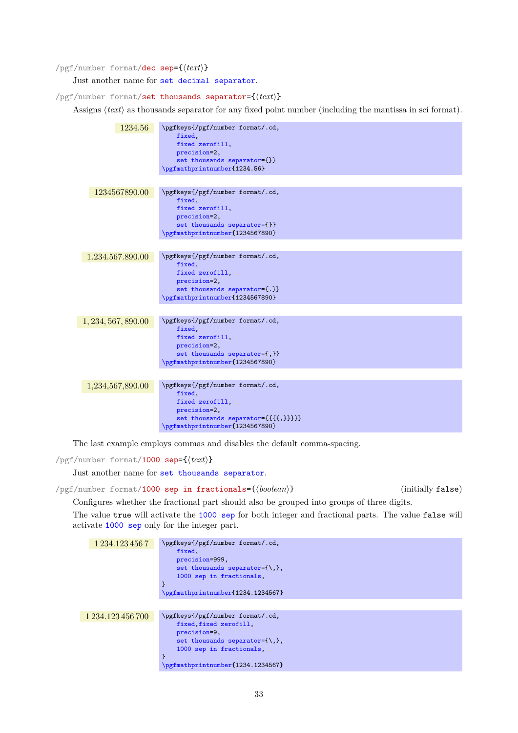/pgf/number format/**dec sep**={⟨*text*⟩}

Just another name for `set decimal separator`.

/pgf/number format/**set thousands separator**={⟨*text*⟩}

Assigns ⟨*text*⟩ as thousands separator for any fixed point number (including the mantissa in sci format).

1234.56

```
\pgfkeys{/pgf/number format/.cd,
    fixed,
    fixed zerofill,
    precision=2,
    set thousands separator={}}
\pgfmathprintnumber{1234.56}
```

1234567890.00

```
\pgfkeys{/pgf/number format/.cd,
    fixed,
    fixed zerofill,
    precision=2,
    set thousands separator={}}
\pgfmathprintnumber{1234567890}
```

1.234.567.890.00

```
\pgfkeys{/pgf/number format/.cd,
    fixed,
    fixed zerofill,
    precision=2,
    set thousands separator={.}}
\pgfmathprintnumber{1234567890}
```

1, 234, 567, 890.00

```
\pgfkeys{/pgf/number format/.cd,
    fixed,
    fixed zerofill,
    precision=2,
    set thousands separator={,}}
\pgfmathprintnumber{1234567890}
```

1,234,567,890.00

```
\pgfkeys{/pgf/number format/.cd,
    fixed,
    fixed zerofill,
    precision=2,
    set thousands separator={{{{,}}}}}
\pgfmathprintnumber{1234567890}
```

The last example employs commas and disables the default comma-spacing.

/pgf/number format/**1000 sep**={⟨*text*⟩}

Just another name for `set thousands separator`.

/pgf/number format/**1000 sep in fractionals**={⟨*boolean*⟩} (initially `false`)

Configures whether the fractional part should also be grouped into groups of three digits.

The value `true` will activate the `1000 sep` for both integer and fractional parts. The value `false` will activate `1000 sep` only for the integer part.

1 234.123 456 7

```
\pgfkeys{/pgf/number format/.cd,
    fixed,
    precision=999,
    set thousands separator={\,},
    1000 sep in fractionals,
}
\pgfmathprintnumber{1234.1234567}
```

1 234.123 456 700

```
\pgfkeys{/pgf/number format/.cd,
    fixed,fixed zerofill,
    precision=9,
    set thousands separator={\,},
    1000 sep in fractionals,
}
\pgfmathprintnumber{1234.1234567}
```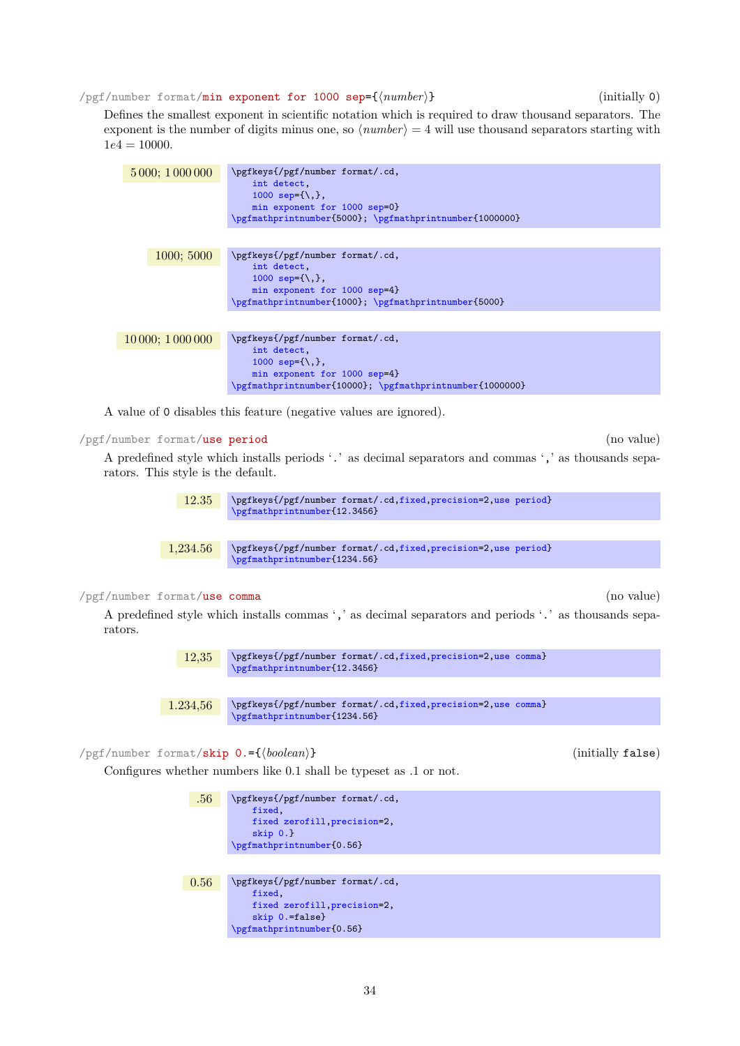/pgf/number format/**min exponent for 1000 sep**={⟨*number*⟩} (initially 0)

Defines the smallest exponent in scientific notation which is required to draw thousand separators. The exponent is the number of digits minus one, so ⟨*number*⟩ = 4 will use thousand separators starting with $1e4 = 10000$.

5 000; 1 000 000

```
\pgfkeys{/pgf/number format/.cd,
    int detect,
    1000 sep={\,},
    min exponent for 1000 sep=0}
\pgfmathprintnumber{5000}; \pgfmathprintnumber{1000000}
```

1000; 5000

```
\pgfkeys{/pgf/number format/.cd,
    int detect,
    1000 sep={\,},
    min exponent for 1000 sep=4}
\pgfmathprintnumber{1000}; \pgfmathprintnumber{5000}
```

10 000; 1 000 000

```
\pgfkeys{/pgf/number format/.cd,
    int detect,
    1000 sep={\,},
    min exponent for 1000 sep=4}
\pgfmathprintnumber{10000}; \pgfmathprintnumber{1000000}
```

A value of 0 disables this feature (negative values are ignored).

/pgf/number format/**use period** (no value)

A predefined style which installs periods '.' as decimal separators and commas ',' as thousands separators. This style is the default.

12.35

```
\pgfkeys{/pgf/number format/.cd,fixed,precision=2,use period}
\pgfmathprintnumber{12.3456}
```

1,234.56

```
\pgfkeys{/pgf/number format/.cd,fixed,precision=2,use period}
\pgfmathprintnumber{1234.56}
```

/pgf/number format/**use comma** (no value)

A predefined style which installs commas ',' as decimal separators and periods '.' as thousands separators.

12,35

```
\pgfkeys{/pgf/number format/.cd,fixed,precision=2,use comma}
\pgfmathprintnumber{12.3456}
```

1.234,56

```
\pgfkeys{/pgf/number format/.cd,fixed,precision=2,use comma}
\pgfmathprintnumber{1234.56}
```

/pgf/number format/**skip 0.**={⟨*boolean*⟩} (initially false)

Configures whether numbers like 0.1 shall be typeset as .1 or not.

.56

```
\pgfkeys{/pgf/number format/.cd,
    fixed,
    fixed zerofill,precision=2,
    skip 0.}
\pgfmathprintnumber{0.56}
```

0.56

```
\pgfkeys{/pgf/number format/.cd,
    fixed,
    fixed zerofill,precision=2,
    skip 0.=false}
\pgfmathprintnumber{0.56}
```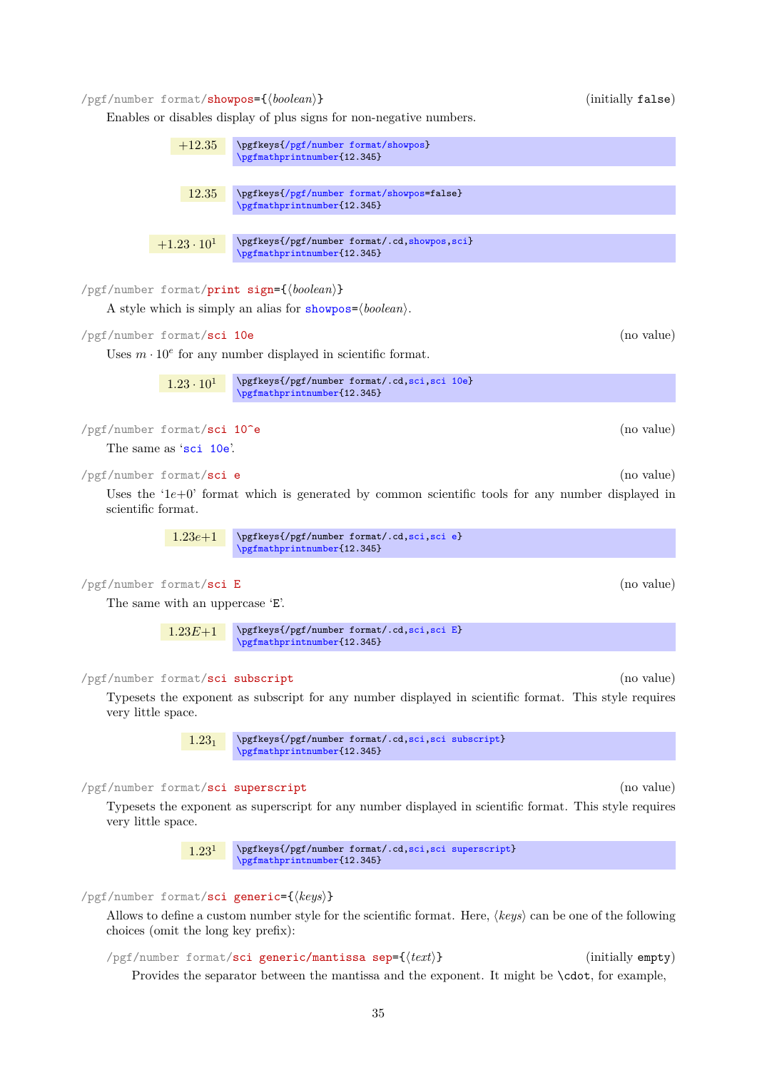**/pgf/number format/showpos**={⟨*boolean*⟩} (initially `false`)

Enables or disables display of plus signs for non-negative numbers.

$+12.35$

```
\pgfkeys{/pgf/number format/showpos}
\pgfmathprintnumber{12.345}
```

$12.35$

```
\pgfkeys{/pgf/number format/showpos=false}
\pgfmathprintnumber{12.345}
```

$+1.23 \cdot 10^{1}$

```
\pgfkeys{/pgf/number format/.cd,showpos,sci}
\pgfmathprintnumber{12.345}
```

**/pgf/number format/print sign**={⟨*boolean*⟩}

A style which is simply an alias for `showpos`=⟨*boolean*⟩.

**/pgf/number format/sci 10e** (no value)

Uses $m \cdot 10^{e}$ for any number displayed in scientific format.

$1.23 \cdot 10^{1}$

```
\pgfkeys{/pgf/number format/.cd,sci,sci 10e}
\pgfmathprintnumber{12.345}
```

**/pgf/number format/sci 10^e** (no value)

The same as '`sci 10e`'.

**/pgf/number format/sci e** (no value)

Uses the '1*e*+0' format which is generated by common scientific tools for any number displayed in scientific format.

$1.23e{+}1$

```
\pgfkeys{/pgf/number format/.cd,sci,sci e}
\pgfmathprintnumber{12.345}
```

**/pgf/number format/sci E** (no value)

The same with an uppercase '`E`'.

$1.23E{+}1$

```
\pgfkeys{/pgf/number format/.cd,sci,sci E}
\pgfmathprintnumber{12.345}
```

**/pgf/number format/sci subscript** (no value)

Typesets the exponent as subscript for any number displayed in scientific format. This style requires very little space.

$1.23_{1}$

```
\pgfkeys{/pgf/number format/.cd,sci,sci subscript}
\pgfmathprintnumber{12.345}
```

**/pgf/number format/sci superscript** (no value)

Typesets the exponent as superscript for any number displayed in scientific format. This style requires very little space.

$1.23^{1}$

```
\pgfkeys{/pgf/number format/.cd,sci,sci superscript}
\pgfmathprintnumber{12.345}
```

**/pgf/number format/sci generic**={⟨*keys*⟩}

Allows to define a custom number style for the scientific format. Here, ⟨*keys*⟩ can be one of the following choices (omit the long key prefix):

**/pgf/number format/sci generic/mantissa sep**={⟨*text*⟩} (initially `empty`)

Provides the separator between the mantissa and the exponent. It might be `\cdot`, for example,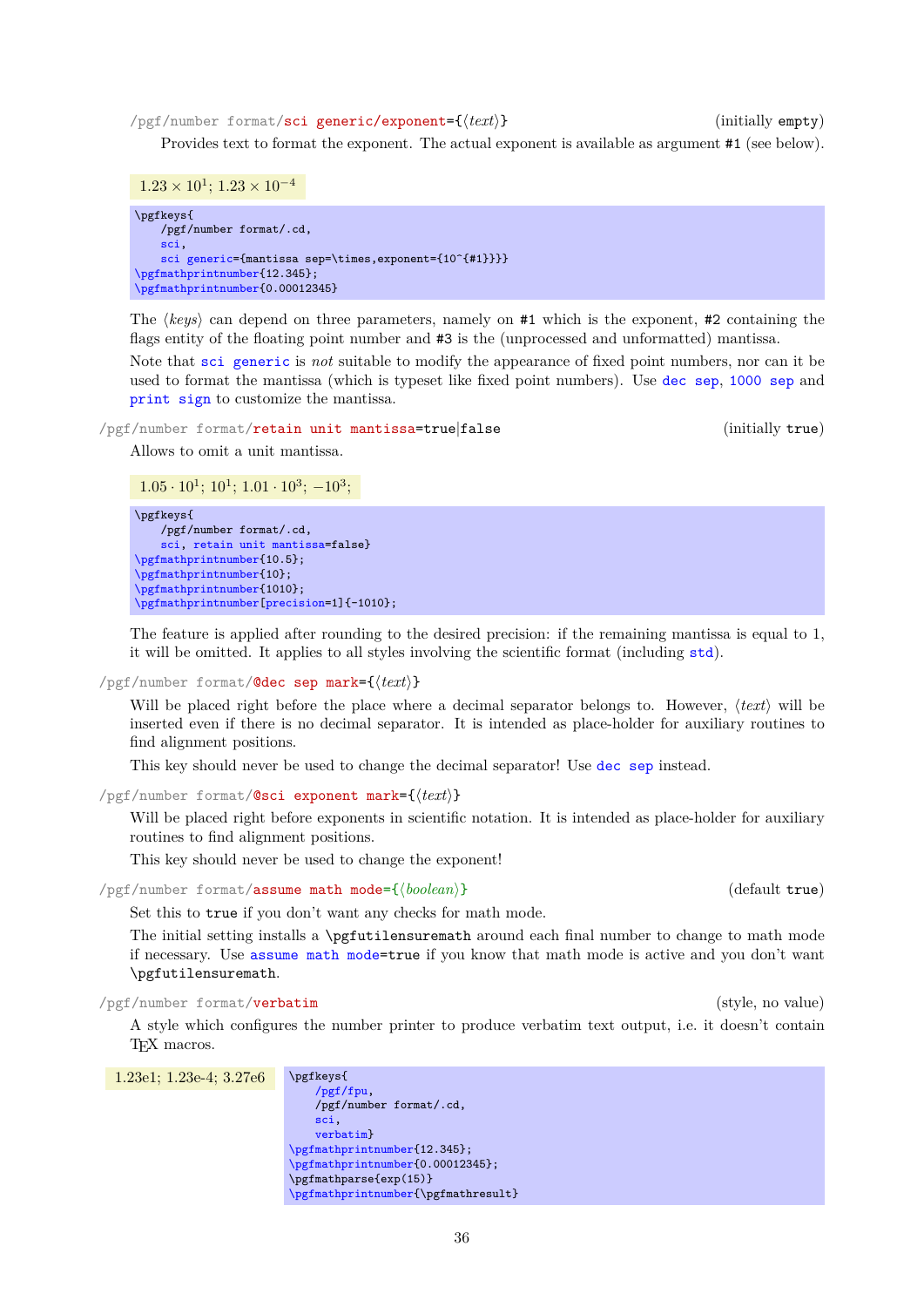/pgf/number format/**sci generic/exponent**={⟨*text*⟩} (initially empty)

Provides text to format the exponent. The actual exponent is available as argument #1 (see below).

$1.23 \times 10^{1}$; $1.23 \times 10^{-4}$

```
\pgfkeys{
    /pgf/number format/.cd,
    sci,
    sci generic={mantissa sep=\times,exponent={10^{#1}}}}
\pgfmathprintnumber{12.345};
\pgfmathprintnumber{0.00012345}
```

The ⟨*keys*⟩ can depend on three parameters, namely on #1 which is the exponent, #2 containing the flags entity of the floating point number and #3 is the (unprocessed and unformatted) mantissa.

Note that sci generic is *not* suitable to modify the appearance of fixed point numbers, nor can it be used to format the mantissa (which is typeset like fixed point numbers). Use dec sep, 1000 sep and print sign to customize the mantissa.

/pgf/number format/**retain unit mantissa**=true|false (initially true)

Allows to omit a unit mantissa.

$1.05 \cdot 10^{1}$; $10^{1}$; $1.01 \cdot 10^{3}$; $-10^{3}$;

```
\pgfkeys{
    /pgf/number format/.cd,
    sci, retain unit mantissa=false}
\pgfmathprintnumber{10.5};
\pgfmathprintnumber{10};
\pgfmathprintnumber{1010};
\pgfmathprintnumber[precision=1]{-1010};
```

The feature is applied after rounding to the desired precision: if the remaining mantissa is equal to 1, it will be omitted. It applies to all styles involving the scientific format (including std).

/pgf/number format/**@dec sep mark**={⟨*text*⟩}

Will be placed right before the place where a decimal separator belongs to. However, ⟨*text*⟩ will be inserted even if there is no decimal separator. It is intended as place-holder for auxiliary routines to find alignment positions.

This key should never be used to change the decimal separator! Use dec sep instead.

/pgf/number format/**@sci exponent mark**={⟨*text*⟩}

Will be placed right before exponents in scientific notation. It is intended as place-holder for auxiliary routines to find alignment positions.

This key should never be used to change the exponent!

/pgf/number format/**assume math mode**={⟨*boolean*⟩} (default true)

Set this to true if you don't want any checks for math mode.

The initial setting installs a \pgfutilensuremath around each final number to change to math mode if necessary. Use assume math mode=true if you know that math mode is active and you don't want \pgfutilensuremath.

/pgf/number format/**verbatim** (style, no value)

A style which configures the number printer to produce verbatim text output, i.e. it doesn't contain TeX macros.

1.23e1; 1.23e-4; 3.27e6

```
\pgfkeys{
    /pgf/fpu,
    /pgf/number format/.cd,
    sci,
    verbatim}
\pgfmathprintnumber{12.345};
\pgfmathprintnumber{0.00012345};
\pgfmathparse{exp(15)}
\pgfmathprintnumber{\pgfmathresult}
```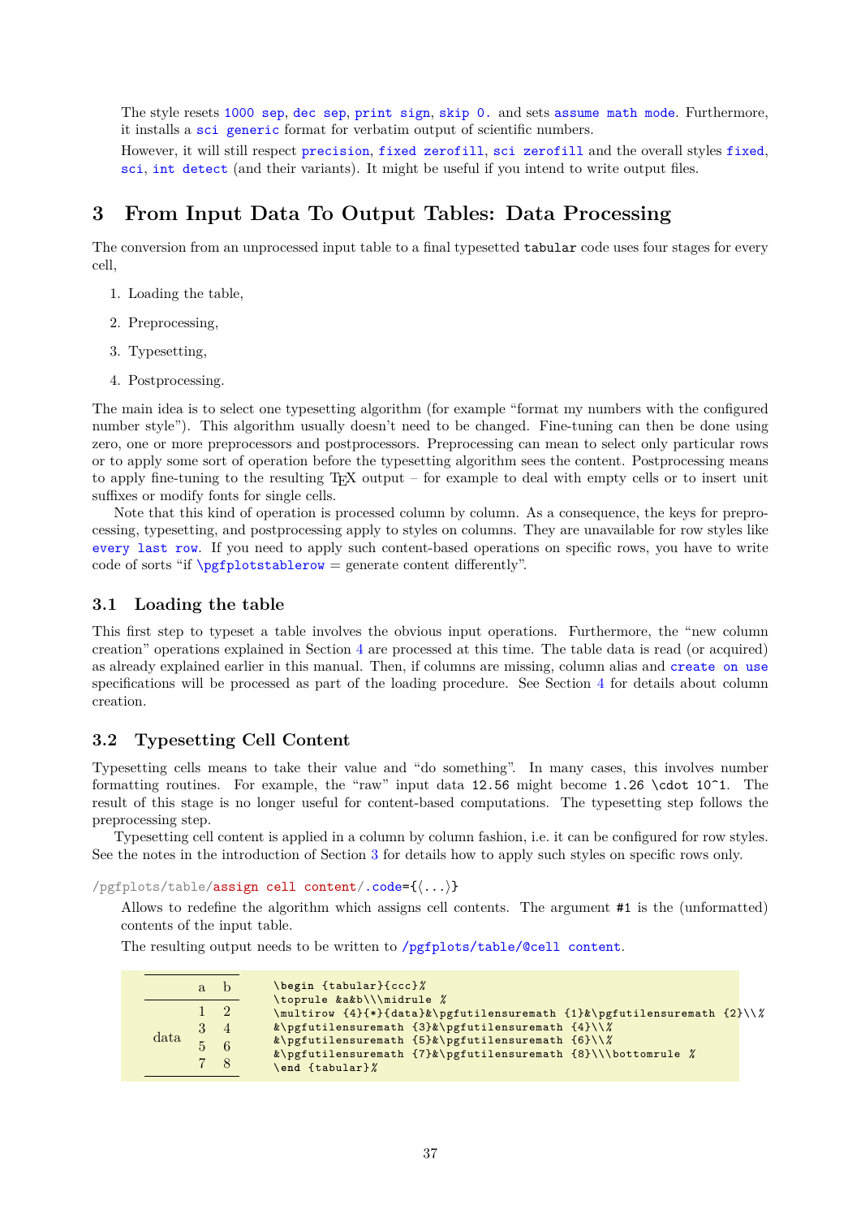The style resets `1000 sep`, `dec sep`, `print sign`, `skip 0.` and sets `assume math mode`. Furthermore, it installs a `sci generic` format for verbatim output of scientific numbers.

However, it will still respect `precision`, `fixed zerofill`, `sci zerofill` and the overall styles `fixed`, `sci`, `int detect` (and their variants). It might be useful if you intend to write output files.

# 3 From Input Data To Output Tables: Data Processing

The conversion from an unprocessed input table to a final typesetted `tabular` code uses four stages for every cell,

1. Loading the table,
2. Preprocessing,
3. Typesetting,
4. Postprocessing.

The main idea is to select one typesetting algorithm (for example "format my numbers with the configured number style"). This algorithm usually doesn't need to be changed. Fine-tuning can then be done using zero, one or more preprocessors and postprocessors. Preprocessing can mean to select only particular rows or to apply some sort of operation before the typesetting algorithm sees the content. Postprocessing means to apply fine-tuning to the resulting TeX output – for example to deal with empty cells or to insert unit suffixes or modify fonts for single cells.

Note that this kind of operation is processed column by column. As a consequence, the keys for preprocessing, typesetting, and postprocessing apply to styles on columns. They are unavailable for row styles like `every last row`. If you need to apply such content-based operations on specific rows, you have to write code of sorts "if `\pgfplotstablerow` = generate content differently".

## 3.1 Loading the table

This first step to typeset a table involves the obvious input operations. Furthermore, the "new column creation" operations explained in Section 4 are processed at this time. The table data is read (or acquired) as already explained earlier in this manual. Then, if columns are missing, column alias and `create on use` specifications will be processed as part of the loading procedure. See Section 4 for details about column creation.

## 3.2 Typesetting Cell Content

Typesetting cells means to take their value and "do something". In many cases, this involves number formatting routines. For example, the "raw" input data `12.56` might become `1.26 \cdot 10^1`. The result of this stage is no longer useful for content-based computations. The typesetting step follows the preprocessing step.

Typesetting cell content is applied in a column by column fashion, i.e. it can be configured for row styles. See the notes in the introduction of Section 3 for details how to apply such styles on specific rows only.

`/pgfplots/table/assign cell content/.code={⟨...⟩}`

Allows to redefine the algorithm which assigns cell contents. The argument `#1` is the (unformatted) contents of the input table.

The resulting output needs to be written to `/pgfplots/table/@cell content`.

| | a | b |
|---|---|---|
| data | 1 | 2 |
| | 3 | 4 |
| | 5 | 6 |
| | 7 | 8 |

```
\begin {tabular}{ccc}%
\toprule &a&b\\\midrule %
\multirow {4}{*}{data}&\pgfutilensuremath {1}&\pgfutilensuremath {2}\\%
&\pgfutilensuremath {3}&\pgfutilensuremath {4}\\%
&\pgfutilensuremath {5}&\pgfutilensuremath {6}\\%
&\pgfutilensuremath {7}&\pgfutilensuremath {8}\\\bottomrule %
\end {tabular}%
```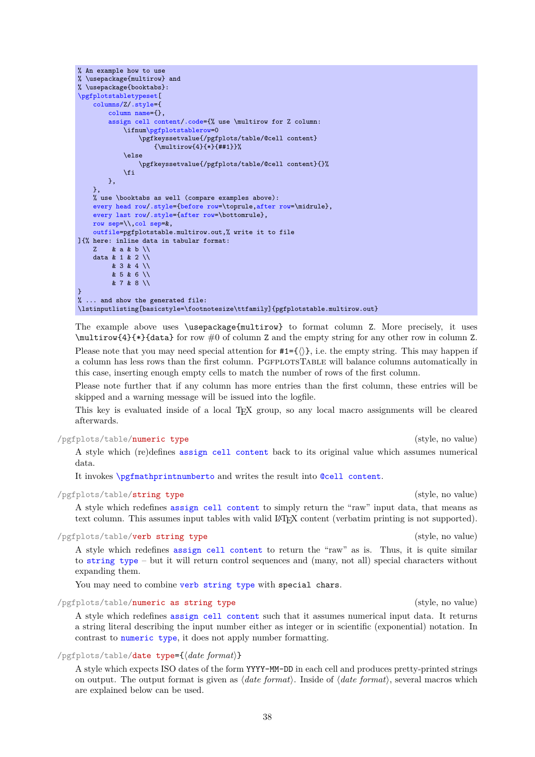```
% An example how to use
% \usepackage{multirow} and
% \usepackage{booktabs}:
\pgfplotstabletypeset[
    columns/Z/.style={
        column name={},
        assign cell content/.code={% use \multirow for Z column:
            \ifnum\pgfplotstablerow=0
                \pgfkeyssetvalue{/pgfplots/table/@cell content}
                    {\multirow{4}{*}{##1}}%
            \else
                \pgfkeyssetvalue{/pgfplots/table/@cell content}{}%
            \fi
        },
    },
    % use \booktabs as well (compare examples above):
    every head row/.style={before row=\toprule,after row=\midrule},
    every last row/.style={after row=\bottomrule},
    row sep=\\,col sep=&,
    outfile=pgfplotstable.multirow.out,% write it to file
]{% here: inline data in tabular format:
    Z    & a & b \\
    data & 1 & 2 \\
         & 3 & 4 \\
         & 5 & 6 \\
         & 7 & 8 \\
}
% ... and show the generated file:
\lstinputlisting[basicstyle=\footnotesize\ttfamily]{pgfplotstable.multirow.out}
```

The example above uses `\usepackage{multirow}` to format column `Z`. More precisely, it uses `\multirow{4}{*}{data}` for row #0 of column `Z` and the empty string for any other row in column `Z`.

Please note that you may need special attention for `#1={⟨⟩}`, i.e. the empty string. This may happen if a column has less rows than the first column. PgfplotsTable will balance columns automatically in this case, inserting enough empty cells to match the number of rows of the first column.

Please note further that if any column has more entries than the first column, these entries will be skipped and a warning message will be issued into the logfile.

This key is evaluated inside of a local TeX group, so any local macro assignments will be cleared afterwards.

`/pgfplots/table/numeric type` (style, no value)

A style which (re)defines `assign cell content` back to its original value which assumes numerical data.

It invokes `\pgfmathprintnumberto` and writes the result into `@cell content`.

`/pgfplots/table/string type` (style, no value)

A style which redefines `assign cell content` to simply return the "raw" input data, that means as text column. This assumes input tables with valid LaTeX content (verbatim printing is not supported).

`/pgfplots/table/verb string type` (style, no value)

A style which redefines `assign cell content` to return the "raw" as is. Thus, it is quite similar to `string type` – but it will return control sequences and (many, not all) special characters without expanding them.

You may need to combine `verb string type` with `special chars`.

`/pgfplots/table/numeric as string type` (style, no value)

A style which redefines `assign cell content` such that it assumes numerical input data. It returns a string literal describing the input number either as integer or in scientific (exponential) notation. In contrast to `numeric type`, it does not apply number formatting.

`/pgfplots/table/date type={⟨date format⟩}`

A style which expects ISO dates of the form `YYYY-MM-DD` in each cell and produces pretty-printed strings on output. The output format is given as ⟨*date format*⟩. Inside of ⟨*date format*⟩, several macros which are explained below can be used.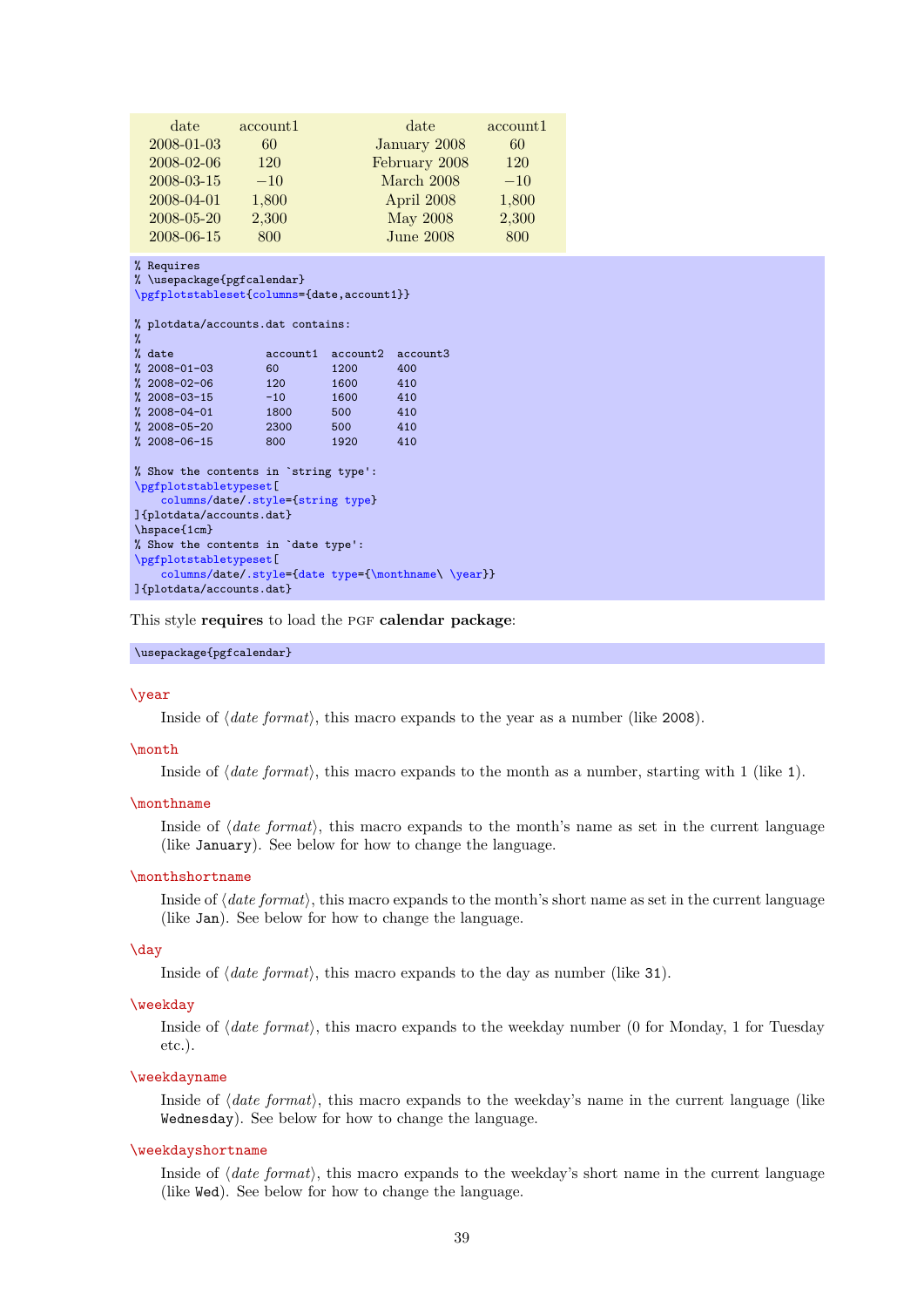| date | account1 |
|---|---|
| 2008-01-03 | 60 |
| 2008-02-06 | 120 |
| 2008-03-15 | −10 |
| 2008-04-01 | 1,800 |
| 2008-05-20 | 2,300 |
| 2008-06-15 | 800 |

| date | account1 |
|---|---|
| January 2008 | 60 |
| February 2008 | 120 |
| March 2008 | −10 |
| April 2008 | 1,800 |
| May 2008 | 2,300 |
| June 2008 | 800 |

```
% Requires
% \usepackage{pgfcalendar}
\pgfplotstableset{columns={date,account1}}

% plotdata/accounts.dat contains:
%
% date              account1  account2  account3
% 2008-01-03        60        1200      400
% 2008-02-06        120       1600      410
% 2008-03-15        -10       1600      410
% 2008-04-01        1800      500       410
% 2008-05-20        2300      500       410
% 2008-06-15        800       1920      410

% Show the contents in `string type':
\pgfplotstabletypeset[
    columns/date/.style={string type}
]{plotdata/accounts.dat}
\hspace{1cm}
% Show the contents in `date type':
\pgfplotstabletypeset[
    columns/date/.style={date type={\monthname\ \year}}
]{plotdata/accounts.dat}
```

This style **requires** to load the PGF **calendar package**:

```
\usepackage{pgfcalendar}
```

`\year`

Inside of ⟨*date format*⟩, this macro expands to the year as a number (like `2008`).

`\month`

Inside of ⟨*date format*⟩, this macro expands to the month as a number, starting with 1 (like `1`).

`\monthname`

Inside of ⟨*date format*⟩, this macro expands to the month's name as set in the current language (like `January`). See below for how to change the language.

`\monthshortname`

Inside of ⟨*date format*⟩, this macro expands to the month's short name as set in the current language (like `Jan`). See below for how to change the language.

`\day`

Inside of ⟨*date format*⟩, this macro expands to the day as number (like `31`).

`\weekday`

Inside of ⟨*date format*⟩, this macro expands to the weekday number (0 for Monday, 1 for Tuesday etc.).

`\weekdayname`

Inside of ⟨*date format*⟩, this macro expands to the weekday's name in the current language (like `Wednesday`). See below for how to change the language.

`\weekdayshortname`

Inside of ⟨*date format*⟩, this macro expands to the weekday's short name in the current language (like `Wed`). See below for how to change the language.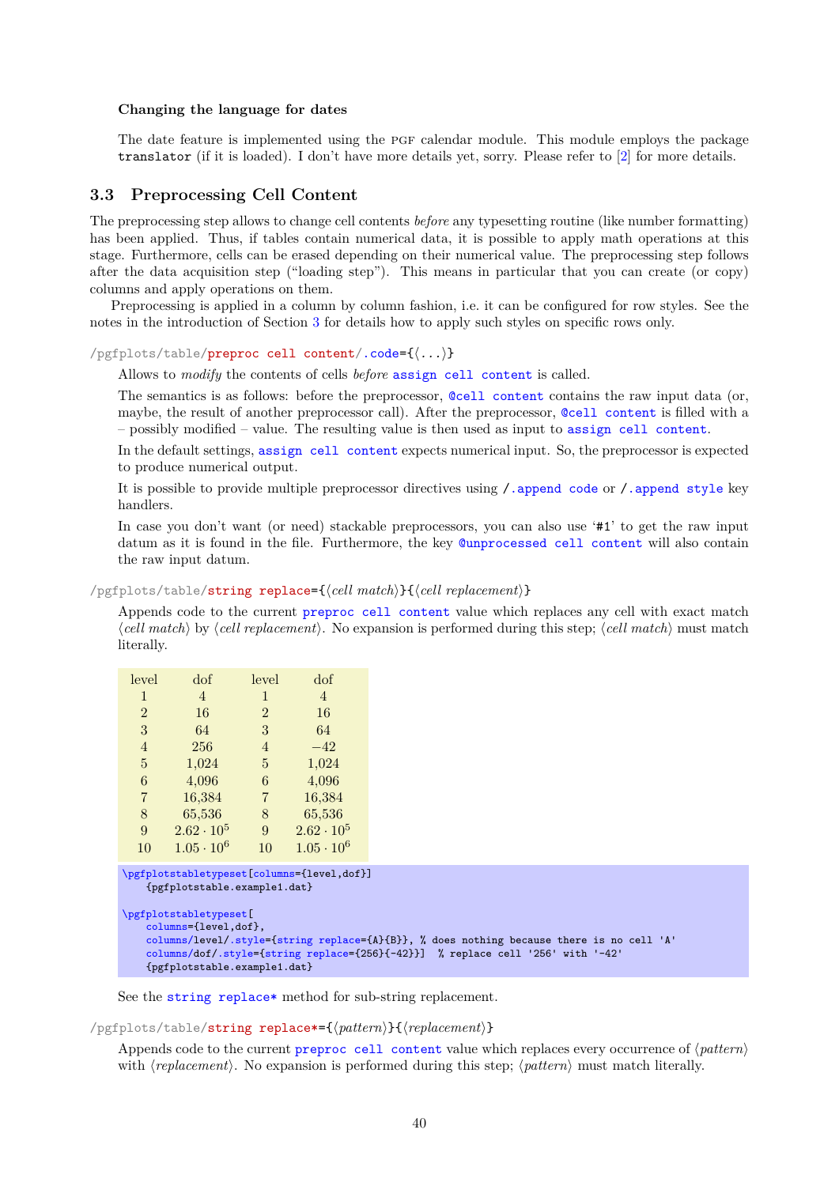**Changing the language for dates**

The date feature is implemented using the PGF calendar module. This module employs the package `translator` (if it is loaded). I don't have more details yet, sorry. Please refer to [2] for more details.

## 3.3 Preprocessing Cell Content

The preprocessing step allows to change cell contents *before* any typesetting routine (like number formatting) has been applied. Thus, if tables contain numerical data, it is possible to apply math operations at this stage. Furthermore, cells can be erased depending on their numerical value. The preprocessing step follows after the data acquisition step ("loading step"). This means in particular that you can create (or copy) columns and apply operations on them.

Preprocessing is applied in a column by column fashion, i.e. it can be configured for row styles. See the notes in the introduction of Section 3 for details how to apply such styles on specific rows only.

`/pgfplots/table/preproc cell content/.code={⟨...⟩}`

Allows to *modify* the contents of cells *before* `assign cell content` is called.

The semantics is as follows: before the preprocessor, `@cell content` contains the raw input data (or, maybe, the result of another preprocessor call). After the preprocessor, `@cell content` is filled with a – possibly modified – value. The resulting value is then used as input to `assign cell content`.

In the default settings, `assign cell content` expects numerical input. So, the preprocessor is expected to produce numerical output.

It is possible to provide multiple preprocessor directives using `/.append code` or `/.append style` key handlers.

In case you don't want (or need) stackable preprocessors, you can also use '`#1`' to get the raw input datum as it is found in the file. Furthermore, the key `@unprocessed cell content` will also contain the raw input datum.

`/pgfplots/table/string replace={⟨cell match⟩}{⟨cell replacement⟩}`

Appends code to the current `preproc cell content` value which replaces any cell with exact match ⟨*cell match*⟩ by ⟨*cell replacement*⟩. No expansion is performed during this step; ⟨*cell match*⟩ must match literally.

| level | dof | level | dof |
|---|---|---|---|
| 1 | 4 | 1 | 4 |
| 2 | 16 | 2 | 16 |
| 3 | 64 | 3 | 64 |
| 4 | 256 | 4 | $-42$ |
| 5 | 1,024 | 5 | 1,024 |
| 6 | 4,096 | 6 | 4,096 |
| 7 | 16,384 | 7 | 16,384 |
| 8 | 65,536 | 8 | 65,536 |
| 9 | $2.62 \cdot 10^5$ | 9 | $2.62 \cdot 10^5$ |
| 10 | $1.05 \cdot 10^6$ | 10 | $1.05 \cdot 10^6$ |

```
\pgfplotstabletypeset[columns={level,dof}]
    {pgfplotstable.example1.dat}

\pgfplotstabletypeset[
    columns={level,dof},
    columns/level/.style={string replace={A}{B}}, % does nothing because there is no cell 'A'
    columns/dof/.style={string replace={256}{-42}}]  % replace cell '256' with '-42'
    {pgfplotstable.example1.dat}
```

See the `string replace*` method for sub-string replacement.

`/pgfplots/table/string replace*={⟨pattern⟩}{⟨replacement⟩}`

Appends code to the current `preproc cell content` value which replaces every occurrence of ⟨*pattern*⟩ with ⟨*replacement*⟩. No expansion is performed during this step; ⟨*pattern*⟩ must match literally.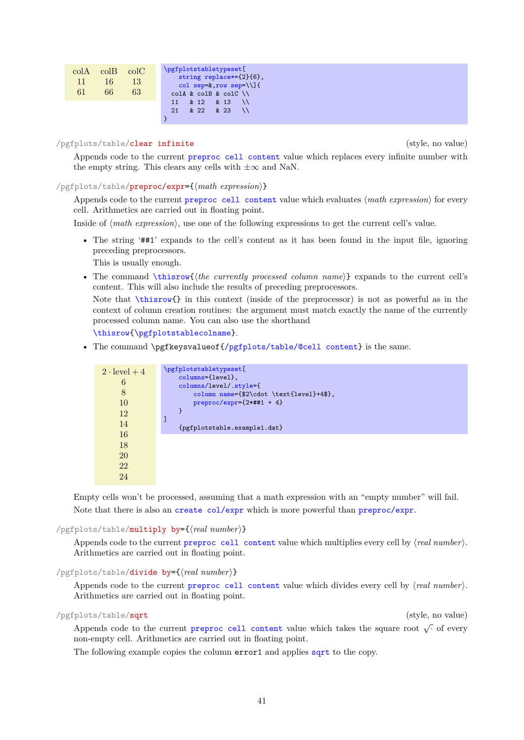| colA | colB | colC |
|---|---|---|
| 11 | 16 | 13 |
| 61 | 66 | 63 |

```
\pgfplotstabletypeset[
    string replace*={2}{6},
    col sep=&,row sep=\\]{
  colA & colB & colC \\
  11   & 12   & 13   \\
  21   & 22   & 23   \\
}
```

/pgfplots/table/**clear infinite** (style, no value)

Appends code to the current preproc cell content value which replaces every infinite number with the empty string. This clears any cells with $\pm\infty$ and NaN.

/pgfplots/table/**preproc/expr**={⟨*math expression*⟩}

Appends code to the current preproc cell content value which evaluates ⟨*math expression*⟩ for every cell. Arithmetics are carried out in floating point.

Inside of ⟨*math expression*⟩, use one of the following expressions to get the current cell's value.

- The string '##1' expands to the cell's content as it has been found in the input file, ignoring preceding preprocessors.

  This is usually enough.

- The command \thisrow{⟨*the currently processed column name*⟩} expands to the current cell's content. This will also include the results of preceding preprocessors.

  Note that \thisrow{} in this context (inside of the preprocessor) is not as powerful as in the context of column creation routines: the argument must match exactly the name of the currently processed column name. You can also use the shorthand

  \thisrow{\pgfplotstablecolname}.

- The command \pgfkeysvalueof{/pgfplots/table/@cell content} is the same.

| $2 \cdot \text{level} + 4$ |
|---|
| 6 |
| 8 |
| 10 |
| 12 |
| 14 |
| 16 |
| 18 |
| 20 |
| 22 |
| 24 |

```
\pgfplotstabletypeset[
    columns={level},
    columns/level/.style={
        column name={$2\cdot \text{level}+4$},
        preproc/expr={2*##1 + 4}
    }
]
    {pgfplotstable.example1.dat}
```

Empty cells won't be processed, assuming that a math expression with an "empty number" will fail.

Note that there is also an create col/expr which is more powerful than preproc/expr.

/pgfplots/table/**multiply by**={⟨*real number*⟩}

Appends code to the current preproc cell content value which multiplies every cell by ⟨*real number*⟩. Arithmetics are carried out in floating point.

/pgfplots/table/**divide by**={⟨*real number*⟩}

Appends code to the current preproc cell content value which divides every cell by ⟨*real number*⟩. Arithmetics are carried out in floating point.

/pgfplots/table/**sqrt** (style, no value)

Appends code to the current preproc cell content value which takes the square root $\sqrt{\cdot}$ of every non-empty cell. Arithmetics are carried out in floating point.

The following example copies the column error1 and applies sqrt to the copy.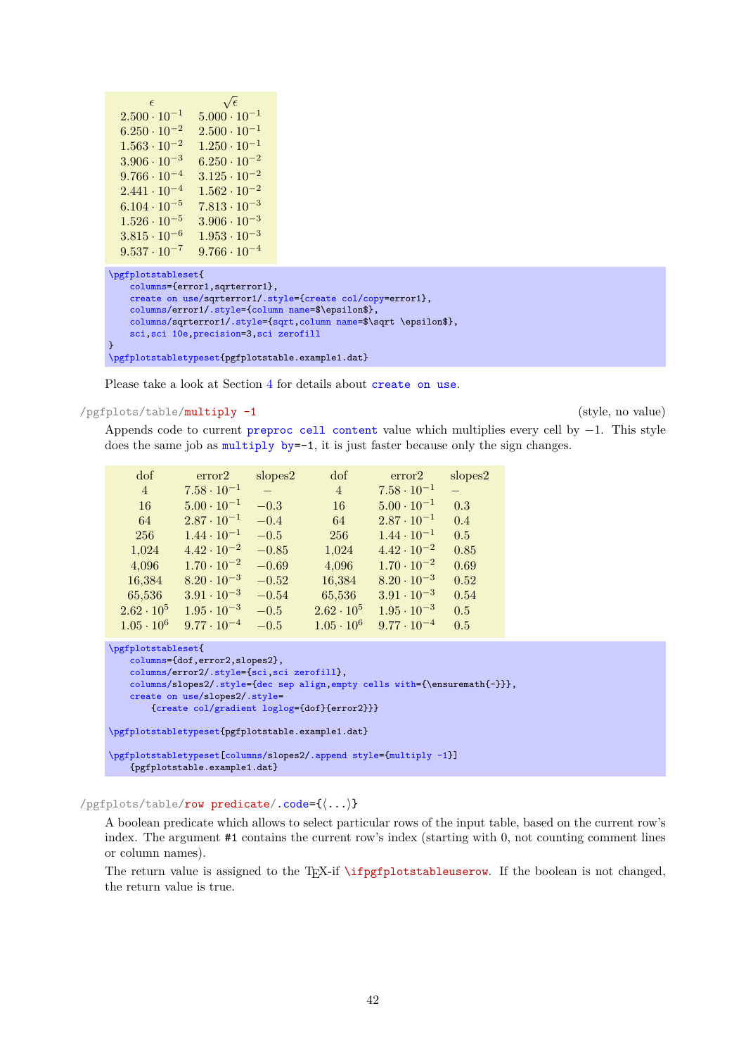| $\epsilon$ | $\sqrt{\epsilon}$ |
|---|---|
| $2.500 \cdot 10^{-1}$ | $5.000 \cdot 10^{-1}$ |
| $6.250 \cdot 10^{-2}$ | $2.500 \cdot 10^{-1}$ |
| $1.563 \cdot 10^{-2}$ | $1.250 \cdot 10^{-1}$ |
| $3.906 \cdot 10^{-3}$ | $6.250 \cdot 10^{-2}$ |
| $9.766 \cdot 10^{-4}$ | $3.125 \cdot 10^{-2}$ |
| $2.441 \cdot 10^{-4}$ | $1.562 \cdot 10^{-2}$ |
| $6.104 \cdot 10^{-5}$ | $7.813 \cdot 10^{-3}$ |
| $1.526 \cdot 10^{-5}$ | $3.906 \cdot 10^{-3}$ |
| $3.815 \cdot 10^{-6}$ | $1.953 \cdot 10^{-3}$ |
| $9.537 \cdot 10^{-7}$ | $9.766 \cdot 10^{-4}$ |

```
\pgfplotstableset{
    columns={error1,sqrterror1},
    create on use/sqrterror1/.style={create col/copy=error1},
    columns/error1/.style={column name=$\epsilon$},
    columns/sqrterror1/.style={sqrt,column name=$\sqrt \epsilon$},
    sci,sci 10e,precision=3,sci zerofill
}
\pgfplotstabletypeset{pgfplotstable.example1.dat}
```

Please take a look at Section 4 for details about `create on use`.

/pgfplots/table/**multiply -1** (style, no value)

Appends code to current `preproc cell content` value which multiplies every cell by $-1$. This style does the same job as `multiply by=-1`, it is just faster because only the sign changes.

| dof | error2 | slopes2 |
|---|---|---|
| 4 | $7.58 \cdot 10^{-1}$ | – |
| 16 | $5.00 \cdot 10^{-1}$ | $-0.3$ |
| 64 | $2.87 \cdot 10^{-1}$ | $-0.4$ |
| 256 | $1.44 \cdot 10^{-1}$ | $-0.5$ |
| 1,024 | $4.42 \cdot 10^{-2}$ | $-0.85$ |
| 4,096 | $1.70 \cdot 10^{-2}$ | $-0.69$ |
| 16,384 | $8.20 \cdot 10^{-3}$ | $-0.52$ |
| 65,536 | $3.91 \cdot 10^{-3}$ | $-0.54$ |
| $2.62 \cdot 10^{5}$ | $1.95 \cdot 10^{-3}$ | $-0.5$ |
| $1.05 \cdot 10^{6}$ | $9.77 \cdot 10^{-4}$ | $-0.5$ |

| dof | error2 | slopes2 |
|---|---|---|
| 4 | $7.58 \cdot 10^{-1}$ | – |
| 16 | $5.00 \cdot 10^{-1}$ | 0.3 |
| 64 | $2.87 \cdot 10^{-1}$ | 0.4 |
| 256 | $1.44 \cdot 10^{-1}$ | 0.5 |
| 1,024 | $4.42 \cdot 10^{-2}$ | 0.85 |
| 4,096 | $1.70 \cdot 10^{-2}$ | 0.69 |
| 16,384 | $8.20 \cdot 10^{-3}$ | 0.52 |
| 65,536 | $3.91 \cdot 10^{-3}$ | 0.54 |
| $2.62 \cdot 10^{5}$ | $1.95 \cdot 10^{-3}$ | 0.5 |
| $1.05 \cdot 10^{6}$ | $9.77 \cdot 10^{-4}$ | 0.5 |

```
\pgfplotstableset{
    columns={dof,error2,slopes2},
    columns/error2/.style={sci,sci zerofill},
    columns/slopes2/.style={dec sep align,empty cells with={\ensuremath{-}}},
    create on use/slopes2/.style=
        {create col/gradient loglog={dof}{error2}}}

\pgfplotstabletypeset{pgfplotstable.example1.dat}

\pgfplotstabletypeset[columns/slopes2/.append style={multiply -1}]
    {pgfplotstable.example1.dat}
```

/pgfplots/table/**row predicate**/.code={⟨...⟩}

A boolean predicate which allows to select particular rows of the input table, based on the current row's index. The argument `#1` contains the current row's index (starting with 0, not counting comment lines or column names).

The return value is assigned to the TeX-if `\ifpgfplotstableuserow`. If the boolean is not changed, the return value is true.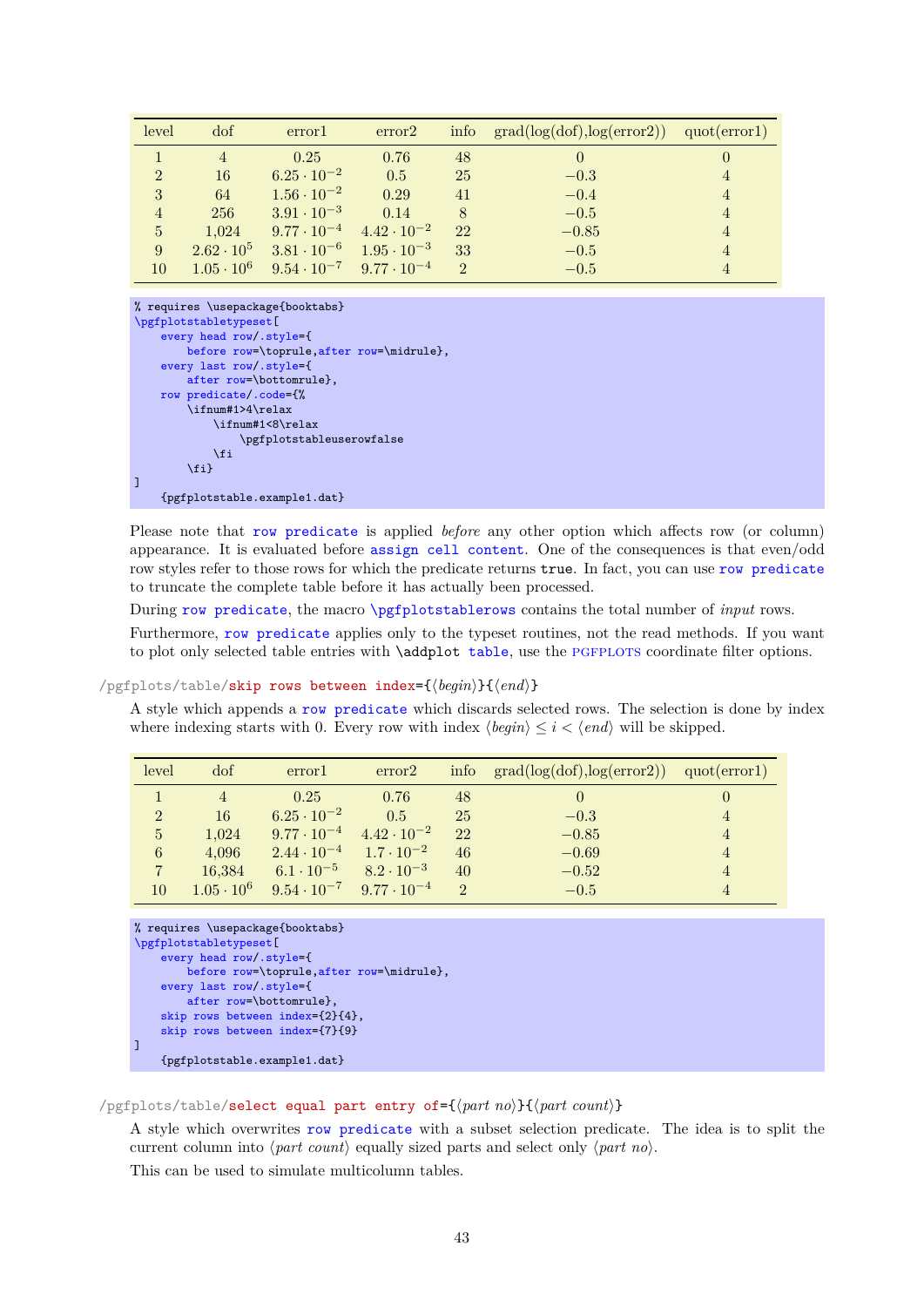| level | dof | error1 | error2 | info | grad(log(dof),log(error2)) | quot(error1) |
|---|---|---|---|---|---|---|
| 1 | 4 | 0.25 | 0.76 | 48 | 0 | 0 |
| 2 | 16 | $6.25 \cdot 10^{-2}$ | 0.5 | 25 | $-0.3$ | 4 |
| 3 | 64 | $1.56 \cdot 10^{-2}$ | 0.29 | 41 | $-0.4$ | 4 |
| 4 | 256 | $3.91 \cdot 10^{-3}$ | 0.14 | 8 | $-0.5$ | 4 |
| 5 | 1,024 | $9.77 \cdot 10^{-4}$ | $4.42 \cdot 10^{-2}$ | 22 | $-0.85$ | 4 |
| 9 | $2.62 \cdot 10^{5}$ | $3.81 \cdot 10^{-6}$ | $1.95 \cdot 10^{-3}$ | 33 | $-0.5$ | 4 |
| 10 | $1.05 \cdot 10^{6}$ | $9.54 \cdot 10^{-7}$ | $9.77 \cdot 10^{-4}$ | 2 | $-0.5$ | 4 |

```
% requires \usepackage{booktabs}
\pgfplotstabletypeset[
    every head row/.style={
        before row=\toprule,after row=\midrule},
    every last row/.style={
        after row=\bottomrule},
    row predicate/.code={%
        \ifnum#1>4\relax
            \ifnum#1<8\relax
                \pgfplotstableuserowfalse
            \fi
        \fi}
]
    {pgfplotstable.example1.dat}
```

Please note that `row predicate` is applied *before* any other option which affects row (or column) appearance. It is evaluated before `assign cell content`. One of the consequences is that even/odd row styles refer to those rows for which the predicate returns `true`. In fact, you can use `row predicate` to truncate the complete table before it has actually been processed.

During `row predicate`, the macro `\pgfplotstablerows` contains the total number of *input* rows.

Furthermore, `row predicate` applies only to the typeset routines, not the read methods. If you want to plot only selected table entries with `\addplot table`, use the PGFPLOTS coordinate filter options.

`/pgfplots/table/skip rows between index={⟨begin⟩}{⟨end⟩}`

A style which appends a `row predicate` which discards selected rows. The selection is done by index where indexing starts with 0. Every row with index $\langle begin \rangle \leq i < \langle end \rangle$ will be skipped.

| level | dof | error1 | error2 | info | grad(log(dof),log(error2)) | quot(error1) |
|---|---|---|---|---|---|---|
| 1 | 4 | 0.25 | 0.76 | 48 | 0 | 0 |
| 2 | 16 | $6.25 \cdot 10^{-2}$ | 0.5 | 25 | $-0.3$ | 4 |
| 5 | 1,024 | $9.77 \cdot 10^{-4}$ | $4.42 \cdot 10^{-2}$ | 22 | $-0.85$ | 4 |
| 6 | 4,096 | $2.44 \cdot 10^{-4}$ | $1.7 \cdot 10^{-2}$ | 46 | $-0.69$ | 4 |
| 7 | 16,384 | $6.1 \cdot 10^{-5}$ | $8.2 \cdot 10^{-3}$ | 40 | $-0.52$ | 4 |
| 10 | $1.05 \cdot 10^{6}$ | $9.54 \cdot 10^{-7}$ | $9.77 \cdot 10^{-4}$ | 2 | $-0.5$ | 4 |

```
% requires \usepackage{booktabs}
\pgfplotstabletypeset[
    every head row/.style={
        before row=\toprule,after row=\midrule},
    every last row/.style={
        after row=\bottomrule},
    skip rows between index={2}{4},
    skip rows between index={7}{9}
]
    {pgfplotstable.example1.dat}
```

`/pgfplots/table/select equal part entry of={⟨part no⟩}{⟨part count⟩}`

A style which overwrites `row predicate` with a subset selection predicate. The idea is to split the current column into ⟨*part count*⟩ equally sized parts and select only ⟨*part no*⟩.

This can be used to simulate multicolumn tables.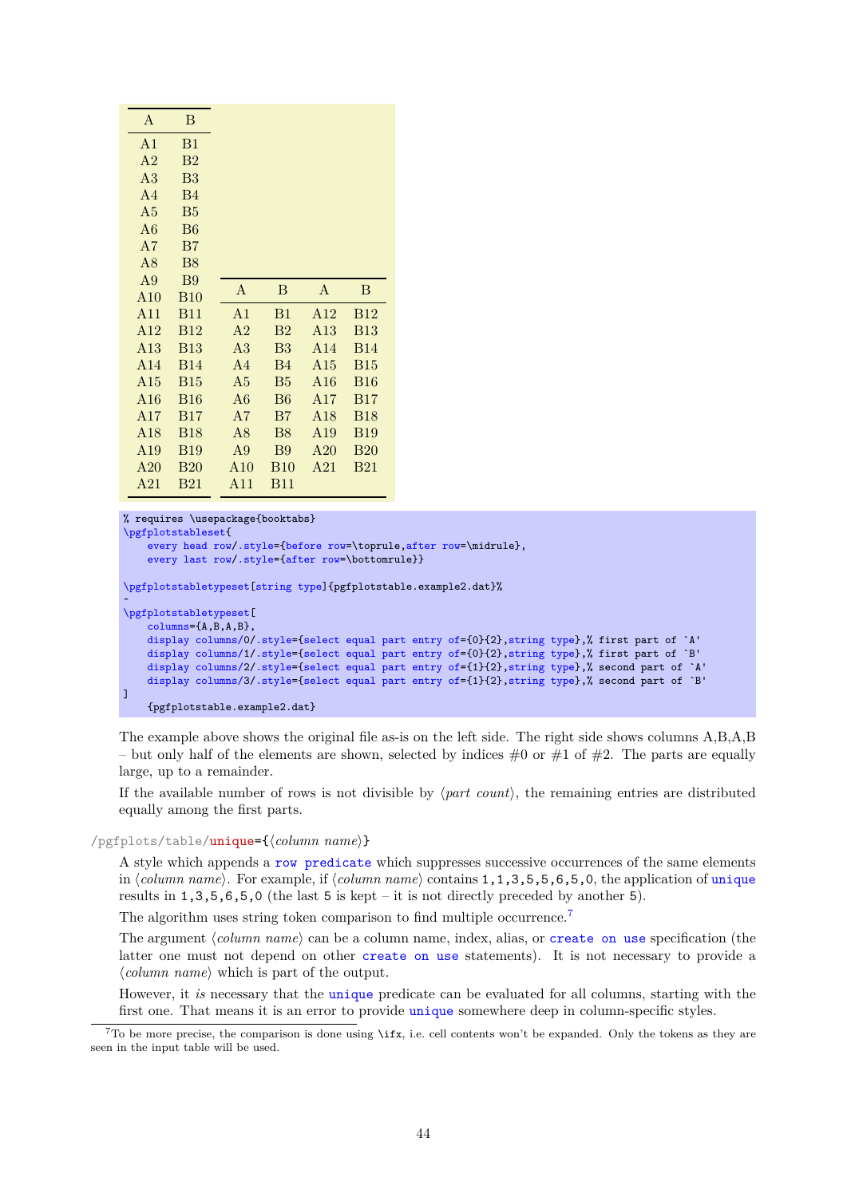| A | B |
|---|---|
| A1 | B1 |
| A2 | B2 |
| A3 | B3 |
| A4 | B4 |
| A5 | B5 |
| A6 | B6 |
| A7 | B7 |
| A8 | B8 |
| A9 | B9 |
| A10 | B10 |
| A11 | B11 |
| A12 | B12 |
| A13 | B13 |
| A14 | B14 |
| A15 | B15 |
| A16 | B16 |
| A17 | B17 |
| A18 | B18 |
| A19 | B19 |
| A20 | B20 |
| A21 | B21 |

| A | B | A | B |
|---|---|---|---|
| A1 | B1 | A12 | B12 |
| A2 | B2 | A13 | B13 |
| A3 | B3 | A14 | B14 |
| A4 | B4 | A15 | B15 |
| A5 | B5 | A16 | B16 |
| A6 | B6 | A17 | B17 |
| A7 | B7 | A18 | B18 |
| A8 | B8 | A19 | B19 |
| A9 | B9 | A20 | B20 |
| A10 | B10 | A21 | B21 |
| A11 | B11 | | |

```
% requires \usepackage{booktabs}
\pgfplotstableset{
    every head row/.style={before row=\toprule,after row=\midrule},
    every last row/.style={after row=\bottomrule}}

\pgfplotstabletypeset[string type]{pgfplotstable.example2.dat}%
~
\pgfplotstabletypeset[
    columns={A,B,A,B},
    display columns/0/.style={select equal part entry of={0}{2},string type},% first part of `A'
    display columns/1/.style={select equal part entry of={0}{2},string type},% first part of `B'
    display columns/2/.style={select equal part entry of={1}{2},string type},% second part of `A'
    display columns/3/.style={select equal part entry of={1}{2},string type},% second part of `B'
]
    {pgfplotstable.example2.dat}
```

The example above shows the original file as-is on the left side. The right side shows columns A,B,A,B – but only half of the elements are shown, selected by indices #0 or #1 of #2. The parts are equally large, up to a remainder.

If the available number of rows is not divisible by ⟨*part count*⟩, the remaining entries are distributed equally among the first parts.

/pgfplots/table/**unique**={⟨*column name*⟩}

A style which appends a `row predicate` which suppresses successive occurrences of the same elements in ⟨*column name*⟩. For example, if ⟨*column name*⟩ contains `1,1,3,5,5,6,5,0`, the application of `unique` results in `1,3,5,6,5,0` (the last `5` is kept – it is not directly preceded by another `5`).

The algorithm uses string token comparison to find multiple occurrence.[7]

The argument ⟨*column name*⟩ can be a column name, index, alias, or `create on use` specification (the latter one must not depend on other `create on use` statements). It is not necessary to provide a ⟨*column name*⟩ which is part of the output.

However, it *is* necessary that the `unique` predicate can be evaluated for all columns, starting with the first one. That means it is an error to provide `unique` somewhere deep in column-specific styles.

[7] To be more precise, the comparison is done using `\ifx`, i.e. cell contents won't be expanded. Only the tokens as they are seen in the input table will be used.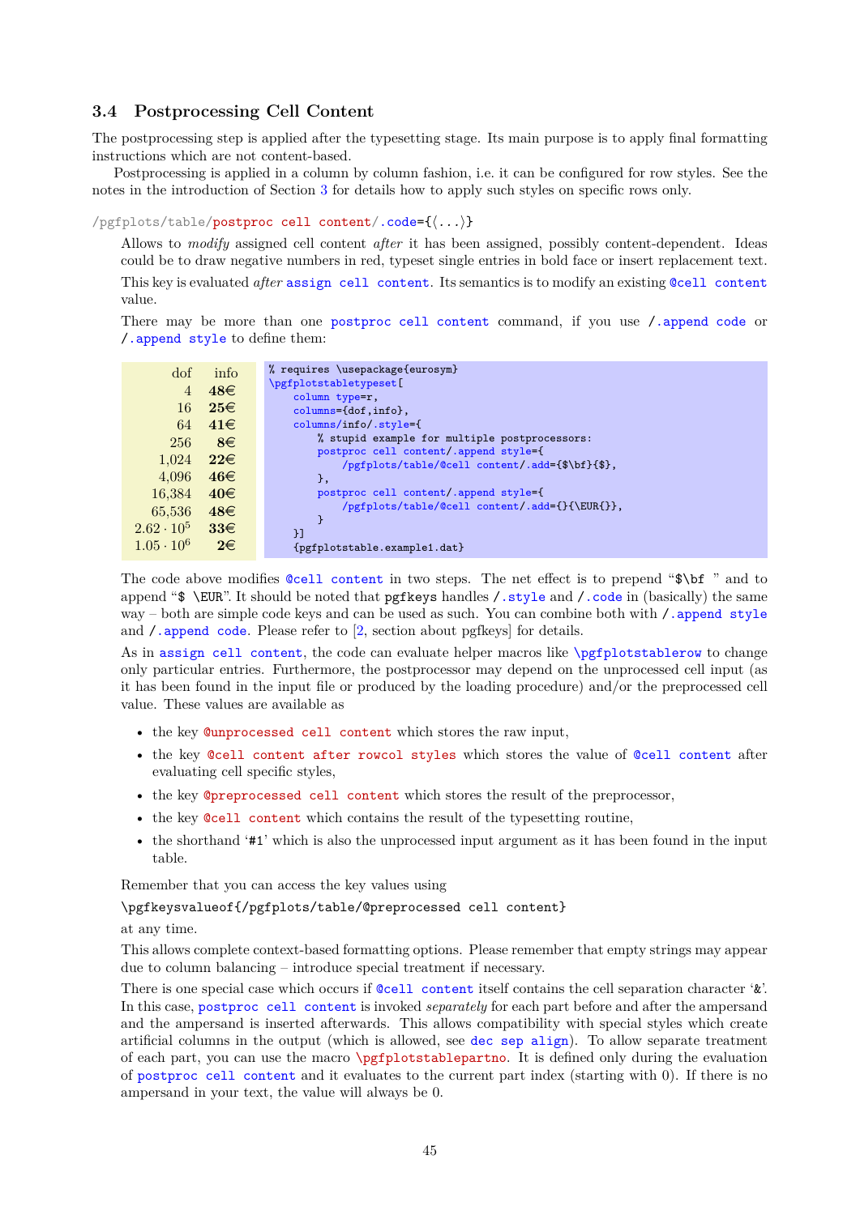### 3.4 Postprocessing Cell Content

The postprocessing step is applied after the typesetting stage. Its main purpose is to apply final formatting instructions which are not content-based.

Postprocessing is applied in a column by column fashion, i.e. it can be configured for row styles. See the notes in the introduction of Section 3 for details how to apply such styles on specific rows only.

/pgfplots/table/postproc cell content/.code={⟨...⟩}

Allows to *modify* assigned cell content *after* it has been assigned, possibly content-dependent. Ideas could be to draw negative numbers in red, typeset single entries in bold face or insert replacement text.

This key is evaluated *after* assign cell content. Its semantics is to modify an existing @cell content value.

There may be more than one postproc cell content command, if you use /.append code or /.append style to define them:

| dof | info |
|---:|---:|
| 4 | **48€** |
| 16 | **25€** |
| 64 | **41€** |
| 256 | **8€** |
| 1,024 | **22€** |
| 4,096 | **46€** |
| 16,384 | **40€** |
| 65,536 | **48€** |
| $2.62 \cdot 10^5$ | **33€** |
| $1.05 \cdot 10^6$ | **2€** |

```
% requires \usepackage{eurosym}
\pgfplotstabletypeset[
    column type=r,
    columns={dof,info},
    columns/info/.style={
        % stupid example for multiple postprocessors:
        postproc cell content/.append style={
            /pgfplots/table/@cell content/.add={$\bf}{$},
        },
        postproc cell content/.append style={
            /pgfplots/table/@cell content/.add={}{\EUR{}},
        }
    }]
    {pgfplotstable.example1.dat}
```

The code above modifies @cell content in two steps. The net effect is to prepend "`$\bf` " and to append "`$ \EUR`". It should be noted that pgfkeys handles /.style and /.code in (basically) the same way – both are simple code keys and can be used as such. You can combine both with /.append style and /.append code. Please refer to [2, section about pgfkeys] for details.

As in assign cell content, the code can evaluate helper macros like \pgfplotstablerow to change only particular entries. Furthermore, the postprocessor may depend on the unprocessed cell input (as it has been found in the input file or produced by the loading procedure) and/or the preprocessed cell value. These values are available as

- the key @unprocessed cell content which stores the raw input,
- the key @cell content after rowcol styles which stores the value of @cell content after evaluating cell specific styles,
- the key @preprocessed cell content which stores the result of the preprocessor,
- the key @cell content which contains the result of the typesetting routine,
- the shorthand '#1' which is also the unprocessed input argument as it has been found in the input table.

Remember that you can access the key values using

`\pgfkeysvalueof{/pgfplots/table/@preprocessed cell content}`

at any time.

This allows complete context-based formatting options. Please remember that empty strings may appear due to column balancing – introduce special treatment if necessary.

There is one special case which occurs if @cell content itself contains the cell separation character '&'. In this case, postproc cell content is invoked *separately* for each part before and after the ampersand and the ampersand is inserted afterwards. This allows compatibility with special styles which create artificial columns in the output (which is allowed, see dec sep align). To allow separate treatment of each part, you can use the macro \pgfplotstablepartno. It is defined only during the evaluation of postproc cell content and it evaluates to the current part index (starting with 0). If there is no ampersand in your text, the value will always be 0.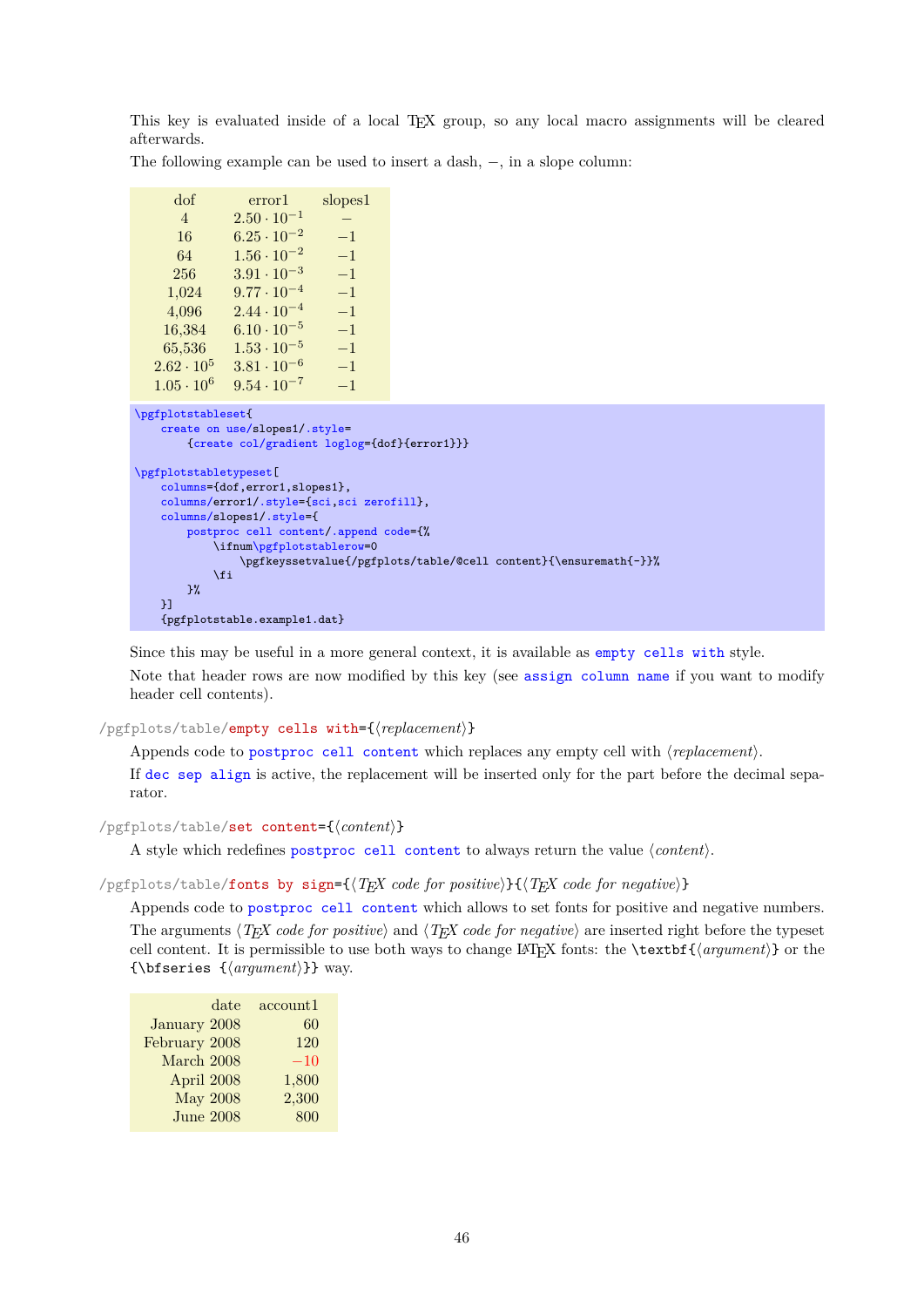This key is evaluated inside of a local TEX group, so any local macro assignments will be cleared afterwards.

The following example can be used to insert a dash, −, in a slope column:

| dof | error1 | slopes1 |
|---|---|---|
| 4 | $2.50 \cdot 10^{-1}$ | – |
| 16 | $6.25 \cdot 10^{-2}$ | $-1$ |
| 64 | $1.56 \cdot 10^{-2}$ | $-1$ |
| 256 | $3.91 \cdot 10^{-3}$ | $-1$ |
| 1,024 | $9.77 \cdot 10^{-4}$ | $-1$ |
| 4,096 | $2.44 \cdot 10^{-4}$ | $-1$ |
| 16,384 | $6.10 \cdot 10^{-5}$ | $-1$ |
| 65,536 | $1.53 \cdot 10^{-5}$ | $-1$ |
| $2.62 \cdot 10^{5}$ | $3.81 \cdot 10^{-6}$ | $-1$ |
| $1.05 \cdot 10^{6}$ | $9.54 \cdot 10^{-7}$ | $-1$ |

```
\pgfplotstableset{
    create on use/slopes1/.style=
        {create col/gradient loglog={dof}{error1}}}

\pgfplotstabletypeset[
    columns={dof,error1,slopes1},
    columns/error1/.style={sci,sci zerofill},
    columns/slopes1/.style={
        postproc cell content/.append code={%
            \ifnum\pgfplotstablerow=0
                \pgfkeyssetvalue{/pgfplots/table/@cell content}{\ensuremath{-}}%
            \fi
        }%
    }]
    {pgfplotstable.example1.dat}
```

Since this may be useful in a more general context, it is available as `empty cells with` style.

Note that header rows are now modified by this key (see `assign column name` if you want to modify header cell contents).

`/pgfplots/table/empty cells with={⟨replacement⟩}`

Appends code to `postproc cell content` which replaces any empty cell with ⟨*replacement*⟩.

If `dec sep align` is active, the replacement will be inserted only for the part before the decimal separator.

`/pgfplots/table/set content={⟨content⟩}`

A style which redefines `postproc cell content` to always return the value ⟨*content*⟩.

`/pgfplots/table/fonts by sign={⟨TEX code for positive⟩}{⟨TEX code for negative⟩}`

Appends code to `postproc cell content` which allows to set fonts for positive and negative numbers.

The arguments ⟨*TEX code for positive*⟩ and ⟨*TEX code for negative*⟩ are inserted right before the typeset cell content. It is permissible to use both ways to change LATEX fonts: the `\textbf{⟨argument⟩}` or the `{\bfseries {⟨argument⟩}}` way.

| date | account1 |
|---:|---:|
| January 2008 | 60 |
| February 2008 | 120 |
| March 2008 | $-10$ |
| April 2008 | 1,800 |
| May 2008 | 2,300 |
| June 2008 | 800 |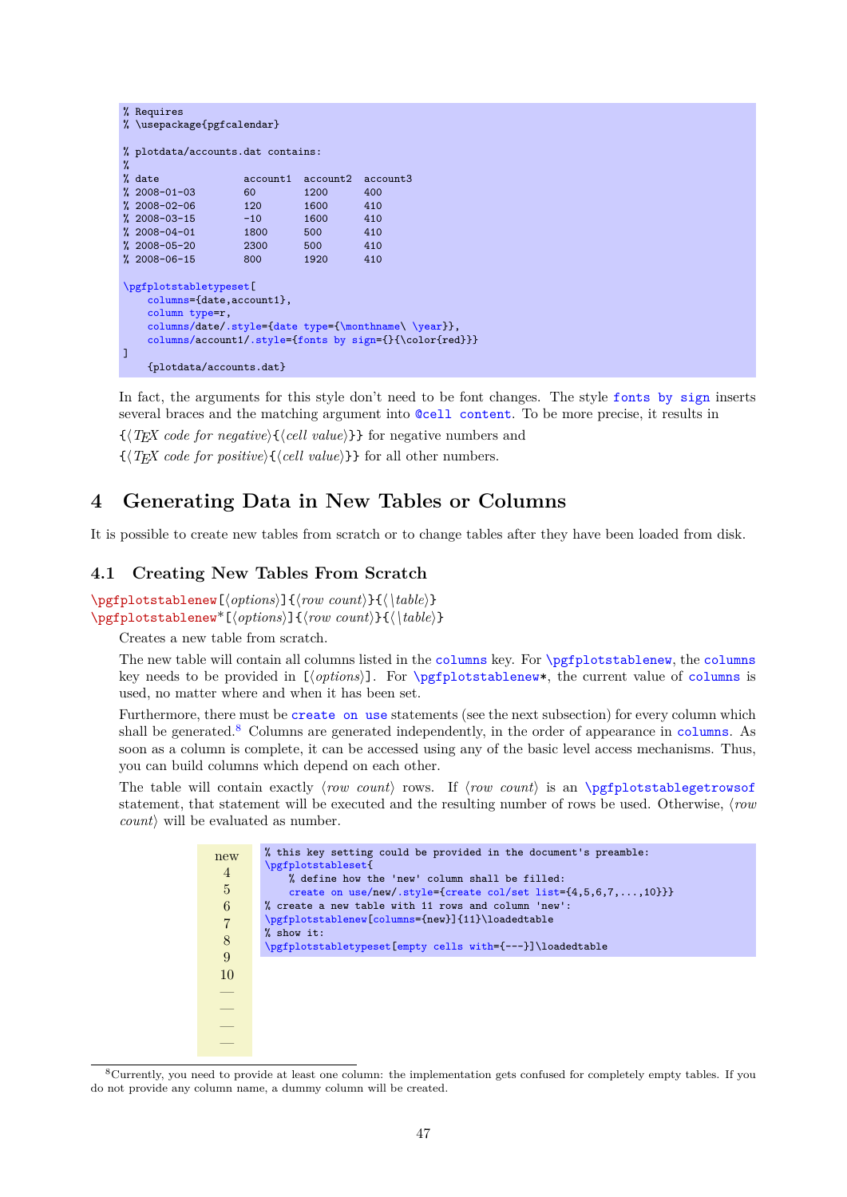```
% Requires
% \usepackage{pgfcalendar}

% plotdata/accounts.dat contains:
%
% date              account1  account2  account3
% 2008-01-03        60        1200      400
% 2008-02-06        120       1600      410
% 2008-03-15        -10       1600      410
% 2008-04-01        1800      500       410
% 2008-05-20        2300      500       410
% 2008-06-15        800       1920      410

\pgfplotstabletypeset[
    columns={date,account1},
    column type=r,
    columns/date/.style={date type={\monthname\ \year}},
    columns/account1/.style={fonts by sign={}{\color{red}}}
]
    {plotdata/accounts.dat}
```

In fact, the arguments for this style don't need to be font changes. The style `fonts by sign` inserts several braces and the matching argument into `@cell content`. To be more precise, it results in

{⟨*TEX code for negative*⟩{⟨*cell value*⟩}} for negative numbers and

{⟨*TEX code for positive*⟩{⟨*cell value*⟩}} for all other numbers.

# 4 Generating Data in New Tables or Columns

It is possible to create new tables from scratch or to change tables after they have been loaded from disk.

## 4.1 Creating New Tables From Scratch

`\pgfplotstablenew`[⟨*options*⟩]{⟨*row count*⟩}{⟨\\*table*⟩}
`\pgfplotstablenew*`[⟨*options*⟩]{⟨*row count*⟩}{⟨\\*table*⟩}

Creates a new table from scratch.

The new table will contain all columns listed in the `columns` key. For `\pgfplotstablenew`, the `columns` key needs to be provided in [⟨*options*⟩]. For `\pgfplotstablenew*`, the current value of `columns` is used, no matter where and when it has been set.

Furthermore, there must be `create on use` statements (see the next subsection) for every column which shall be generated.[8] Columns are generated independently, in the order of appearance in `columns`. As soon as a column is complete, it can be accessed using any of the basic level access mechanisms. Thus, you can build columns which depend on each other.

The table will contain exactly ⟨*row count*⟩ rows. If ⟨*row count*⟩ is an `\pgfplotstablegetrowsof` statement, that statement will be executed and the resulting number of rows be used. Otherwise, ⟨*row count*⟩ will be evaluated as number.

| new |
|---|
| 4 |
| 5 |
| 6 |
| 7 |
| 8 |
| 9 |
| 10 |
| — |
| — |
| — |
| — |

```
% this key setting could be provided in the document's preamble:
\pgfplotstableset{
    % define how the 'new' column shall be filled:
    create on use/new/.style={create col/set list={4,5,6,7,...,10}}}
% create a new table with 11 rows and column 'new':
\pgfplotstablenew[columns={new}]{11}\loadedtable
% show it:
\pgfplotstabletypeset[empty cells with={---}]\loadedtable
```

[8] Currently, you need to provide at least one column: the implementation gets confused for completely empty tables. If you do not provide any column name, a dummy column will be created.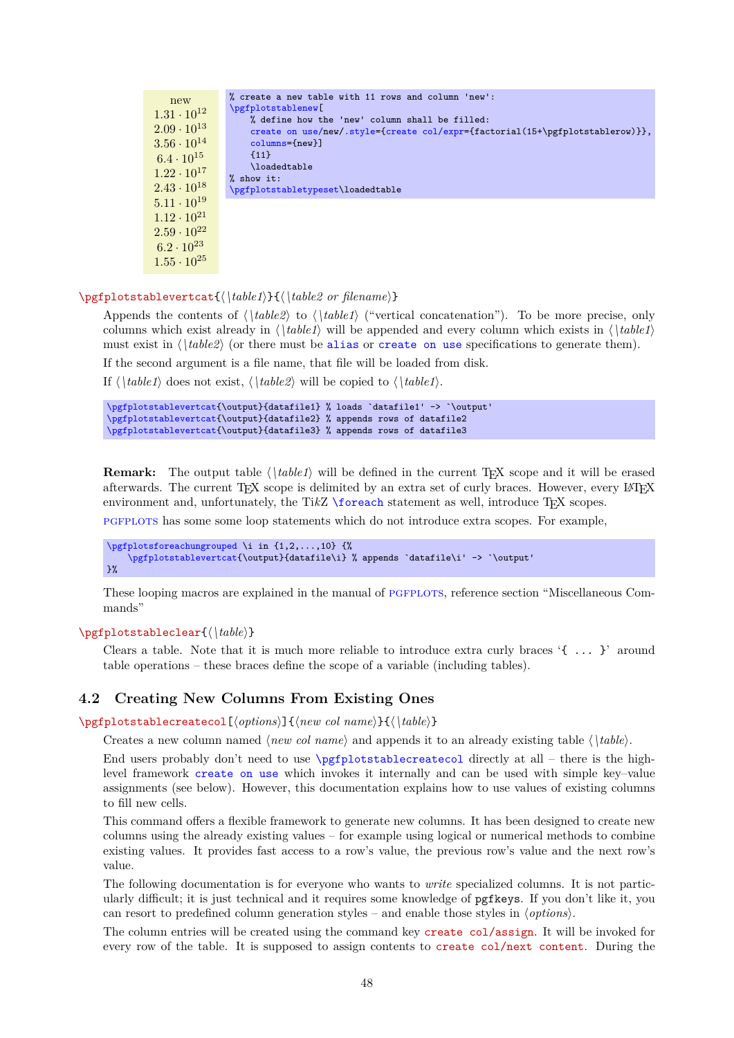| new |
|---|
| $1.31 \cdot 10^{12}$ |
| $2.09 \cdot 10^{13}$ |
| $3.56 \cdot 10^{14}$ |
| $6.4 \cdot 10^{15}$ |
| $1.22 \cdot 10^{17}$ |
| $2.43 \cdot 10^{18}$ |
| $5.11 \cdot 10^{19}$ |
| $1.12 \cdot 10^{21}$ |
| $2.59 \cdot 10^{22}$ |
| $6.2 \cdot 10^{23}$ |
| $1.55 \cdot 10^{25}$ |

```
% create a new table with 11 rows and column 'new':
\pgfplotstablenew[
    % define how the 'new' column shall be filled:
    create on use/new/.style={create col/expr={factorial(15+\pgfplotstablerow)}},
    columns={new}]
    {11}
    \loadedtable
% show it:
\pgfplotstabletypeset\loadedtable
```

`\pgfplotstablevertcat{⟨\table1⟩}{⟨\table2 or filename⟩}`

Appends the contents of ⟨\table2⟩ to ⟨\table1⟩ ("vertical concatenation"). To be more precise, only columns which exist already in ⟨\table1⟩ will be appended and every column which exists in ⟨\table1⟩ must exist in ⟨\table2⟩ (or there must be `alias` or `create on use` specifications to generate them).

If the second argument is a file name, that file will be loaded from disk.

If ⟨\table1⟩ does not exist, ⟨\table2⟩ will be copied to ⟨\table1⟩.

```
\pgfplotstablevertcat{\output}{datafile1} % loads `datafile1' -> `\output'
\pgfplotstablevertcat{\output}{datafile2} % appends rows of datafile2
\pgfplotstablevertcat{\output}{datafile3} % appends rows of datafile3
```

**Remark:** The output table ⟨\table1⟩ will be defined in the current TeX scope and it will be erased afterwards. The current TeX scope is delimited by an extra set of curly braces. However, every LaTeX environment and, unfortunately, the TikZ `\foreach` statement as well, introduce TeX scopes.

PGFPLOTS has some some loop statements which do not introduce extra scopes. For example,

```
\pgfplotsforeachungrouped \i in {1,2,...,10} {%
    \pgfplotstablevertcat{\output}{datafile\i} % appends `datafile\i' -> `\output'
}%
```

These looping macros are explained in the manual of PGFPLOTS, reference section "Miscellaneous Commands"

`\pgfplotstableclear{⟨\table⟩}`

Clears a table. Note that it is much more reliable to introduce extra curly braces '`{ ... }`' around table operations – these braces define the scope of a variable (including tables).

## 4.2 Creating New Columns From Existing Ones

`\pgfplotstablecreatecol[⟨options⟩]{⟨new col name⟩}{⟨\table⟩}`

Creates a new column named ⟨*new col name*⟩ and appends it to an already existing table ⟨\table⟩.

End users probably don't need to use `\pgfplotstablecreatecol` directly at all – there is the high-level framework `create on use` which invokes it internally and can be used with simple key–value assignments (see below). However, this documentation explains how to use values of existing columns to fill new cells.

This command offers a flexible framework to generate new columns. It has been designed to create new columns using the already existing values – for example using logical or numerical methods to combine existing values. It provides fast access to a row's value, the previous row's value and the next row's value.

The following documentation is for everyone who wants to *write* specialized columns. It is not particularly difficult; it is just technical and it requires some knowledge of `pgfkeys`. If you don't like it, you can resort to predefined column generation styles – and enable those styles in ⟨*options*⟩.

The column entries will be created using the command key `create col/assign`. It will be invoked for every row of the table. It is supposed to assign contents to `create col/next content`. During the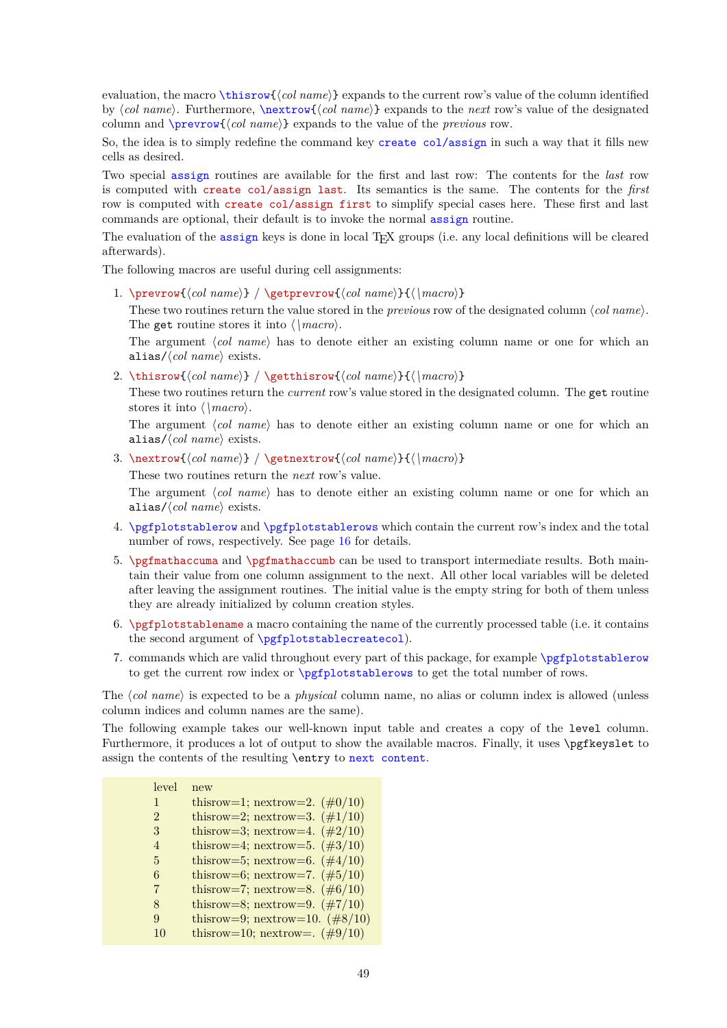evaluation, the macro `\thisrow{⟨col name⟩}` expands to the current row's value of the column identified by ⟨*col name*⟩. Furthermore, `\nextrow{⟨col name⟩}` expands to the *next* row's value of the designated column and `\prevrow{⟨col name⟩}` expands to the value of the *previous* row.

So, the idea is to simply redefine the command key `create col/assign` in such a way that it fills new cells as desired.

Two special `assign` routines are available for the first and last row: The contents for the *last* row is computed with `create col/assign last`. Its semantics is the same. The contents for the *first* row is computed with `create col/assign first` to simplify special cases here. These first and last commands are optional, their default is to invoke the normal `assign` routine.

The evaluation of the `assign` keys is done in local TEX groups (i.e. any local definitions will be cleared afterwards).

The following macros are useful during cell assignments:

1. `\prevrow{⟨col name⟩}` / `\getprevrow{⟨col name⟩}{⟨\macro⟩}`

   These two routines return the value stored in the *previous* row of the designated column ⟨*col name*⟩. The `get` routine stores it into ⟨*\macro*⟩.

   The argument ⟨*col name*⟩ has to denote either an existing column name or one for which an `alias/`⟨*col name*⟩ exists.

2. `\thisrow{⟨col name⟩}` / `\getthisrow{⟨col name⟩}{⟨\macro⟩}`

   These two routines return the *current* row's value stored in the designated column. The `get` routine stores it into ⟨*\macro*⟩.

   The argument ⟨*col name*⟩ has to denote either an existing column name or one for which an `alias/`⟨*col name*⟩ exists.

3. `\nextrow{⟨col name⟩}` / `\getnextrow{⟨col name⟩}{⟨\macro⟩}`

   These two routines return the *next* row's value.

   The argument ⟨*col name*⟩ has to denote either an existing column name or one for which an `alias/`⟨*col name*⟩ exists.

4. `\pgfplotstablerow` and `\pgfplotstablerows` which contain the current row's index and the total number of rows, respectively. See page 16 for details.

5. `\pgfmathaccuma` and `\pgfmathaccumb` can be used to transport intermediate results. Both maintain their value from one column assignment to the next. All other local variables will be deleted after leaving the assignment routines. The initial value is the empty string for both of them unless they are already initialized by column creation styles.

6. `\pgfplotstablename` a macro containing the name of the currently processed table (i.e. it contains the second argument of `\pgfplotstablecreatecol`).

7. commands which are valid throughout every part of this package, for example `\pgfplotstablerow` to get the current row index or `\pgfplotstablerows` to get the total number of rows.

The ⟨*col name*⟩ is expected to be a *physical* column name, no alias or column index is allowed (unless column indices and column names are the same).

The following example takes our well-known input table and creates a copy of the `level` column. Furthermore, it produces a lot of output to show the available macros. Finally, it uses `\pgfkeyslet` to assign the contents of the resulting `\entry` to `next content`.

| level | new |
|---|---|
| 1 | thisrow=1; nextrow=2. (#0/10) |
| 2 | thisrow=2; nextrow=3. (#1/10) |
| 3 | thisrow=3; nextrow=4. (#2/10) |
| 4 | thisrow=4; nextrow=5. (#3/10) |
| 5 | thisrow=5; nextrow=6. (#4/10) |
| 6 | thisrow=6; nextrow=7. (#5/10) |
| 7 | thisrow=7; nextrow=8. (#6/10) |
| 8 | thisrow=8; nextrow=9. (#7/10) |
| 9 | thisrow=9; nextrow=10. (#8/10) |
| 10 | thisrow=10; nextrow=. (#9/10) |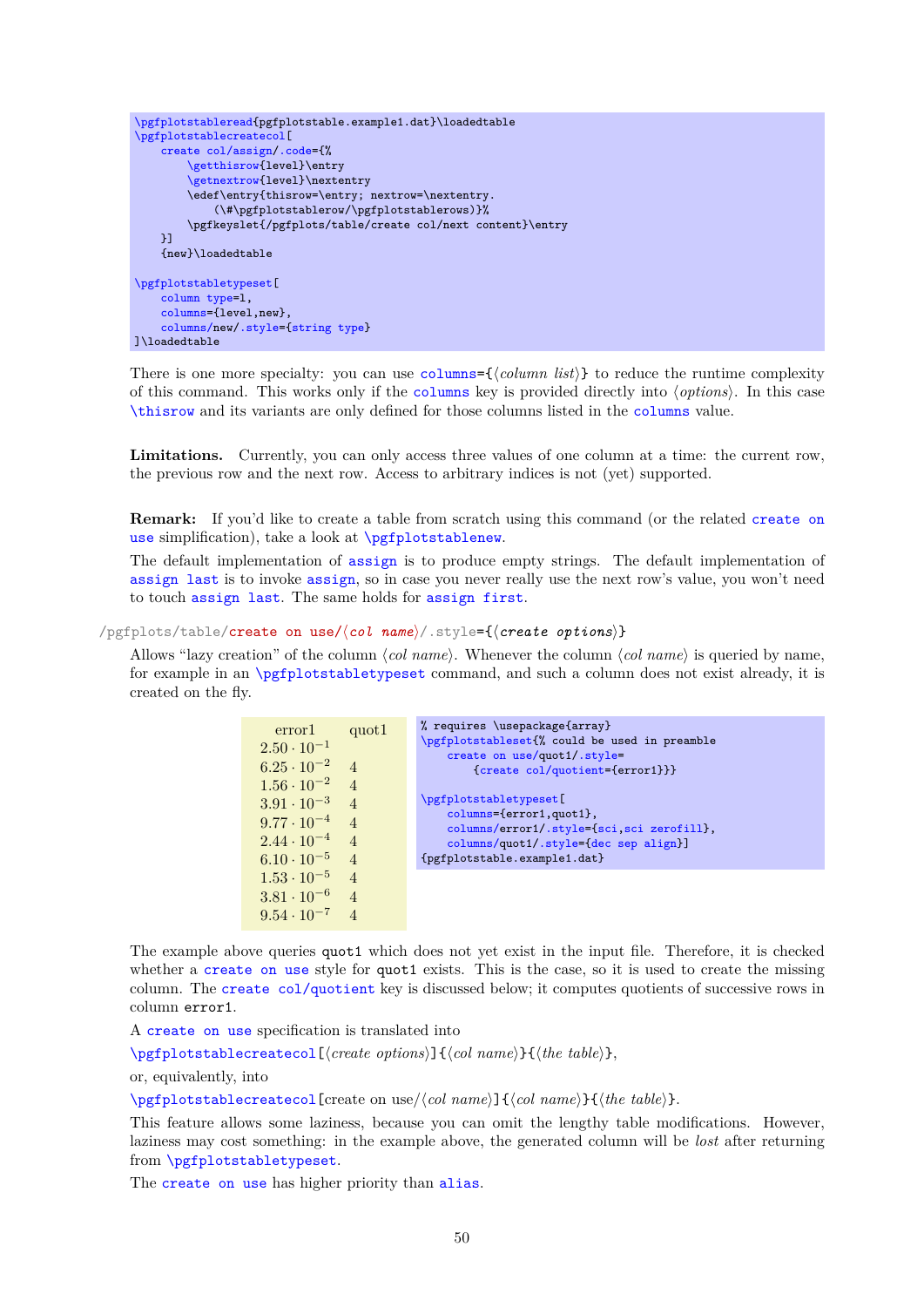```
\pgfplotstableread{pgfplotstable.example1.dat}\loadedtable
\pgfplotstablecreatecol[
    create col/assign/.code={%
        \getthisrow{level}\entry
        \getnextrow{level}\nextentry
        \edef\entry{thisrow=\entry; nextrow=\nextentry.
            (\#\pgfplotstablerow/\pgfplotstablerows)}%
        \pgfkeyslet{/pgfplots/table/create col/next content}\entry
    }]
    {new}\loadedtable

\pgfplotstabletypeset[
    column type=l,
    columns={level,new},
    columns/new/.style={string type}
]\loadedtable
```

There is one more specialty: you can use `columns={⟨column list⟩}` to reduce the runtime complexity of this command. This works only if the `columns` key is provided directly into ⟨*options*⟩. In this case `\thisrow` and its variants are only defined for those columns listed in the `columns` value.

**Limitations.** Currently, you can only access three values of one column at a time: the current row, the previous row and the next row. Access to arbitrary indices is not (yet) supported.

**Remark:** If you'd like to create a table from scratch using this command (or the related `create on use` simplification), take a look at `\pgfplotstablenew`.

The default implementation of `assign` is to produce empty strings. The default implementation of `assign last` is to invoke `assign`, so in case you never really use the next row's value, you won't need to touch `assign last`. The same holds for `assign first`.

`/pgfplots/table/create on use/⟨col name⟩/.style={⟨create options⟩}`

Allows "lazy creation" of the column ⟨*col name*⟩. Whenever the column ⟨*col name*⟩ is queried by name, for example in an `\pgfplotstabletypeset` command, and such a column does not exist already, it is created on the fly.

| error1 | quot1 |
|---|---|
| $2.50 \cdot 10^{-1}$ | |
| $6.25 \cdot 10^{-2}$ | 4 |
| $1.56 \cdot 10^{-2}$ | 4 |
| $3.91 \cdot 10^{-3}$ | 4 |
| $9.77 \cdot 10^{-4}$ | 4 |
| $2.44 \cdot 10^{-4}$ | 4 |
| $6.10 \cdot 10^{-5}$ | 4 |
| $1.53 \cdot 10^{-5}$ | 4 |
| $3.81 \cdot 10^{-6}$ | 4 |
| $9.54 \cdot 10^{-7}$ | 4 |

```
% requires \usepackage{array}
\pgfplotstableset{% could be used in preamble
    create on use/quot1/.style=
        {create col/quotient={error1}}}

\pgfplotstabletypeset[
    columns={error1,quot1},
    columns/error1/.style={sci,sci zerofill},
    columns/quot1/.style={dec sep align}]
{pgfplotstable.example1.dat}
```

The example above queries `quot1` which does not yet exist in the input file. Therefore, it is checked whether a `create on use` style for `quot1` exists. This is the case, so it is used to create the missing column. The `create col/quotient` key is discussed below; it computes quotients of successive rows in column `error1`.

A `create on use` specification is translated into

`\pgfplotstablecreatecol[⟨create options⟩]{⟨col name⟩}{⟨the table⟩}`,

or, equivalently, into

`\pgfplotstablecreatecol[create on use/⟨col name⟩]{⟨col name⟩}{⟨the table⟩}`.

This feature allows some laziness, because you can omit the lengthy table modifications. However, laziness may cost something: in the example above, the generated column will be *lost* after returning from `\pgfplotstabletypeset`.

The `create on use` has higher priority than `alias`.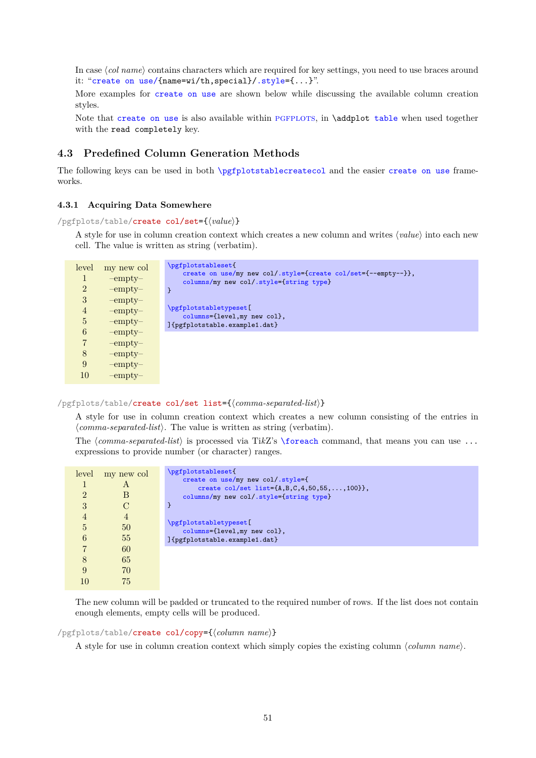In case ⟨*col name*⟩ contains characters which are required for key settings, you need to use braces around it: "`create on use/{name=wi/th,special}/.style={...}`".

More examples for `create on use` are shown below while discussing the available column creation styles.

Note that `create on use` is also available within PGFPLOTS, in `\addplot table` when used together with the `read completely` key.

## 4.3 Predefined Column Generation Methods

The following keys can be used in both `\pgfplotstablecreatecol` and the easier `create on use` frameworks.

### 4.3.1 Acquiring Data Somewhere

`/pgfplots/table/create col/set={⟨value⟩}`

A style for use in column creation context which creates a new column and writes ⟨*value*⟩ into each new cell. The value is written as string (verbatim).

| level | my new col |
|---|---|
| 1 | –empty– |
| 2 | –empty– |
| 3 | –empty– |
| 4 | –empty– |
| 5 | –empty– |
| 6 | –empty– |
| 7 | –empty– |
| 8 | –empty– |
| 9 | –empty– |
| 10 | –empty– |

```
\pgfplotstableset{
    create on use/my new col/.style={create col/set={--empty--}},
    columns/my new col/.style={string type}
}

\pgfplotstabletypeset[
    columns={level,my new col},
]{pgfplotstable.example1.dat}
```

`/pgfplots/table/create col/set list={⟨comma-separated-list⟩}`

A style for use in column creation context which creates a new column consisting of the entries in ⟨*comma-separated-list*⟩. The value is written as string (verbatim).

The ⟨*comma-separated-list*⟩ is processed via Ti*k*Z's `\foreach` command, that means you can use `...` expressions to provide number (or character) ranges.

| level | my new col |
|---|---|
| 1 | A |
| 2 | B |
| 3 | C |
| 4 | 4 |
| 5 | 50 |
| 6 | 55 |
| 7 | 60 |
| 8 | 65 |
| 9 | 70 |
| 10 | 75 |

```
\pgfplotstableset{
    create on use/my new col/.style={
        create col/set list={A,B,C,4,50,55,...,100}},
    columns/my new col/.style={string type}
}

\pgfplotstabletypeset[
    columns={level,my new col},
]{pgfplotstable.example1.dat}
```

The new column will be padded or truncated to the required number of rows. If the list does not contain enough elements, empty cells will be produced.

`/pgfplots/table/create col/copy={⟨column name⟩}`

A style for use in column creation context which simply copies the existing column ⟨*column name*⟩.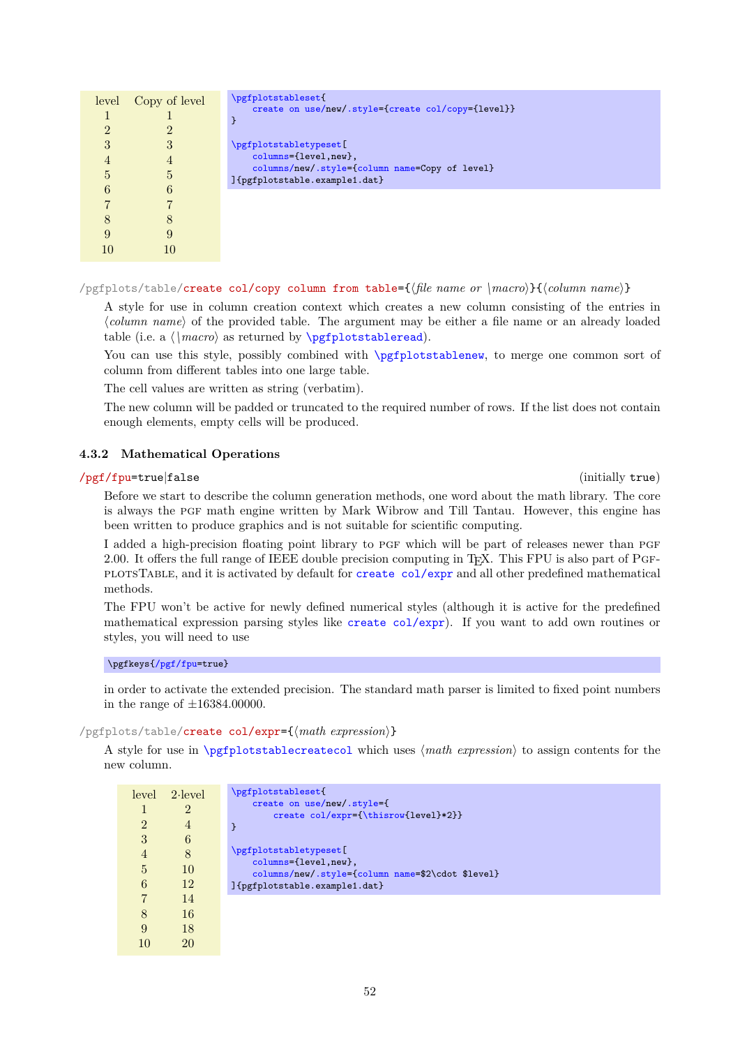| level | Copy of level |
|---|---|
| 1 | 1 |
| 2 | 2 |
| 3 | 3 |
| 4 | 4 |
| 5 | 5 |
| 6 | 6 |
| 7 | 7 |
| 8 | 8 |
| 9 | 9 |
| 10 | 10 |

```
\pgfplotstableset{
    create on use/new/.style={create col/copy={level}}
}

\pgfplotstabletypeset[
    columns={level,new},
    columns/new/.style={column name=Copy of level}
]{pgfplotstable.example1.dat}
```

/pgfplots/table/**create col/copy column from table**={⟨*file name or* \*macro*⟩}{⟨*column name*⟩}

A style for use in column creation context which creates a new column consisting of the entries in ⟨*column name*⟩ of the provided table. The argument may be either a file name or an already loaded table (i.e. a ⟨\*macro*⟩ as returned by \pgfplotstableread).

You can use this style, possibly combined with \pgfplotstablenew, to merge one common sort of column from different tables into one large table.

The cell values are written as string (verbatim).

The new column will be padded or truncated to the required number of rows. If the list does not contain enough elements, empty cells will be produced.

### 4.3.2 Mathematical Operations

/pgf/fpu=true|false (initially true)

Before we start to describe the column generation methods, one word about the math library. The core is always the PGF math engine written by Mark Wibrow and Till Tantau. However, this engine has been written to produce graphics and is not suitable for scientific computing.

I added a high-precision floating point library to PGF which will be part of releases newer than PGF 2.00. It offers the full range of IEEE double precision computing in TEX. This FPU is also part of PGFPLOTSTABLE, and it is activated by default for create col/expr and all other predefined mathematical methods.

The FPU won't be active for newly defined numerical styles (although it is active for the predefined mathematical expression parsing styles like create col/expr). If you want to add own routines or styles, you will need to use

```
\pgfkeys{/pgf/fpu=true}
```

in order to activate the extended precision. The standard math parser is limited to fixed point numbers in the range of ±16384.00000.

/pgfplots/table/**create col/expr**={⟨*math expression*⟩}

A style for use in \pgfplotstablecreatecol which uses ⟨*math expression*⟩ to assign contents for the new column.

| level | $2\cdot$level |
|---|---|
| 1 | 2 |
| 2 | 4 |
| 3 | 6 |
| 4 | 8 |
| 5 | 10 |
| 6 | 12 |
| 7 | 14 |
| 8 | 16 |
| 9 | 18 |
| 10 | 20 |

```
\pgfplotstableset{
    create on use/new/.style={
        create col/expr={\thisrow{level}*2}}
}

\pgfplotstabletypeset[
    columns={level,new},
    columns/new/.style={column name=$2\cdot $level}
]{pgfplotstable.example1.dat}
```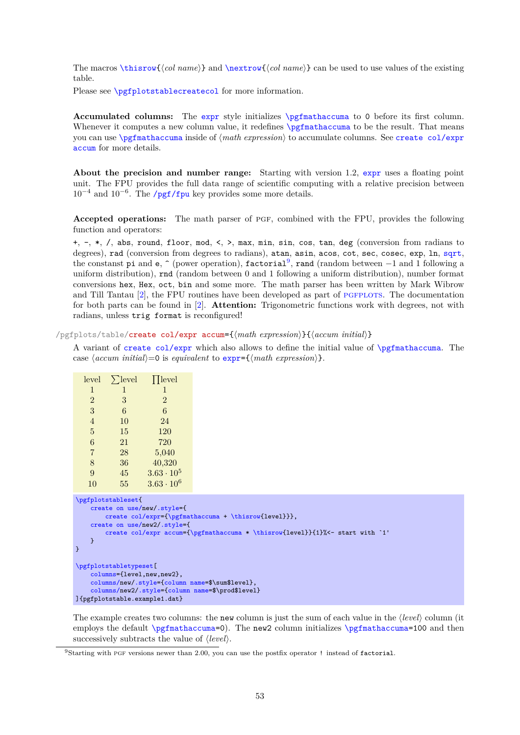The macros `\thisrow{⟨col name⟩}` and `\nextrow{⟨col name⟩}` can be used to use values of the existing table.

Please see `\pgfplotstablecreatecol` for more information.

**Accumulated columns:** The `expr` style initializes `\pgfmathaccuma` to `0` before its first column. Whenever it computes a new column value, it redefines `\pgfmathaccuma` to be the result. That means you can use `\pgfmathaccuma` inside of ⟨*math expression*⟩ to accumulate columns. See `create col/expr accum` for more details.

**About the precision and number range:** Starting with version 1.2, `expr` uses a floating point unit. The FPU provides the full data range of scientific computing with a relative precision between $10^{-4}$ and $10^{-6}$. The `/pgf/fpu` key provides some more details.

**Accepted operations:** The math parser of PGF, combined with the FPU, provides the following function and operators:

`+`, `-`, `*`, `/`, `abs`, `round`, `floor`, `mod`, `<`, `>`, `max`, `min`, `sin`, `cos`, `tan`, `deg` (conversion from radians to degrees), `rad` (conversion from degrees to radians), `atan`, `asin`, `acos`, `cot`, `sec`, `cosec`, `exp`, `ln`, `sqrt`, the constant `pi` and `e`, `^` (power operation), `factorial`[9], `rand` (random between $-1$ and 1 following a uniform distribution), `rnd` (random between 0 and 1 following a uniform distribution), number format conversions `hex`, `Hex`, `oct`, `bin` and some more. The math parser has been written by Mark Wibrow and Till Tantau [2], the FPU routines have been developed as part of PGFPLOTS. The documentation for both parts can be found in [2]. **Attention:** Trigonometric functions work with degrees, not with radians, unless `trig format` is reconfigured!

/pgfplots/table/**create col/expr accum**={⟨*math expression*⟩}{⟨*accum initial*⟩}

A variant of `create col/expr` which also allows to define the initial value of `\pgfmathaccuma`. The case ⟨*accum initial*⟩=0 is *equivalent* to `expr={⟨math expression⟩}`.

| level | $\sum$level | $\prod$level |
|---|---|---|
| 1 | 1 | 1 |
| 2 | 3 | 2 |
| 3 | 6 | 6 |
| 4 | 10 | 24 |
| 5 | 15 | 120 |
| 6 | 21 | 720 |
| 7 | 28 | 5,040 |
| 8 | 36 | 40,320 |
| 9 | 45 | $3.63 \cdot 10^5$ |
| 10 | 55 | $3.63 \cdot 10^6$ |

```
\pgfplotstableset{
    create on use/new/.style={
        create col/expr={\pgfmathaccuma + \thisrow{level}}},
    create on use/new2/.style={
        create col/expr accum={\pgfmathaccuma * \thisrow{level}}{1}%<- start with `1'
    }
}

\pgfplotstabletypeset[
    columns={level,new,new2},
    columns/new/.style={column name=$\sum$level},
    columns/new2/.style={column name=$\prod$level}
]{pgfplotstable.example1.dat}
```

The example creates two columns: the `new` column is just the sum of each value in the ⟨*level*⟩ column (it employs the default `\pgfmathaccuma=0`). The `new2` column initializes `\pgfmathaccuma=100` and then successively subtracts the value of ⟨*level*⟩.

---

[9] Starting with PGF versions newer than 2.00, you can use the postfix operator `!` instead of `factorial`.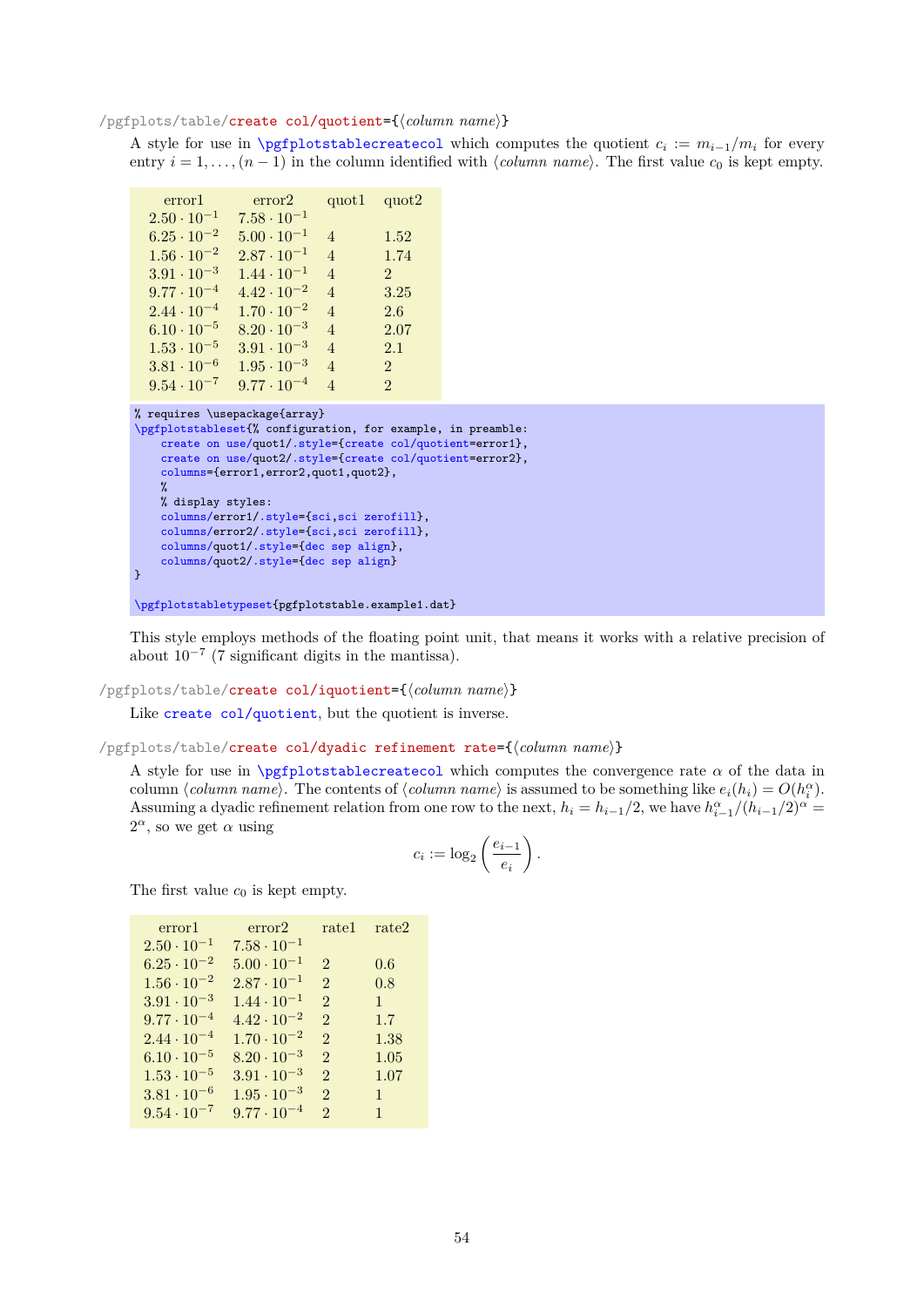/pgfplots/table/**create col/quotient**={⟨*column name*⟩}

A style for use in `\pgfplotstablecreatecol` which computes the quotient $c_i := m_{i-1}/m_i$ for every entry $i = 1, \ldots, (n-1)$ in the column identified with ⟨*column name*⟩. The first value $c_0$ is kept empty.

| error1 | error2 | quot1 | quot2 |
|---|---|---|---|
| $2.50 \cdot 10^{-1}$ | $7.58 \cdot 10^{-1}$ | | |
| $6.25 \cdot 10^{-2}$ | $5.00 \cdot 10^{-1}$ | 4 | 1.52 |
| $1.56 \cdot 10^{-2}$ | $2.87 \cdot 10^{-1}$ | 4 | 1.74 |
| $3.91 \cdot 10^{-3}$ | $1.44 \cdot 10^{-1}$ | 4 | 2 |
| $9.77 \cdot 10^{-4}$ | $4.42 \cdot 10^{-2}$ | 4 | 3.25 |
| $2.44 \cdot 10^{-4}$ | $1.70 \cdot 10^{-2}$ | 4 | 2.6 |
| $6.10 \cdot 10^{-5}$ | $8.20 \cdot 10^{-3}$ | 4 | 2.07 |
| $1.53 \cdot 10^{-5}$ | $3.91 \cdot 10^{-3}$ | 4 | 2.1 |
| $3.81 \cdot 10^{-6}$ | $1.95 \cdot 10^{-3}$ | 4 | 2 |
| $9.54 \cdot 10^{-7}$ | $9.77 \cdot 10^{-4}$ | 4 | 2 |

```
% requires \usepackage{array}
\pgfplotstableset{% configuration, for example, in preamble:
    create on use/quot1/.style={create col/quotient=error1},
    create on use/quot2/.style={create col/quotient=error2},
    columns={error1,error2,quot1,quot2},
    %
    % display styles:
    columns/error1/.style={sci,sci zerofill},
    columns/error2/.style={sci,sci zerofill},
    columns/quot1/.style={dec sep align},
    columns/quot2/.style={dec sep align}
}

\pgfplotstabletypeset{pgfplotstable.example1.dat}
```

This style employs methods of the floating point unit, that means it works with a relative precision of about $10^{-7}$ (7 significant digits in the mantissa).

/pgfplots/table/**create col/iquotient**={⟨*column name*⟩}

Like `create col/quotient`, but the quotient is inverse.

/pgfplots/table/**create col/dyadic refinement rate**={⟨*column name*⟩}

A style for use in `\pgfplotstablecreatecol` which computes the convergence rate $\alpha$ of the data in column ⟨*column name*⟩. The contents of ⟨*column name*⟩ is assumed to be something like $e_i(h_i) = O(h_i^\alpha)$. Assuming a dyadic refinement relation from one row to the next, $h_i = h_{i-1}/2$, we have $h_{i-1}^\alpha/(h_{i-1}/2)^\alpha = 2^\alpha$, so we get $\alpha$ using

$$c_i := \log_2 \left( \frac{e_{i-1}}{e_i} \right).$$

The first value $c_0$ is kept empty.

| error1 | error2 | rate1 | rate2 |
|---|---|---|---|
| $2.50 \cdot 10^{-1}$ | $7.58 \cdot 10^{-1}$ | | |
| $6.25 \cdot 10^{-2}$ | $5.00 \cdot 10^{-1}$ | 2 | 0.6 |
| $1.56 \cdot 10^{-2}$ | $2.87 \cdot 10^{-1}$ | 2 | 0.8 |
| $3.91 \cdot 10^{-3}$ | $1.44 \cdot 10^{-1}$ | 2 | 1 |
| $9.77 \cdot 10^{-4}$ | $4.42 \cdot 10^{-2}$ | 2 | 1.7 |
| $2.44 \cdot 10^{-4}$ | $1.70 \cdot 10^{-2}$ | 2 | 1.38 |
| $6.10 \cdot 10^{-5}$ | $8.20 \cdot 10^{-3}$ | 2 | 1.05 |
| $1.53 \cdot 10^{-5}$ | $3.91 \cdot 10^{-3}$ | 2 | 1.07 |
| $3.81 \cdot 10^{-6}$ | $1.95 \cdot 10^{-3}$ | 2 | 1 |
| $9.54 \cdot 10^{-7}$ | $9.77 \cdot 10^{-4}$ | 2 | 1 |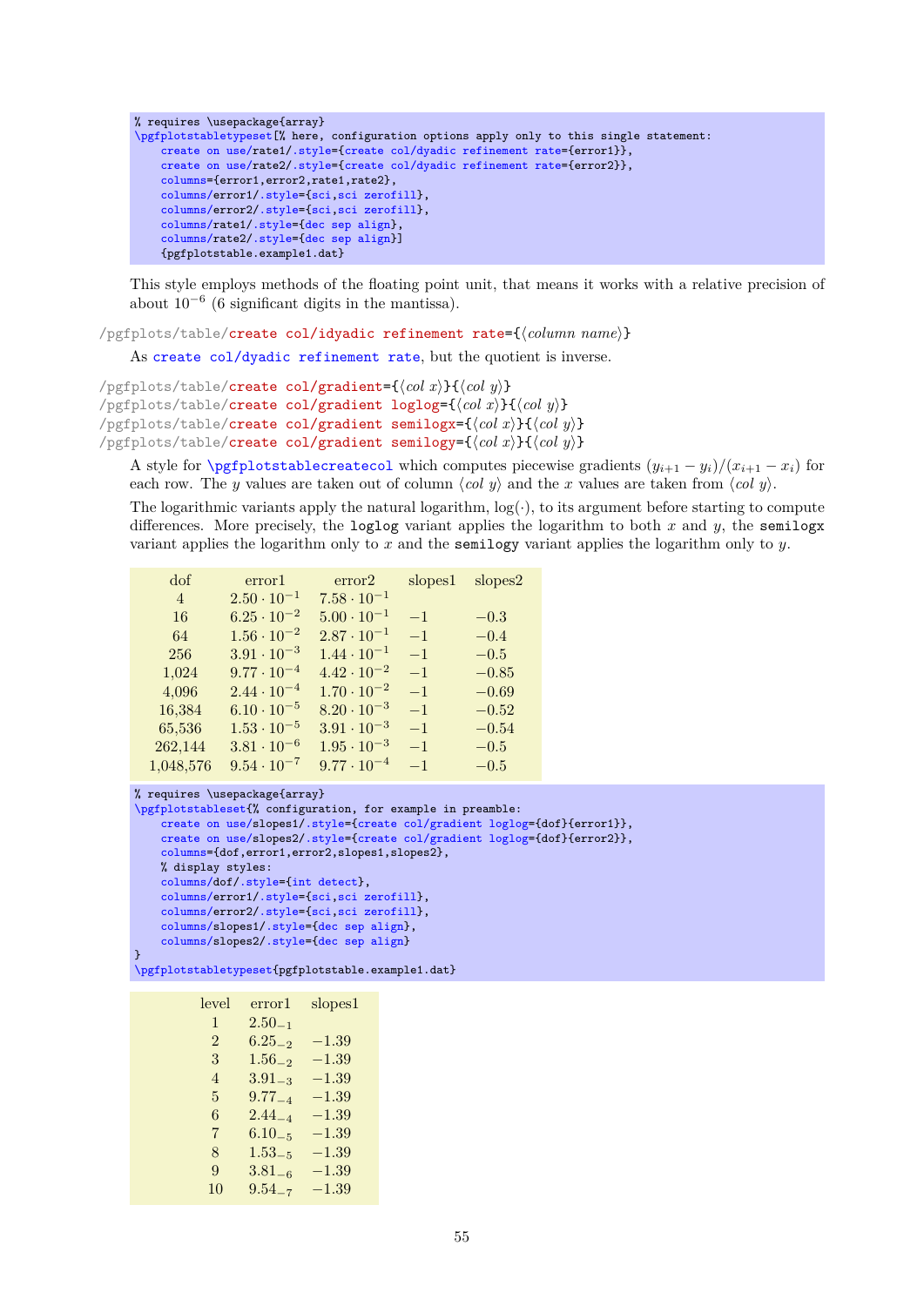```
% requires \usepackage{array}
\pgfplotstabletypeset[% here, configuration options apply only to this single statement:
    create on use/rate1/.style={create col/dyadic refinement rate={error1}},
    create on use/rate2/.style={create col/dyadic refinement rate={error2}},
    columns={error1,error2,rate1,rate2},
    columns/error1/.style={sci,sci zerofill},
    columns/error2/.style={sci,sci zerofill},
    columns/rate1/.style={dec sep align},
    columns/rate2/.style={dec sep align}]
    {pgfplotstable.example1.dat}
```

This style employs methods of the floating point unit, that means it works with a relative precision of about $10^{-6}$ (6 significant digits in the mantissa).

/pgfplots/table/**create col/idyadic refinement rate**={⟨*column name*⟩}

As `create col/dyadic refinement rate`, but the quotient is inverse.

/pgfplots/table/**create col/gradient**={⟨*col x*⟩}{⟨*col y*⟩}
/pgfplots/table/**create col/gradient loglog**={⟨*col x*⟩}{⟨*col y*⟩}
/pgfplots/table/**create col/gradient semilogx**={⟨*col x*⟩}{⟨*col y*⟩}
/pgfplots/table/**create col/gradient semilogy**={⟨*col x*⟩}{⟨*col y*⟩}

A style for `\pgfplotstablecreatecol` which computes piecewise gradients $(y_{i+1} - y_i)/(x_{i+1} - x_i)$ for each row. The $y$ values are taken out of column ⟨*col y*⟩ and the $x$ values are taken from ⟨*col y*⟩.

The logarithmic variants apply the natural logarithm, $\log(\cdot)$, to its argument before starting to compute differences. More precisely, the `loglog` variant applies the logarithm to both $x$ and $y$, the `semilogx` variant applies the logarithm only to $x$ and the `semilogy` variant applies the logarithm only to $y$.

| dof | error1 | error2 | slopes1 | slopes2 |
|---|---|---|---|---|
| 4 | $2.50 \cdot 10^{-1}$ | $7.58 \cdot 10^{-1}$ | | |
| 16 | $6.25 \cdot 10^{-2}$ | $5.00 \cdot 10^{-1}$ | $-1$ | $-0.3$ |
| 64 | $1.56 \cdot 10^{-2}$ | $2.87 \cdot 10^{-1}$ | $-1$ | $-0.4$ |
| 256 | $3.91 \cdot 10^{-3}$ | $1.44 \cdot 10^{-1}$ | $-1$ | $-0.5$ |
| 1,024 | $9.77 \cdot 10^{-4}$ | $4.42 \cdot 10^{-2}$ | $-1$ | $-0.85$ |
| 4,096 | $2.44 \cdot 10^{-4}$ | $1.70 \cdot 10^{-2}$ | $-1$ | $-0.69$ |
| 16,384 | $6.10 \cdot 10^{-5}$ | $8.20 \cdot 10^{-3}$ | $-1$ | $-0.52$ |
| 65,536 | $1.53 \cdot 10^{-5}$ | $3.91 \cdot 10^{-3}$ | $-1$ | $-0.54$ |
| 262,144 | $3.81 \cdot 10^{-6}$ | $1.95 \cdot 10^{-3}$ | $-1$ | $-0.5$ |
| 1,048,576 | $9.54 \cdot 10^{-7}$ | $9.77 \cdot 10^{-4}$ | $-1$ | $-0.5$ |

```
% requires \usepackage{array}
\pgfplotstableset{% configuration, for example in preamble:
    create on use/slopes1/.style={create col/gradient loglog={dof}{error1}},
    create on use/slopes2/.style={create col/gradient loglog={dof}{error2}},
    columns={dof,error1,error2,slopes1,slopes2},
    % display styles:
    columns/dof/.style={int detect},
    columns/error1/.style={sci,sci zerofill},
    columns/error2/.style={sci,sci zerofill},
    columns/slopes1/.style={dec sep align},
    columns/slopes2/.style={dec sep align}
}
\pgfplotstabletypeset{pgfplotstable.example1.dat}
```

| level | error1 | slopes1 |
|---|---|---|
| 1 | $2.50_{-1}$ | |
| 2 | $6.25_{-2}$ | $-1.39$ |
| 3 | $1.56_{-2}$ | $-1.39$ |
| 4 | $3.91_{-3}$ | $-1.39$ |
| 5 | $9.77_{-4}$ | $-1.39$ |
| 6 | $2.44_{-4}$ | $-1.39$ |
| 7 | $6.10_{-5}$ | $-1.39$ |
| 8 | $1.53_{-5}$ | $-1.39$ |
| 9 | $3.81_{-6}$ | $-1.39$ |
| 10 | $9.54_{-7}$ | $-1.39$ |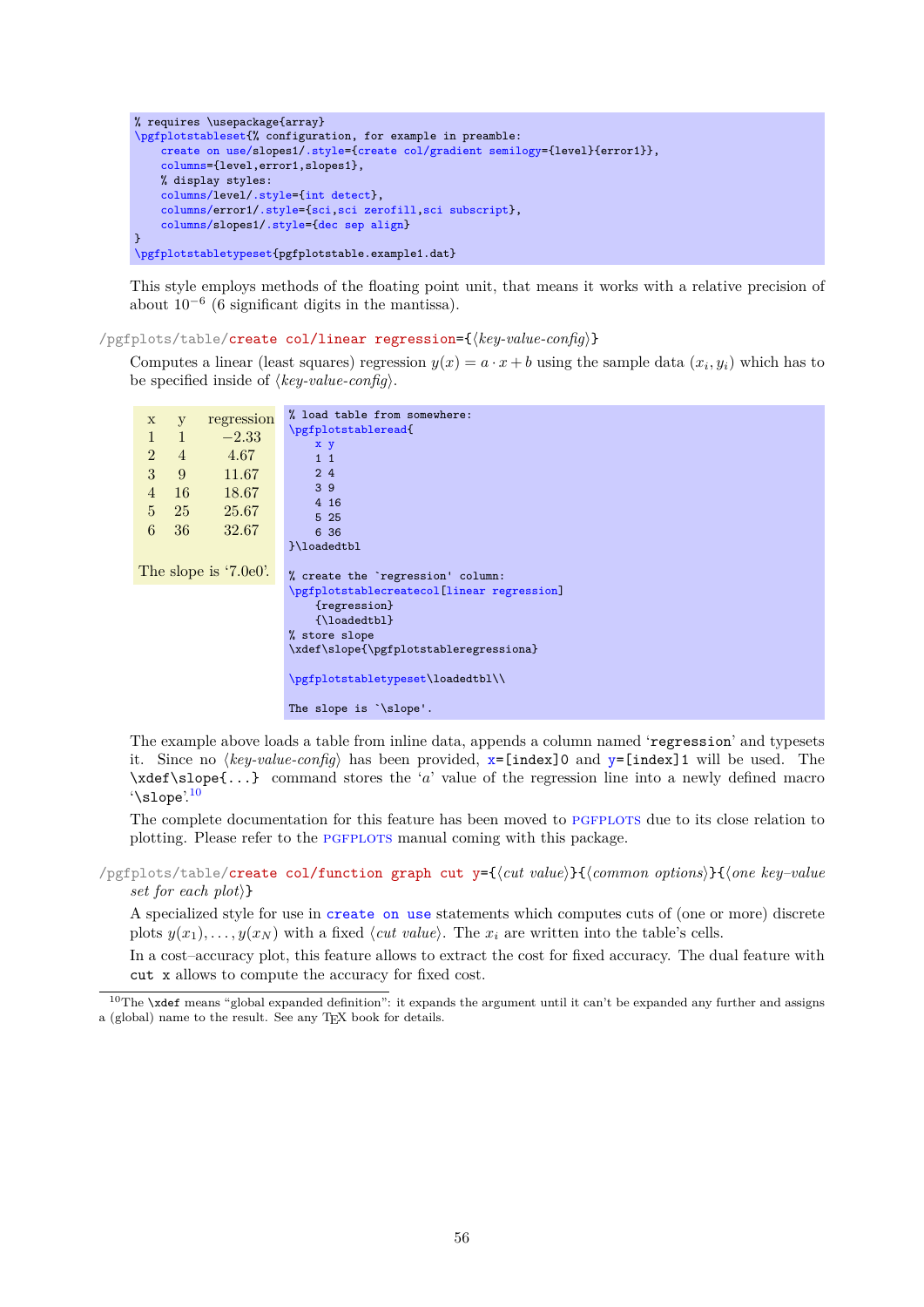```
% requires \usepackage{array}
\pgfplotstableset{% configuration, for example in preamble:
    create on use/slopes1/.style={create col/gradient semilogy={level}{error1}},
    columns={level,error1,slopes1},
    % display styles:
    columns/level/.style={int detect},
    columns/error1/.style={sci,sci zerofill,sci subscript},
    columns/slopes1/.style={dec sep align}
}
\pgfplotstabletypeset{pgfplotstable.example1.dat}
```

This style employs methods of the floating point unit, that means it works with a relative precision of about $10^{-6}$ (6 significant digits in the mantissa).

/pgfplots/table/create col/linear regression={⟨*key-value-config*⟩}

Computes a linear (least squares) regression $y(x) = a \cdot x + b$ using the sample data $(x_i, y_i)$ which has to be specified inside of ⟨*key-value-config*⟩.

| x | y | regression |
|---|---|---|
| 1 | 1 | −2.33 |
| 2 | 4 | 4.67 |
| 3 | 9 | 11.67 |
| 4 | 16 | 18.67 |
| 5 | 25 | 25.67 |
| 6 | 36 | 32.67 |

The slope is '7.0e0'.

```
% load table from somewhere:
\pgfplotstableread{
    x y
    1 1
    2 4
    3 9
    4 16
    5 25
    6 36
}\loadedtbl

% create the `regression' column:
\pgfplotstablecreatecol[linear regression]
    {regression}
    {\loadedtbl}
% store slope
\xdef\slope{\pgfplotstableregressiona}

\pgfplotstabletypeset\loadedtbl\\

The slope is `\slope'.
```

The example above loads a table from inline data, appends a column named '`regression`' and typesets it. Since no ⟨*key-value-config*⟩ has been provided, `x=[index]0` and `y=[index]1` will be used. The `\xdef\slope{...}` command stores the '$a$' value of the regression line into a newly defined macro '`\slope`'.[10]

The complete documentation for this feature has been moved to PGFPLOTS due to its close relation to plotting. Please refer to the PGFPLOTS manual coming with this package.

/pgfplots/table/create col/function graph cut y={⟨*cut value*⟩}{⟨*common options*⟩}{⟨*one key–value set for each plot*⟩}

A specialized style for use in `create on use` statements which computes cuts of (one or more) discrete plots $y(x_1), \ldots, y(x_N)$ with a fixed ⟨*cut value*⟩. The $x_i$ are written into the table's cells.

In a cost–accuracy plot, this feature allows to extract the cost for fixed accuracy. The dual feature with `cut x` allows to compute the accuracy for fixed cost.

---

[10] The `\xdef` means "global expanded definition": it expands the argument until it can't be expanded any further and assigns a (global) name to the result. See any TEX book for details.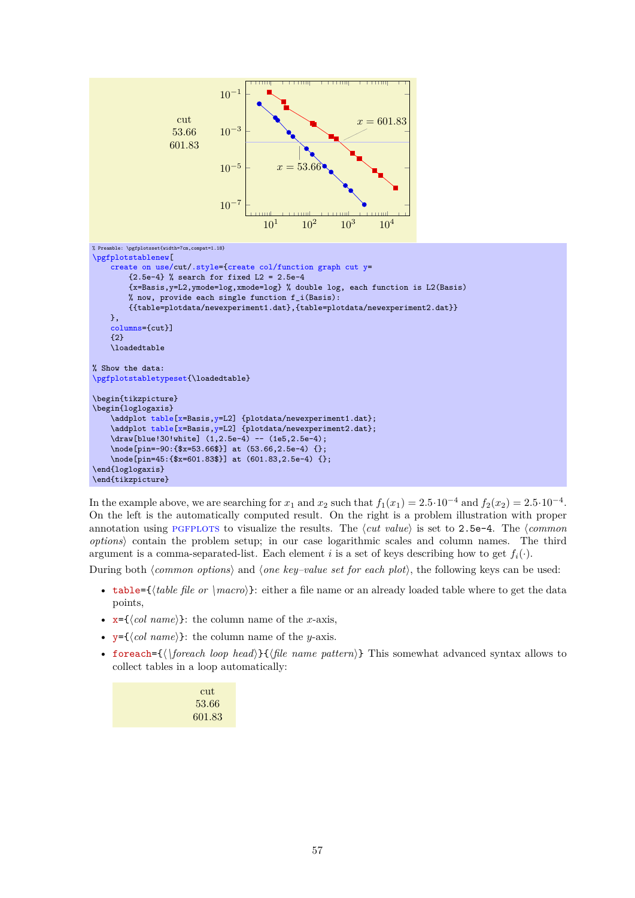| cut |
|---|
| 53.66 |
| 601.83 |

```
% Preamble: \pgfplotsset{width=7cm,compat=1.18}
\pgfplotstablenew[
    create on use/cut/.style={create col/function graph cut y=
        {2.5e-4} % search for fixed L2 = 2.5e-4
        {x=Basis,y=L2,ymode=log,xmode=log} % double log, each function is L2(Basis)
        % now, provide each single function f_i(Basis):
        {{table=plotdata/newexperiment1.dat},{table=plotdata/newexperiment2.dat}}
    },
    columns={cut}]
    {2}
    \loadedtable

% Show the data:
\pgfplotstabletypeset{\loadedtable}

\begin{tikzpicture}
\begin{loglogaxis}
    \addplot table[x=Basis,y=L2] {plotdata/newexperiment1.dat};
    \addplot table[x=Basis,y=L2] {plotdata/newexperiment2.dat};
    \draw[blue!30!white] (1,2.5e-4) -- (1e5,2.5e-4);
    \node[pin=-90:{$x=53.66$}] at (53.66,2.5e-4) {};
    \node[pin=45:{$x=601.83$}] at (601.83,2.5e-4) {};
\end{loglogaxis}
\end{tikzpicture}
```

In the example above, we are searching for $x_1$ and $x_2$ such that $f_1(x_1) = 2.5 \cdot 10^{-4}$ and $f_2(x_2) = 2.5 \cdot 10^{-4}$. On the left is the automatically computed result. On the right is a problem illustration with proper annotation using PGFPLOTS to visualize the results. The ⟨*cut value*⟩ is set to `2.5e-4`. The ⟨*common options*⟩ contain the problem setup; in our case logarithmic scales and column names. The third argument is a comma-separated-list. Each element $i$ is a set of keys describing how to get $f_i(\cdot)$.

During both ⟨*common options*⟩ and ⟨*one key–value set for each plot*⟩, the following keys can be used:

- `table={`⟨*table file or \macro*⟩`}`: either a file name or an already loaded table where to get the data points,
- `x={`⟨*col name*⟩`}`: the column name of the $x$-axis,
- `y={`⟨*col name*⟩`}`: the column name of the $y$-axis.
- `foreach={`⟨*\foreach loop head*⟩`}{`⟨*file name pattern*⟩`}` This somewhat advanced syntax allows to collect tables in a loop automatically:

| cut |
|---|
| 53.66 |
| 601.83 |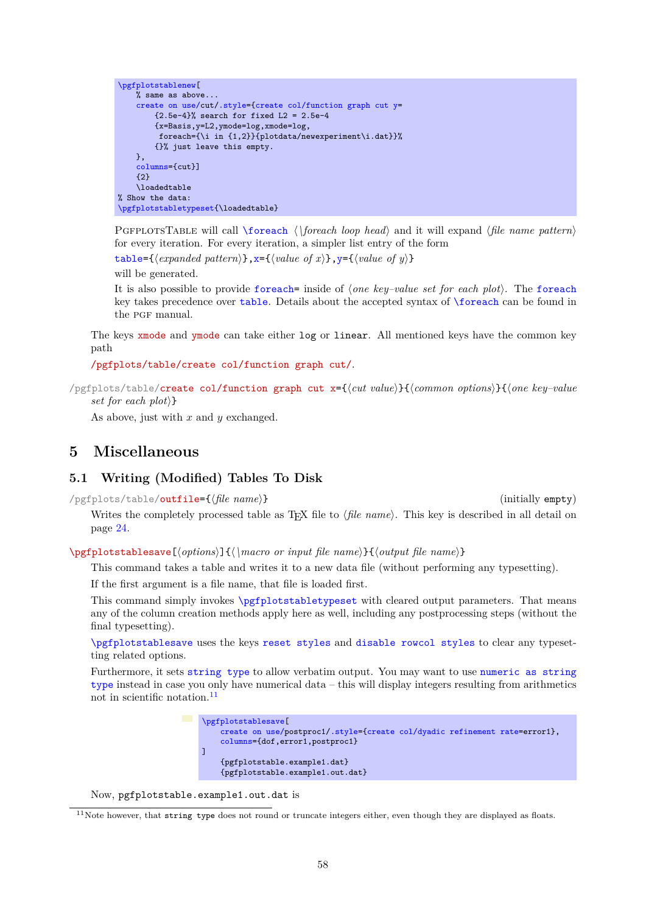```
\pgfplotstablenew[
    % same as above...
    create on use/cut/.style={create col/function graph cut y=
        {2.5e-4}% search for fixed L2 = 2.5e-4
        {x=Basis,y=L2,ymode=log,xmode=log,
         foreach={\i in {1,2}}{plotdata/newexperiment\i.dat}}%
        {}% just leave this empty.
    },
    columns={cut}]
    {2}
    \loadedtable
% Show the data:
\pgfplotstabletypeset{\loadedtable}
```

PgfplotsTable will call `\foreach` ⟨*\foreach loop head*⟩ and it will expand ⟨*file name pattern*⟩ for every iteration. For every iteration, a simpler list entry of the form

`table={`⟨*expanded pattern*⟩`},x={`⟨*value of x*⟩`},y={`⟨*value of y*⟩`}`

will be generated.

It is also possible to provide `foreach=` inside of ⟨*one key–value set for each plot*⟩. The `foreach` key takes precedence over `table`. Details about the accepted syntax of `\foreach` can be found in the pgf manual.

The keys `xmode` and `ymode` can take either `log` or `linear`. All mentioned keys have the common key path

`/pgfplots/table/create col/function graph cut/`.

`/pgfplots/table/create col/function graph cut x={`⟨*cut value*⟩`}{`⟨*common options*⟩`}{`⟨*one key–value set for each plot*⟩`}`

As above, just with $x$ and $y$ exchanged.

# 5 Miscellaneous

## 5.1 Writing (Modified) Tables To Disk

`/pgfplots/table/outfile={`⟨*file name*⟩`}` (initially `empty`)

Writes the completely processed table as TeX file to ⟨*file name*⟩. This key is described in all detail on page 24.

`\pgfplotstablesave[`⟨*options*⟩`]{`⟨*\macro or input file name*⟩`}{`⟨*output file name*⟩`}`

This command takes a table and writes it to a new data file (without performing any typesetting).

If the first argument is a file name, that file is loaded first.

This command simply invokes `\pgfplotstabletypeset` with cleared output parameters. That means any of the column creation methods apply here as well, including any postprocessing steps (without the final typesetting).

`\pgfplotstablesave` uses the keys `reset styles` and `disable rowcol styles` to clear any typesetting related options.

Furthermore, it sets `string type` to allow verbatim output. You may want to use `numeric as string type` instead in case you only have numerical data – this will display integers resulting from arithmetics not in scientific notation.[11]

```
\pgfplotstablesave[
    create on use/postproc1/.style={create col/dyadic refinement rate=error1},
    columns={dof,error1,postproc1}
]
    {pgfplotstable.example1.dat}
    {pgfplotstable.example1.out.dat}
```

Now, `pgfplotstable.example1.out.dat` is

[11] Note however, that `string type` does not round or truncate integers either, even though they are displayed as floats.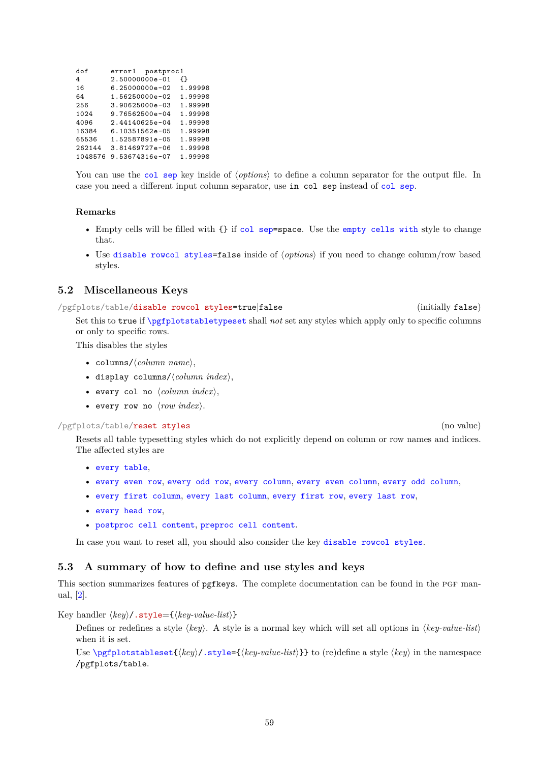```
dof     error1  postproc1
4       2.50000000e-01  {}
16      6.25000000e-02  1.99998
64      1.56250000e-02  1.99998
256     3.90625000e-03  1.99998
1024    9.76562500e-04  1.99998
4096    2.44140625e-04  1.99998
16384   6.10351562e-05  1.99998
65536   1.52587891e-05  1.99998
262144  3.81469727e-06  1.99998
1048576 9.53674316e-07  1.99998
```

You can use the `col sep` key inside of ⟨*options*⟩ to define a column separator for the output file. In case you need a different input column separator, use `in col sep` instead of `col sep`.

**Remarks**

- Empty cells will be filled with `{}` if `col sep=space`. Use the `empty cells with` style to change that.
- Use `disable rowcol styles=false` inside of ⟨*options*⟩ if you need to change column/row based styles.

## 5.2 Miscellaneous Keys

`/pgfplots/table/disable rowcol styles=true|false` (initially `false`)

Set this to `true` if `\pgfplotstabletypeset` shall *not* set any styles which apply only to specific columns or only to specific rows.

This disables the styles

- `columns/`⟨*column name*⟩,
- `display columns/`⟨*column index*⟩,
- `every col no` ⟨*column index*⟩,
- `every row no` ⟨*row index*⟩.

`/pgfplots/table/reset styles` (no value)

Resets all table typesetting styles which do not explicitly depend on column or row names and indices. The affected styles are

- `every table`,
- `every even row`, `every odd row`, `every column`, `every even column`, `every odd column`,
- `every first column`, `every last column`, `every first row`, `every last row`,
- `every head row`,
- `postproc cell content`, `preproc cell content`.

In case you want to reset all, you should also consider the key `disable rowcol styles`.

## 5.3 A summary of how to define and use styles and keys

This section summarizes features of `pgfkeys`. The complete documentation can be found in the PGF manual, [2].

Key handler ⟨*key*⟩`/.style={`⟨*key-value-list*⟩`}`

Defines or redefines a style ⟨*key*⟩. A style is a normal key which will set all options in ⟨*key-value-list*⟩ when it is set.

Use `\pgfplotstableset{`⟨*key*⟩`/.style={`⟨*key-value-list*⟩`}}` to (re)define a style ⟨*key*⟩ in the namespace `/pgfplots/table`.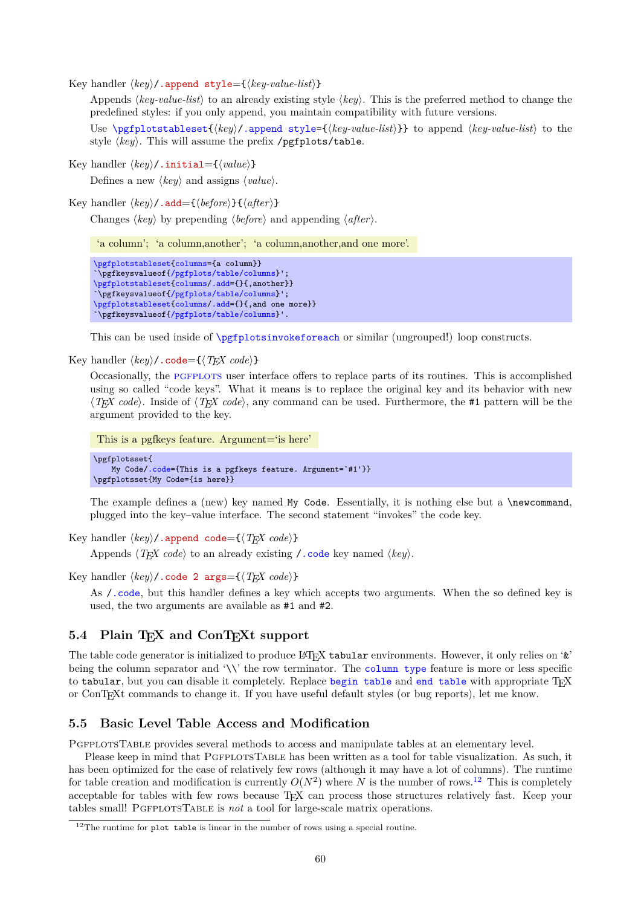Key handler ⟨*key*⟩`/.append style={`⟨*key-value-list*⟩`}`

Appends ⟨*key-value-list*⟩ to an already existing style ⟨*key*⟩. This is the preferred method to change the predefined styles: if you only append, you maintain compatibility with future versions.

Use `\pgfplotstableset{`⟨*key*⟩`/.append style={`⟨*key-value-list*⟩`}}` to append ⟨*key-value-list*⟩ to the style ⟨*key*⟩. This will assume the prefix `/pgfplots/table`.

Key handler ⟨*key*⟩`/.initial={`⟨*value*⟩`}`

Defines a new ⟨*key*⟩ and assigns ⟨*value*⟩.

Key handler ⟨*key*⟩`/.add={`⟨*before*⟩`}{`⟨*after*⟩`}`

Changes ⟨*key*⟩ by prepending ⟨*before*⟩ and appending ⟨*after*⟩.

'a column'; 'a column,another'; 'a column,another,and one more'.

```
\pgfplotstableset{columns={a column}}
`\pgfkeysvalueof{/pgfplots/table/columns}';
\pgfplotstableset{columns/.add={}{,another}}
`\pgfkeysvalueof{/pgfplots/table/columns}';
\pgfplotstableset{columns/.add={}{,and one more}}
`\pgfkeysvalueof{/pgfplots/table/columns}'.
```

This can be used inside of `\pgfplotsinvokeforeach` or similar (ungrouped!) loop constructs.

Key handler ⟨*key*⟩`/.code={`⟨*TEX code*⟩`}`

Occasionally, the PGFPLOTS user interface offers to replace parts of its routines. This is accomplished using so called "code keys". What it means is to replace the original key and its behavior with new ⟨*TEX code*⟩. Inside of ⟨*TEX code*⟩, any command can be used. Furthermore, the `#1` pattern will be the argument provided to the key.

This is a pgfkeys feature. Argument='is here'

```
\pgfplotsset{
    My Code/.code={This is a pgfkeys feature. Argument=`#1'}}
\pgfplotsset{My Code={is here}}
```

The example defines a (new) key named `My Code`. Essentially, it is nothing else but a `\newcommand`, plugged into the key–value interface. The second statement "invokes" the code key.

Key handler ⟨*key*⟩`/.append code={`⟨*TEX code*⟩`}`

Appends ⟨*TEX code*⟩ to an already existing `/.code` key named ⟨*key*⟩.

Key handler ⟨*key*⟩`/.code 2 args={`⟨*TEX code*⟩`}`

As `/.code`, but this handler defines a key which accepts two arguments. When the so defined key is used, the two arguments are available as `#1` and `#2`.

## 5.4 Plain TEX and ConTEXt support

The table code generator is initialized to produce LATEX `tabular` environments. However, it only relies on '`&`' being the column separator and '`\\`' the row terminator. The `column type` feature is more or less specific to `tabular`, but you can disable it completely. Replace `begin table` and `end table` with appropriate TEX or ConTEXt commands to change it. If you have useful default styles (or bug reports), let me know.

## 5.5 Basic Level Table Access and Modification

PgfplotsTable provides several methods to access and manipulate tables at an elementary level.

Please keep in mind that PgfplotsTable has been written as a tool for table visualization. As such, it has been optimized for the case of relatively few rows (although it may have a lot of columns). The runtime for table creation and modification is currently $O(N^2)$ where $N$ is the number of rows.[12] This is completely acceptable for tables with few rows because TEX can process those structures relatively fast. Keep your tables small! PgfplotsTable is *not* a tool for large-scale matrix operations.

[12] The runtime for `plot table` is linear in the number of rows using a special routine.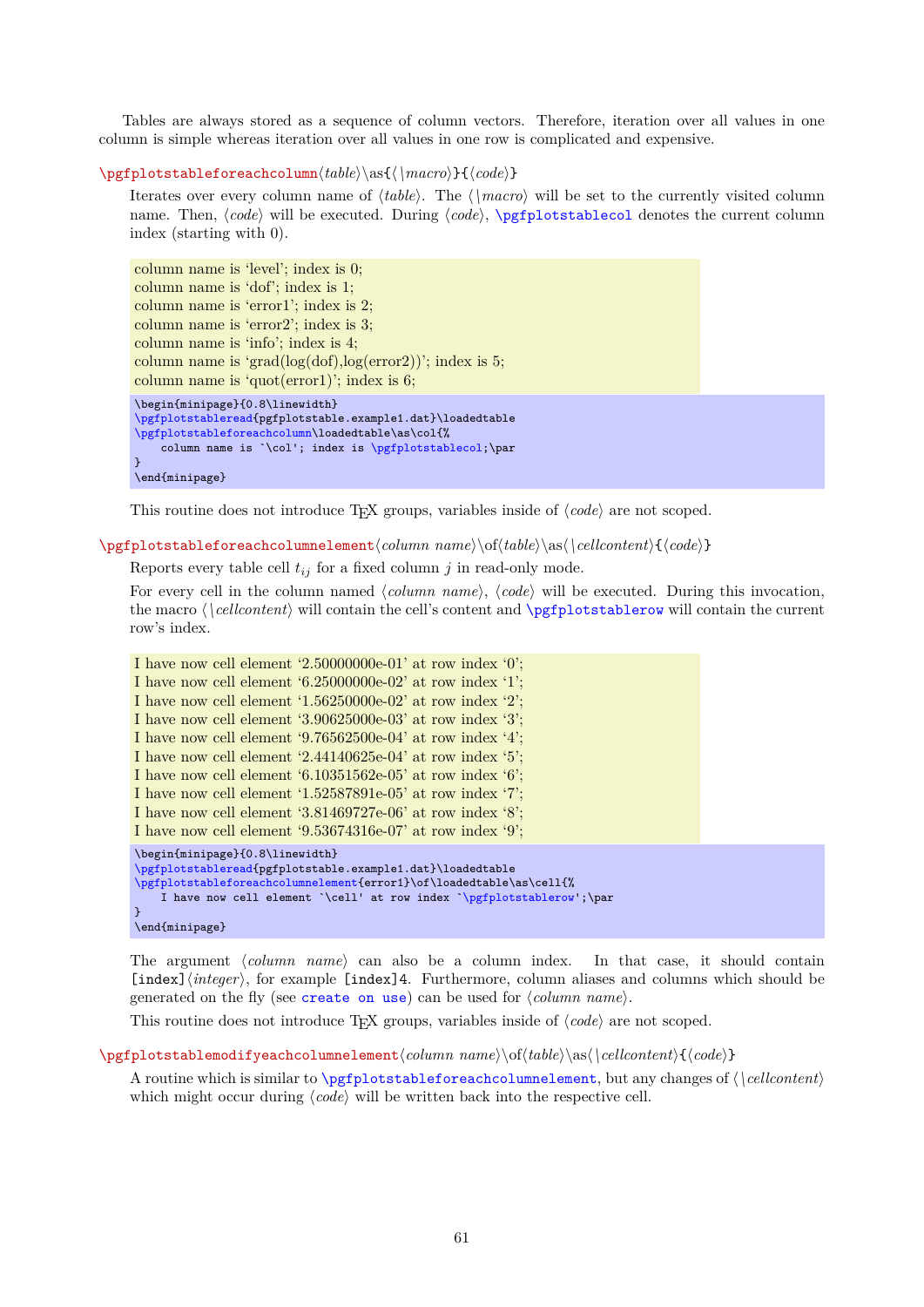Tables are always stored as a sequence of column vectors. Therefore, iteration over all values in one column is simple whereas iteration over all values in one row is complicated and expensive.

**\pgfplotstableforeachcolumn**⟨*table*⟩\as{⟨*\macro*⟩}{⟨*code*⟩}

Iterates over every column name of ⟨*table*⟩. The ⟨*\macro*⟩ will be set to the currently visited column name. Then, ⟨*code*⟩ will be executed. During ⟨*code*⟩, \pgfplotstablecol denotes the current column index (starting with 0).

column name is 'level'; index is 0;
column name is 'dof'; index is 1;
column name is 'error1'; index is 2;
column name is 'error2'; index is 3;
column name is 'info'; index is 4;
column name is 'grad(log(dof),log(error2))'; index is 5;
column name is 'quot(error1)'; index is 6;

```
\begin{minipage}{0.8\linewidth}
\pgfplotstableread{pgfplotstable.example1.dat}\loadedtable
\pgfplotstableforeachcolumn\loadedtable\as\col{%
    column name is `\col'; index is \pgfplotstablecol;\par
}
\end{minipage}
```

This routine does not introduce TeX groups, variables inside of ⟨*code*⟩ are not scoped.

**\pgfplotstableforeachcolumnelement**⟨*column name*⟩\of⟨*table*⟩\as⟨*\cellcontent*⟩{⟨*code*⟩}

Reports every table cell $t_{ij}$ for a fixed column $j$ in read-only mode.

For every cell in the column named ⟨*column name*⟩, ⟨*code*⟩ will be executed. During this invocation, the macro ⟨*\cellcontent*⟩ will contain the cell's content and \pgfplotstablerow will contain the current row's index.

I have now cell element '2.50000000e-01' at row index '0';
I have now cell element '6.25000000e-02' at row index '1';
I have now cell element '1.56250000e-02' at row index '2';
I have now cell element '3.90625000e-03' at row index '3';
I have now cell element '9.76562500e-04' at row index '4';
I have now cell element '2.44140625e-04' at row index '5';
I have now cell element '6.10351562e-05' at row index '6';
I have now cell element '1.52587891e-05' at row index '7';
I have now cell element '3.81469727e-06' at row index '8';
I have now cell element '9.53674316e-07' at row index '9';

```
\begin{minipage}{0.8\linewidth}
\pgfplotstableread{pgfplotstable.example1.dat}\loadedtable
\pgfplotstableforeachcolumnelement{error1}\of\loadedtable\as\cell{%
    I have now cell element `\cell' at row index `\pgfplotstablerow';\par
}
\end{minipage}
```

The argument ⟨*column name*⟩ can also be a column index. In that case, it should contain `[index]`⟨*integer*⟩, for example `[index]4`. Furthermore, column aliases and columns which should be generated on the fly (see `create on use`) can be used for ⟨*column name*⟩.

This routine does not introduce TeX groups, variables inside of ⟨*code*⟩ are not scoped.

**\pgfplotstablemodifyeachcolumnelement**⟨*column name*⟩\of⟨*table*⟩\as⟨*\cellcontent*⟩{⟨*code*⟩}

A routine which is similar to \pgfplotstableforeachcolumnelement, but any changes of ⟨*\cellcontent*⟩ which might occur during ⟨*code*⟩ will be written back into the respective cell.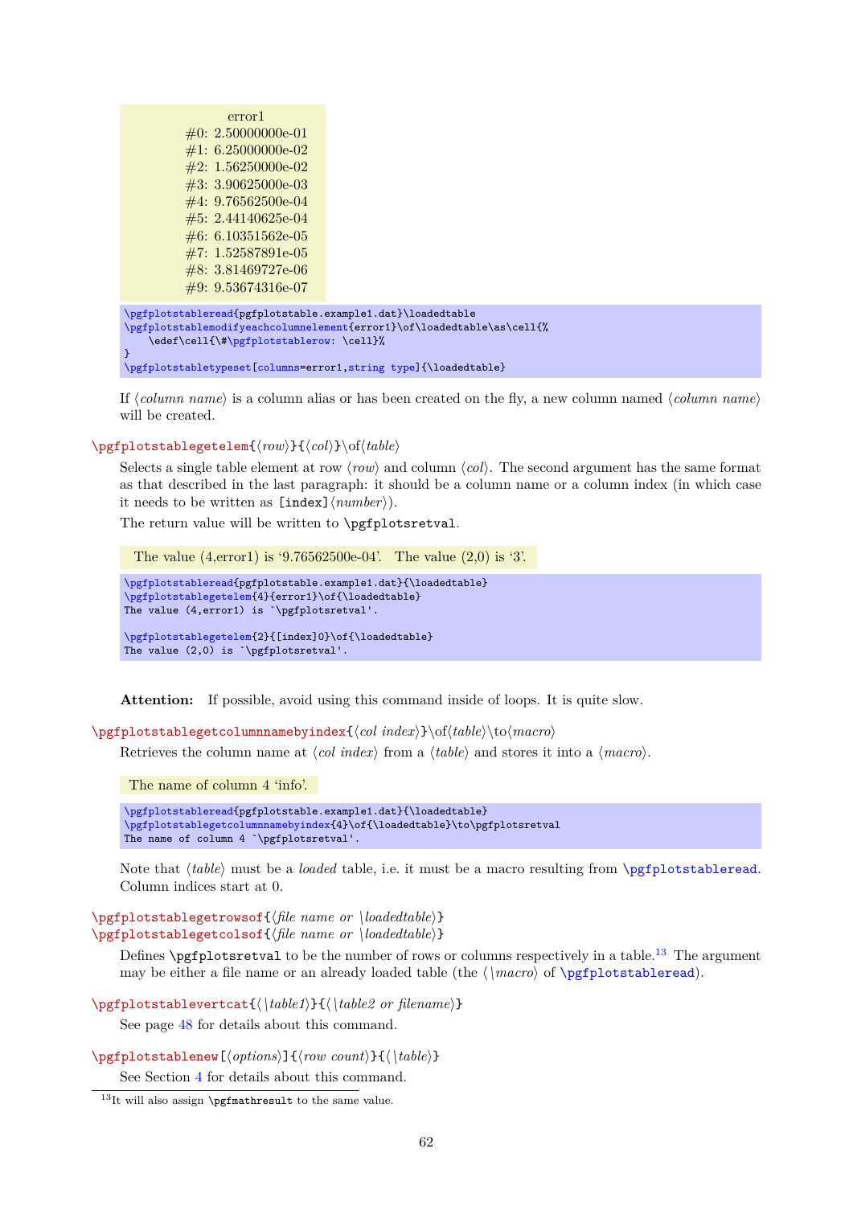| | error1 |
|---|---|
| #0: | 2.50000000e-01 |
| #1: | 6.25000000e-02 |
| #2: | 1.56250000e-02 |
| #3: | 3.90625000e-03 |
| #4: | 9.76562500e-04 |
| #5: | 2.44140625e-04 |
| #6: | 6.10351562e-05 |
| #7: | 1.52587891e-05 |
| #8: | 3.81469727e-06 |
| #9: | 9.53674316e-07 |

```
\pgfplotstableread{pgfplotstable.example1.dat}\loadedtable
\pgfplotstablemodifyeachcolumnelement{error1}\of\loadedtable\as\cell{%
    \edef\cell{\#\pgfplotstablerow: \cell}%
}
\pgfplotstabletypeset[columns=error1,string type]{\loadedtable}
```

If ⟨*column name*⟩ is a column alias or has been created on the fly, a new column named ⟨*column name*⟩ will be created.

`\pgfplotstablegetelem{`⟨*row*⟩`}{`⟨*col*⟩`}\of`⟨*table*⟩

Selects a single table element at row ⟨*row*⟩ and column ⟨*col*⟩. The second argument has the same format as that described in the last paragraph: it should be a column name or a column index (in which case it needs to be written as `[index]`⟨*number*⟩).

The return value will be written to `\pgfplotsretval`.

The value (4,error1) is '9.76562500e-04'. The value (2,0) is '3'.

```
\pgfplotstableread{pgfplotstable.example1.dat}{\loadedtable}
\pgfplotstablegetelem{4}{error1}\of{\loadedtable}
The value (4,error1) is `\pgfplotsretval'.

\pgfplotstablegetelem{2}{[index]0}\of{\loadedtable}
The value (2,0) is `\pgfplotsretval'.
```

**Attention:** If possible, avoid using this command inside of loops. It is quite slow.

`\pgfplotstablegetcolumnnamebyindex{`⟨*col index*⟩`}\of`⟨*table*⟩`\to`⟨*macro*⟩

Retrieves the column name at ⟨*col index*⟩ from a ⟨*table*⟩ and stores it into a ⟨*macro*⟩.

The name of column 4 'info'.

```
\pgfplotstableread{pgfplotstable.example1.dat}{\loadedtable}
\pgfplotstablegetcolumnnamebyindex{4}\of{\loadedtable}\to\pgfplotsretval
The name of column 4 `\pgfplotsretval'.
```

Note that ⟨*table*⟩ must be a *loaded* table, i.e. it must be a macro resulting from `\pgfplotstableread`. Column indices start at 0.

`\pgfplotstablegetrowsof{`⟨*file name or* \loadedtable⟩`}`
`\pgfplotstablegetcolsof{`⟨*file name or* \loadedtable⟩`}`

Defines `\pgfplotsretval` to be the number of rows or columns respectively in a table.[13] The argument may be either a file name or an already loaded table (the ⟨\*macro*⟩ of `\pgfplotstableread`).

`\pgfplotstablevertcat{`⟨\*table1*⟩`}{`⟨\*table2 or filename*⟩`}`

See page 48 for details about this command.

`\pgfplotstablenew[`⟨*options*⟩`]{`⟨*row count*⟩`}{`⟨\*table*⟩`}`

See Section 4 for details about this command.

[13] It will also assign `\pgfmathresult` to the same value.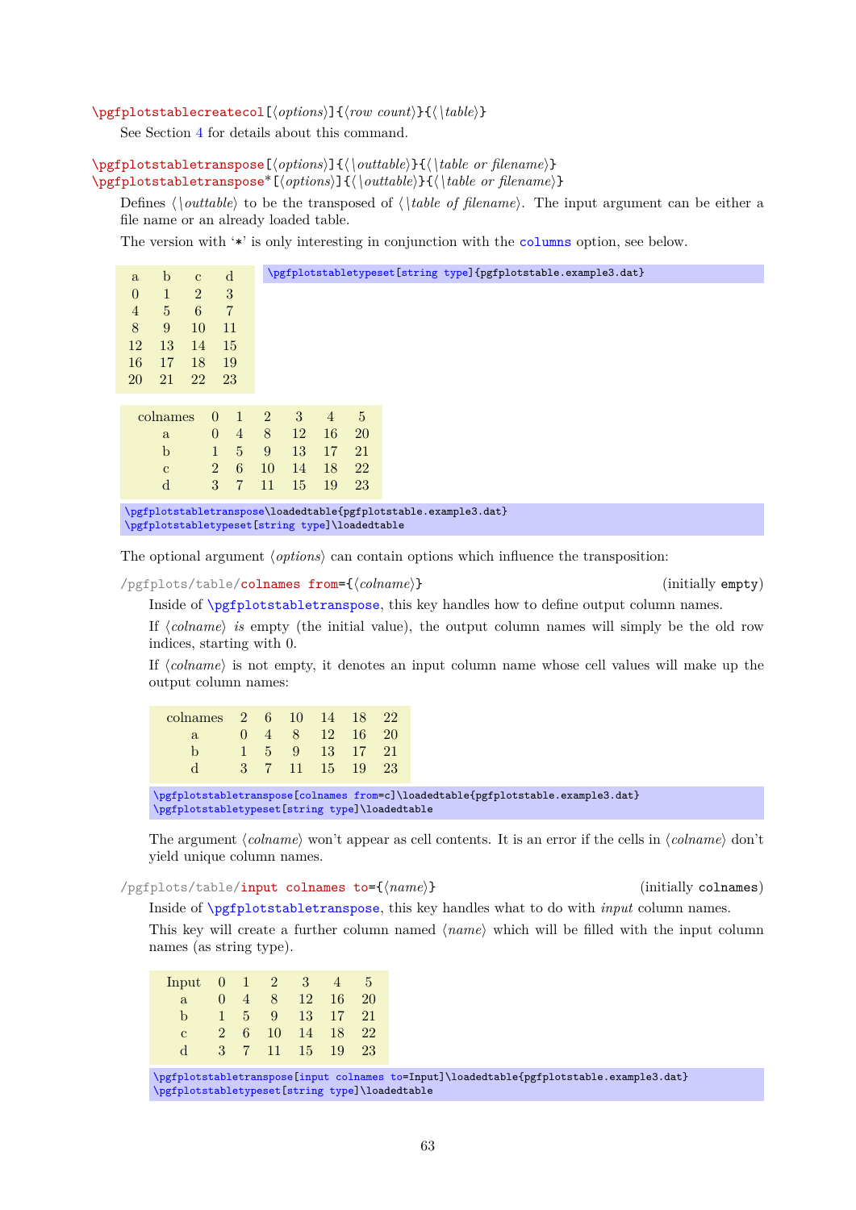\pgfplotstablecreatecol[⟨options⟩]{⟨row count⟩}{⟨\table⟩}

See Section 4 for details about this command.

\pgfplotstabletranspose[⟨options⟩]{⟨\outtable⟩}{⟨\table or filename⟩}
\pgfplotstabletranspose*[⟨options⟩]{⟨\outtable⟩}{⟨\table or filename⟩}

Defines ⟨\outtable⟩ to be the transposed of ⟨\table of filename⟩. The input argument can be either a file name or an already loaded table.

The version with '*' is only interesting in conjunction with the columns option, see below.

| a | b | c | d |
|---|---|---|---|
| 0 | 1 | 2 | 3 |
| 4 | 5 | 6 | 7 |
| 8 | 9 | 10 | 11 |
| 12 | 13 | 14 | 15 |
| 16 | 17 | 18 | 19 |
| 20 | 21 | 22 | 23 |

```
\pgfplotstabletypeset[string type]{pgfplotstable.example3.dat}
```

| colnames | 0 | 1 | 2 | 3 | 4 | 5 |
|---|---|---|---|---|---|---|
| a | 0 | 4 | 8 | 12 | 16 | 20 |
| b | 1 | 5 | 9 | 13 | 17 | 21 |
| c | 2 | 6 | 10 | 14 | 18 | 22 |
| d | 3 | 7 | 11 | 15 | 19 | 23 |

```
\pgfplotstabletranspose\loadedtable{pgfplotstable.example3.dat}
\pgfplotstabletypeset[string type]\loadedtable
```

The optional argument ⟨options⟩ can contain options which influence the transposition:

/pgfplots/table/colnames from={⟨colname⟩} (initially empty)

Inside of \pgfplotstabletranspose, this key handles how to define output column names.

If ⟨colname⟩ *is* empty (the initial value), the output column names will simply be the old row indices, starting with 0.

If ⟨colname⟩ is not empty, it denotes an input column name whose cell values will make up the output column names:

| colnames | 2 | 6 | 10 | 14 | 18 | 22 |
|---|---|---|---|---|---|---|
| a | 0 | 4 | 8 | 12 | 16 | 20 |
| b | 1 | 5 | 9 | 13 | 17 | 21 |
| d | 3 | 7 | 11 | 15 | 19 | 23 |

```
\pgfplotstabletranspose[colnames from=c]\loadedtable{pgfplotstable.example3.dat}
\pgfplotstabletypeset[string type]\loadedtable
```

The argument ⟨colname⟩ won't appear as cell contents. It is an error if the cells in ⟨colname⟩ don't yield unique column names.

/pgfplots/table/input colnames to={⟨name⟩} (initially colnames)

Inside of \pgfplotstabletranspose, this key handles what to do with *input* column names.

This key will create a further column named ⟨name⟩ which will be filled with the input column names (as string type).

| Input | 0 | 1 | 2 | 3 | 4 | 5 |
|---|---|---|---|---|---|---|
| a | 0 | 4 | 8 | 12 | 16 | 20 |
| b | 1 | 5 | 9 | 13 | 17 | 21 |
| c | 2 | 6 | 10 | 14 | 18 | 22 |
| d | 3 | 7 | 11 | 15 | 19 | 23 |

```
\pgfplotstabletranspose[input colnames to=Input]\loadedtable{pgfplotstable.example3.dat}
\pgfplotstabletypeset[string type]\loadedtable
```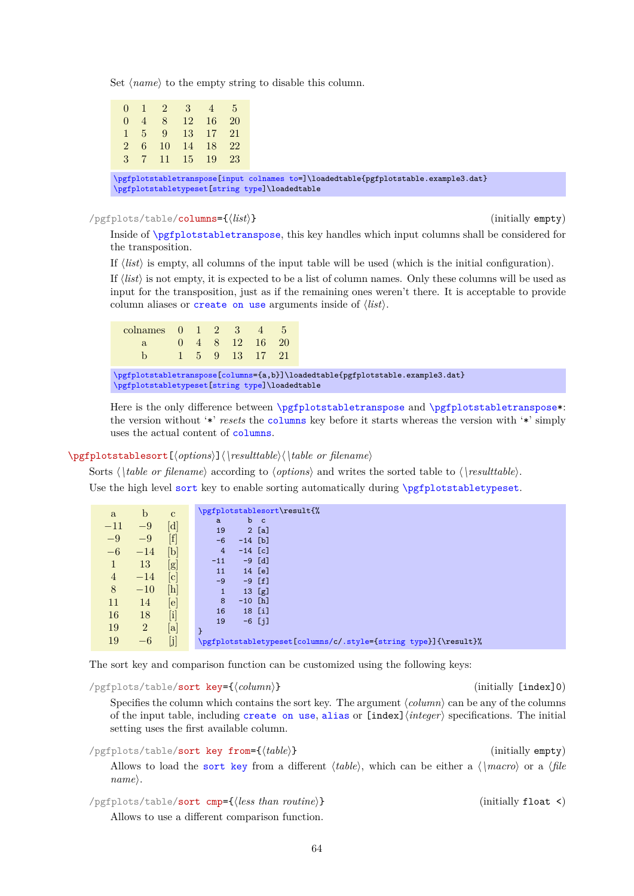Set ⟨*name*⟩ to the empty string to disable this column.

| 0 | 1 | 2 | 3 | 4 | 5 |
|---|---|---|---|---|---|
| 0 | 4 | 8 | 12 | 16 | 20 |
| 1 | 5 | 9 | 13 | 17 | 21 |
| 2 | 6 | 10 | 14 | 18 | 22 |
| 3 | 7 | 11 | 15 | 19 | 23 |

```
\pgfplotstabletranspose[input colnames to=]\loadedtable{pgfplotstable.example3.dat}
\pgfplotstabletypeset[string type]\loadedtable
```

/pgfplots/table/**columns**={⟨*list*⟩} (initially empty)

Inside of `\pgfplotstabletranspose`, this key handles which input columns shall be considered for the transposition.

If ⟨*list*⟩ is empty, all columns of the input table will be used (which is the initial configuration).

If ⟨*list*⟩ is not empty, it is expected to be a list of column names. Only these columns will be used as input for the transposition, just as if the remaining ones weren't there. It is acceptable to provide column aliases or `create on use` arguments inside of ⟨*list*⟩.

| colnames | 0 | 1 | 2 | 3 | 4 | 5 |
|---|---|---|---|---|---|---|
| a | 0 | 4 | 8 | 12 | 16 | 20 |
| b | 1 | 5 | 9 | 13 | 17 | 21 |

```
\pgfplotstabletranspose[columns={a,b}]\loadedtable{pgfplotstable.example3.dat}
\pgfplotstabletypeset[string type]\loadedtable
```

Here is the only difference between `\pgfplotstabletranspose` and `\pgfplotstabletranspose*`: the version without '*' *resets* the `columns` key before it starts whereas the version with '*' simply uses the actual content of `columns`.

`\pgfplotstablesort`[⟨*options*⟩]⟨*\resulttable*⟩⟨*\table or filename*⟩

Sorts ⟨*\table or filename*⟩ according to ⟨*options*⟩ and writes the sorted table to ⟨*\resulttable*⟩.

Use the high level `sort` key to enable sorting automatically during `\pgfplotstabletypeset`.

| a | b | c |
|---|---|---|
| −11 | −9 | [d] |
| −9 | −9 | [f] |
| −6 | −14 | [b] |
| 1 | 13 | [g] |
| 4 | −14 | [c] |
| 8 | −10 | [h] |
| 11 | 14 | [e] |
| 16 | 18 | [i] |
| 19 | 2 | [a] |
| 19 | −6 | [j] |

```
\pgfplotstablesort\result{%
    a      b  c
    19     2 [a]
    -6   -14 [b]
     4   -14 [c]
   -11    -9 [d]
    11    14 [e]
    -9    -9 [f]
     1    13 [g]
     8   -10 [h]
    16    18 [i]
    19    -6 [j]
}
\pgfplotstabletypeset[columns/c/.style={string type}]{\result}%
```

The sort key and comparison function can be customized using the following keys:

/pgfplots/table/**sort key**={⟨*column*⟩} (initially `[index]0`)

Specifies the column which contains the sort key. The argument ⟨*column*⟩ can be any of the columns of the input table, including `create on use`, `alias` or `[index]`⟨*integer*⟩ specifications. The initial setting uses the first available column.

/pgfplots/table/**sort key from**={⟨*table*⟩} (initially empty)

Allows to load the `sort key` from a different ⟨*table*⟩, which can be either a ⟨*\macro*⟩ or a ⟨*file name*⟩.

/pgfplots/table/**sort cmp**={⟨*less than routine*⟩} (initially `float <`)

Allows to use a different comparison function.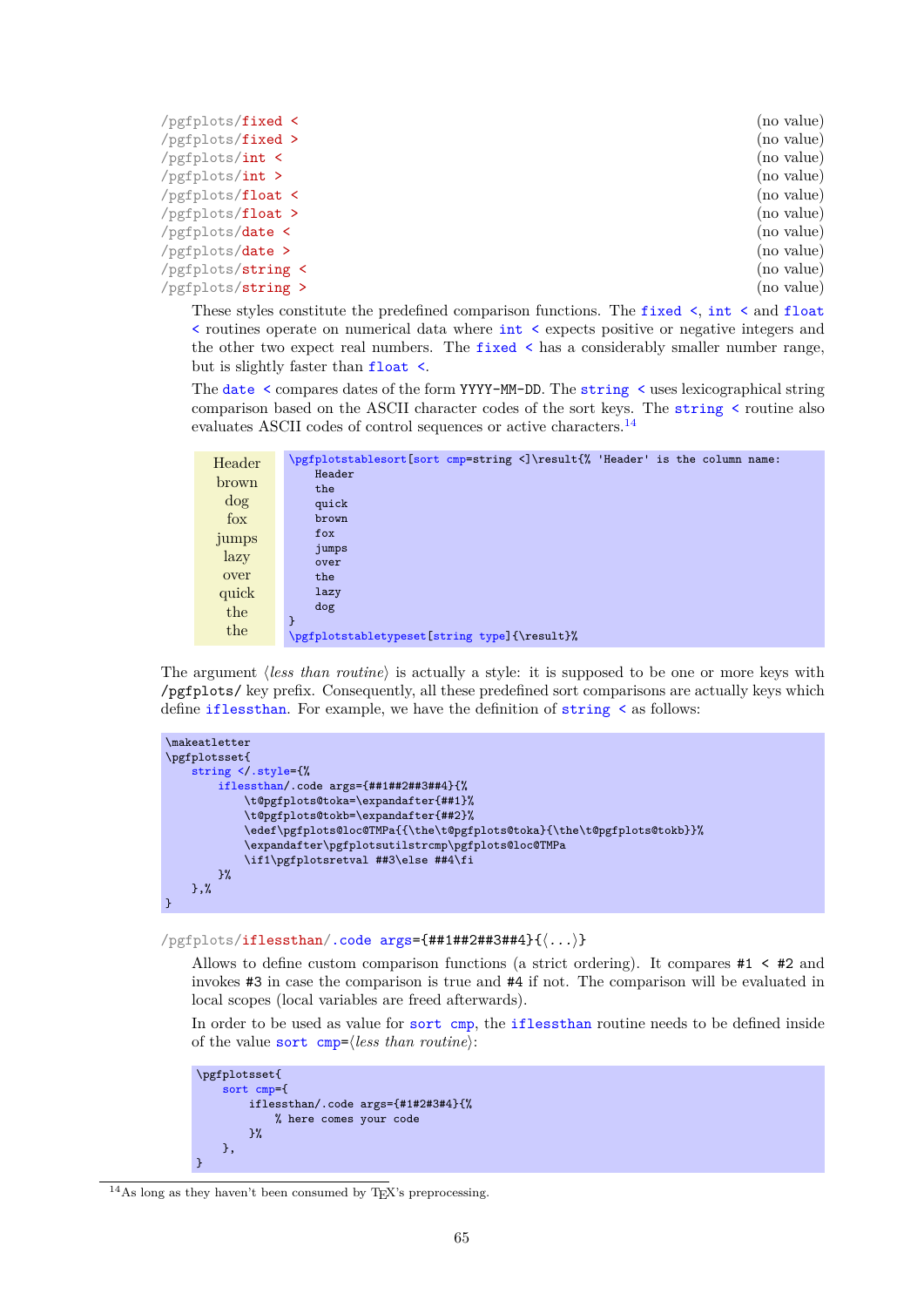/pgfplots/fixed < (no value)
/pgfplots/fixed > (no value)
/pgfplots/int < (no value)
/pgfplots/int > (no value)
/pgfplots/float < (no value)
/pgfplots/float > (no value)
/pgfplots/date < (no value)
/pgfplots/date > (no value)
/pgfplots/string < (no value)
/pgfplots/string > (no value)

These styles constitute the predefined comparison functions. The fixed <, int < and float < routines operate on numerical data where int < expects positive or negative integers and the other two expect real numbers. The fixed < has a considerably smaller number range, but is slightly faster than float <.

The date < compares dates of the form YYYY-MM-DD. The string < uses lexicographical string comparison based on the ASCII character codes of the sort keys. The string < routine also evaluates ASCII codes of control sequences or active characters.[14]

| Header |
|---|
| brown |
| dog |
| fox |
| jumps |
| lazy |
| over |
| quick |
| the |
| the |

```
\pgfplotstablesort[sort cmp=string <]\result{% 'Header' is the column name:
    Header
    the
    quick
    brown
    fox
    jumps
    over
    the
    lazy
    dog
}
\pgfplotstabletypeset[string type]{\result}%
```

The argument ⟨*less than routine*⟩ is actually a style: it is supposed to be one or more keys with **/pgfplots/** key prefix. Consequently, all these predefined sort comparisons are actually keys which define iflessthan. For example, we have the definition of string < as follows:

```
\makeatletter
\pgfplotsset{
    string </.style={%
        iflessthan/.code args={##1##2##3##4}{%
            \t@pgfplots@toka=\expandafter{##1}%
            \t@pgfplots@tokb=\expandafter{##2}%
            \edef\pgfplots@loc@TMPa{{\the\t@pgfplots@toka}{\the\t@pgfplots@tokb}}%
            \expandafter\pgfplotsutilstrcmp\pgfplots@loc@TMPa
            \if1\pgfplotsretval ##3\else ##4\fi
        }%
    },%
}
```

/pgfplots/iflessthan/.code args={##1##2##3##4}{⟨...⟩}

Allows to define custom comparison functions (a strict ordering). It compares #1 < #2 and invokes #3 in case the comparison is true and #4 if not. The comparison will be evaluated in local scopes (local variables are freed afterwards).

In order to be used as value for sort cmp, the iflessthan routine needs to be defined inside of the value sort cmp=⟨*less than routine*⟩:

```
\pgfplotsset{
    sort cmp={
        iflessthan/.code args={#1#2#3#4}{%
            % here comes your code
        }%
    },
}
```

[14] As long as they haven't been consumed by TEX's preprocessing.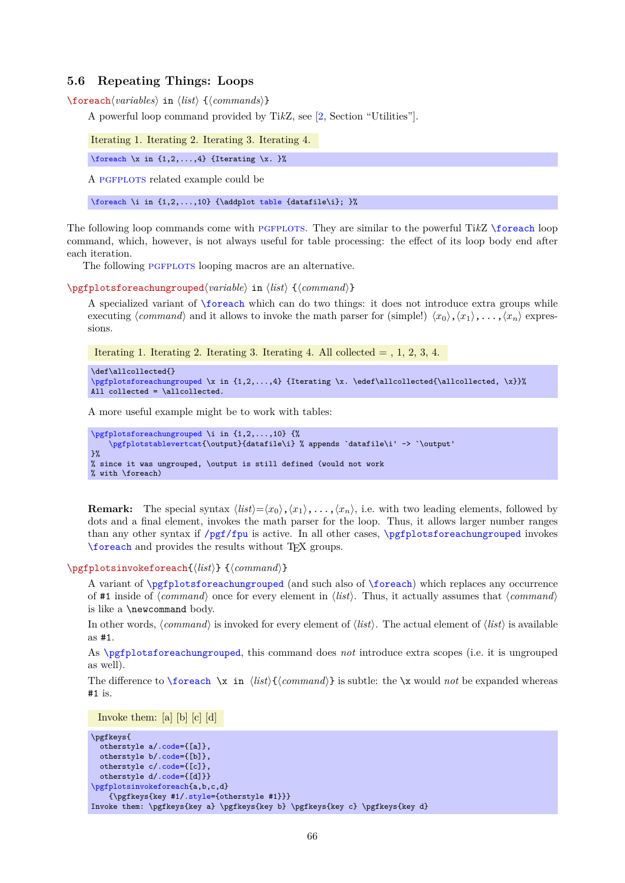## 5.6 Repeating Things: Loops

\foreach⟨*variables*⟩ in ⟨*list*⟩ {⟨*commands*⟩}

A powerful loop command provided by TikZ, see [2, Section "Utilities"].

Iterating 1. Iterating 2. Iterating 3. Iterating 4.

```
\foreach \x in {1,2,...,4} {Iterating \x. }%
```

A PGFPLOTS related example could be

```
\foreach \i in {1,2,...,10} {\addplot table {datafile\i}; }%
```

The following loop commands come with PGFPLOTS. They are similar to the powerful TikZ \foreach loop command, which, however, is not always useful for table processing: the effect of its loop body end after each iteration.

The following PGFPLOTS looping macros are an alternative.

\pgfplotsforeachungrouped⟨*variable*⟩ in ⟨*list*⟩ {⟨*command*⟩}

A specialized variant of \foreach which can do two things: it does not introduce extra groups while executing ⟨*command*⟩ and it allows to invoke the math parser for (simple!) $\langle x_0\rangle,\langle x_1\rangle,\ldots,\langle x_n\rangle$ expressions.

Iterating 1. Iterating 2. Iterating 3. Iterating 4. All collected = , 1, 2, 3, 4.

```
\def\allcollected{}
\pgfplotsforeachungrouped \x in {1,2,...,4} {Iterating \x. \edef\allcollected{\allcollected, \x}}%
All collected = \allcollected.
```

A more useful example might be to work with tables:

```
\pgfplotsforeachungrouped \i in {1,2,...,10} {%
    \pgfplotstablevertcat{\output}{datafile\i} % appends `datafile\i' -> `\output'
}%
% since it was ungrouped, \output is still defined (would not work
% with \foreach)
```

**Remark:** The special syntax $\langle list\rangle=\langle x_0\rangle,\langle x_1\rangle,\ldots,\langle x_n\rangle$, i.e. with two leading elements, followed by dots and a final element, invokes the math parser for the loop. Thus, it allows larger number ranges than any other syntax if /pgf/fpu is active. In all other cases, \pgfplotsforeachungrouped invokes \foreach and provides the results without TeX groups.

\pgfplotsinvokeforeach{⟨*list*⟩} {⟨*command*⟩}

A variant of \pgfplotsforeachungrouped (and such also of \foreach) which replaces any occurrence of #1 inside of ⟨*command*⟩ once for every element in ⟨*list*⟩. Thus, it actually assumes that ⟨*command*⟩ is like a \newcommand body.

In other words, ⟨*command*⟩ is invoked for every element of ⟨*list*⟩. The actual element of ⟨*list*⟩ is available as #1.

As \pgfplotsforeachungrouped, this command does *not* introduce extra scopes (i.e. it is ungrouped as well).

The difference to \foreach \x in ⟨*list*⟩{⟨*command*⟩} is subtle: the \x would *not* be expanded whereas #1 is.

Invoke them: [a] [b] [c] [d]

```
\pgfkeys{
  otherstyle a/.code={[a]},
  otherstyle b/.code={[b]},
  otherstyle c/.code={[c]},
  otherstyle d/.code={[d]}}
\pgfplotsinvokeforeach{a,b,c,d}
    {\pgfkeys{key #1/.style={otherstyle #1}}}
Invoke them: \pgfkeys{key a} \pgfkeys{key b} \pgfkeys{key c} \pgfkeys{key d}
```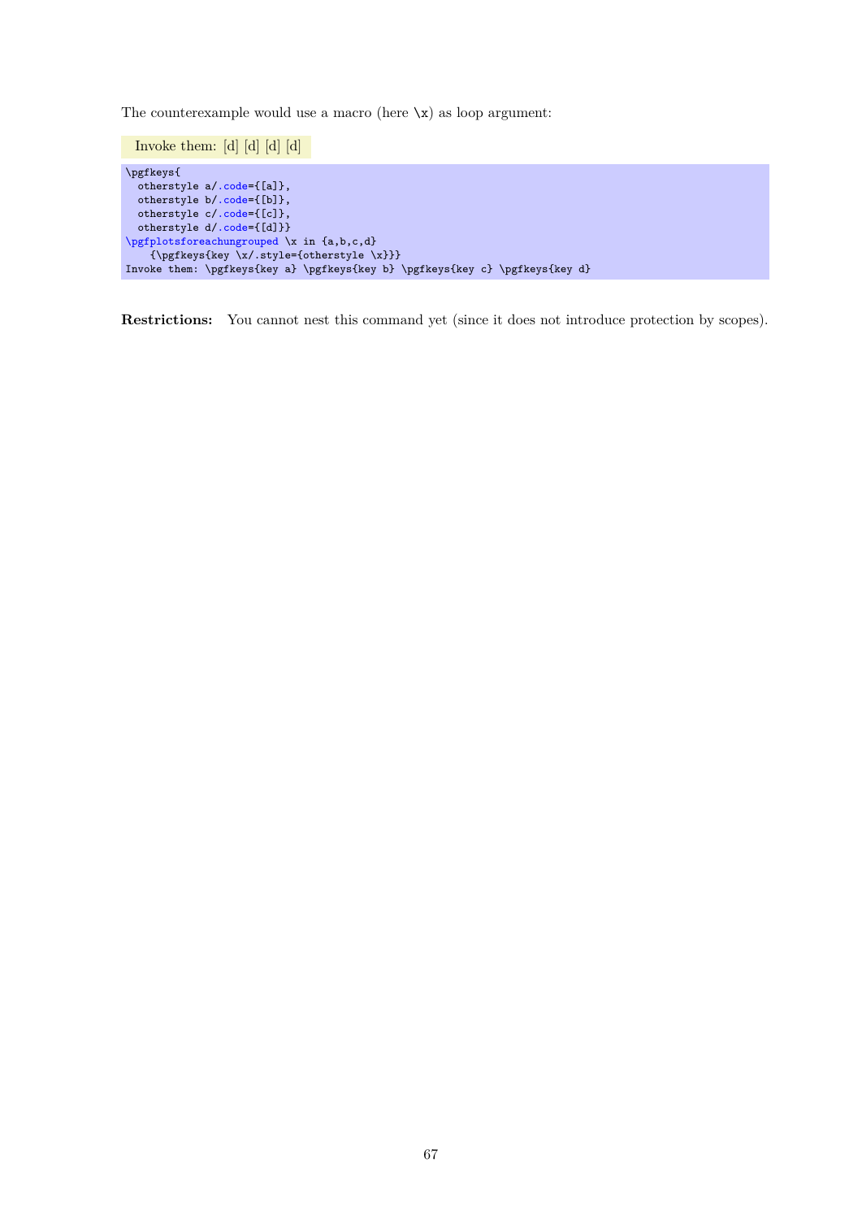The counterexample would use a macro (here `\x`) as loop argument:

Invoke them: [d] [d] [d] [d]

```
\pgfkeys{
  otherstyle a/.code={[a]},
  otherstyle b/.code={[b]},
  otherstyle c/.code={[c]},
  otherstyle d/.code={[d]}}
\pgfplotsforeachungrouped \x in {a,b,c,d}
    {\pgfkeys{key \x/.style={otherstyle \x}}}
Invoke them: \pgfkeys{key a} \pgfkeys{key b} \pgfkeys{key c} \pgfkeys{key d}
```

**Restrictions:** You cannot nest this command yet (since it does not introduce protection by scopes).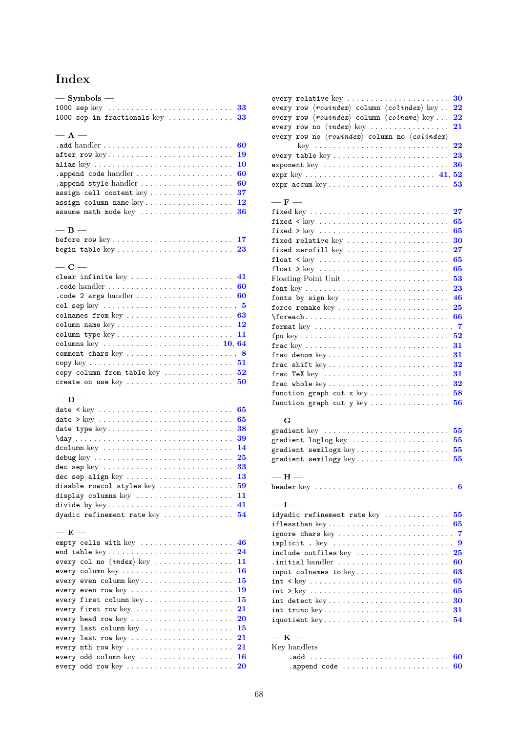# Index

— Symbols —

1000 sep key . . . 33
1000 sep in fractionals key . . . 33

— A —

.add handler . . . 60
after row key . . . 19
alias key . . . 10
.append code handler . . . 60
.append style handler . . . 60
assign cell content key . . . 37
assign column name key . . . 12
assume math mode key . . . 36

— B —

before row key . . . 17
begin table key . . . 23

— C —

clear infinite key . . . 41
.code handler . . . 60
.code 2 args handler . . . 60
col sep key . . . 5
colnames from key . . . 63
column name key . . . 12
column type key . . . 11
columns key . . . 10, 64
comment chars key . . . 8
copy key . . . 51
copy column from table key . . . 52
create on use key . . . 50

— D —

date < key . . . 65
date > key . . . 65
date type key . . . 38
\day . . . 39
dcolumn key . . . 14
debug key . . . 25
dec sep key . . . 33
dec sep align key . . . 13
disable rowcol styles key . . . 59
display columns key . . . 11
divide by key . . . 41
dyadic refinement rate key . . . 54

— E —

empty cells with key . . . 46
end table key . . . 24
every col no ⟨index⟩ key . . . 11
every column key . . . 16
every even column key . . . 15
every even row key . . . 19
every first column key . . . 15
every first row key . . . 21
every head row key . . . 20
every last column key . . . 15
every last row key . . . 21
every nth row key . . . 21
every odd column key . . . 16
every odd row key . . . 20
every relative key . . . 30
every row ⟨rowindex⟩ column ⟨colindex⟩ key . . . 22
every row ⟨rowindex⟩ column ⟨colname⟩ key . . . 22
every row no ⟨index⟩ key . . . 21
every row no ⟨rowindex⟩ column no ⟨colindex⟩ key . . . 22
every table key . . . 23
exponent key . . . 36
expr key . . . 41, 52
expr accum key . . . 53

— F —

fixed key . . . 27
fixed < key . . . 65
fixed > key . . . 65
fixed relative key . . . 30
fixed zerofill key . . . 27
float < key . . . 65
float > key . . . 65
Floating Point Unit . . . 53
font key . . . 23
fonts by sign key . . . 46
force remake key . . . 25
\foreach . . . 66
format key . . . 7
fpu key . . . 52
frac key . . . 31
frac denom key . . . 31
frac shift key . . . 32
frac TeX key . . . 31
frac whole key . . . 32
function graph cut x key . . . 58
function graph cut y key . . . 56

— G —

gradient key . . . 55
gradient loglog key . . . 55
gradient semilogx key . . . 55
gradient semilogy key . . . 55

— H —

header key . . . 6

— I —

idyadic refinement rate key . . . 55
iflessthan key . . . 65
ignore chars key . . . 7
implicit . key . . . 9
include outfiles key . . . 25
.initial handler . . . 60
input colnames to key . . . 63
int < key . . . 65
int > key . . . 65
int detect key . . . 30
int trunc key . . . 31
iquotient key . . . 54

— K —

Key handlers
  .add . . . 60
  .append code . . . 60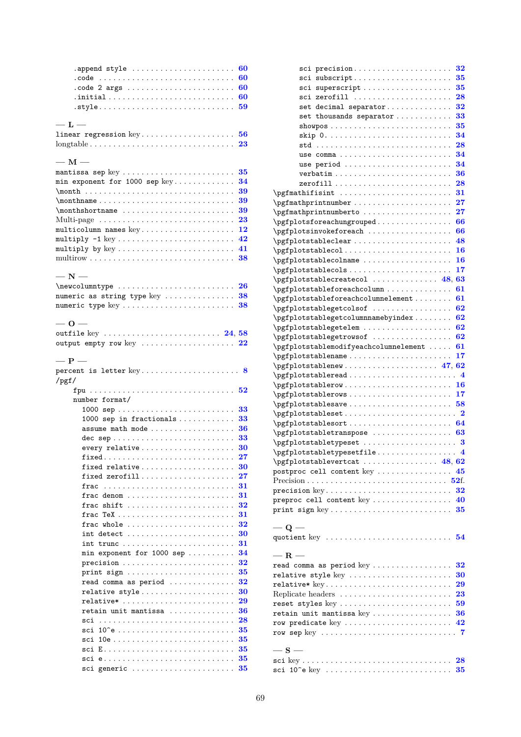.append style . . . . . . . . . . . . . . . . . . . . . 60
.code . . . . . . . . . . . . . . . . . . . . . . . . . . . 60
.code 2 args . . . . . . . . . . . . . . . . . . . . . . 60
.initial . . . . . . . . . . . . . . . . . . . . . . . . . 60
.style . . . . . . . . . . . . . . . . . . . . . . . . . . 59

— L —

linear regression key . . . . . . . . . . . . . . . . . . 56
longtable . . . . . . . . . . . . . . . . . . . . . . . . . . 23

— M —

mantissa sep key . . . . . . . . . . . . . . . . . . . . . 35
min exponent for 1000 sep key . . . . . . . . . . . . 34
\month . . . . . . . . . . . . . . . . . . . . . . . . . . . . 39
\monthname . . . . . . . . . . . . . . . . . . . . . . . . . 39
\monthshortname . . . . . . . . . . . . . . . . . . . . . 39
Multi-page . . . . . . . . . . . . . . . . . . . . . . . . . . 23
multicolumn names key . . . . . . . . . . . . . . . . . 12
multiply -1 key . . . . . . . . . . . . . . . . . . . . . . 42
multiply by key . . . . . . . . . . . . . . . . . . . . . . 41
multirow . . . . . . . . . . . . . . . . . . . . . . . . . . . 38

— N —

\newcolumntype . . . . . . . . . . . . . . . . . . . . . . 26
numeric as string type key . . . . . . . . . . . . . . 38
numeric type key . . . . . . . . . . . . . . . . . . . . . 38

— O —

outfile key . . . . . . . . . . . . . . . . . . . . . . . 24, 58
output empty row key . . . . . . . . . . . . . . . . . . 22

— P —

percent is letter key . . . . . . . . . . . . . . . . . . . 8
/pgf/
  fpu . . . . . . . . . . . . . . . . . . . . . . . . . . . . . 52
  number format/
    1000 sep . . . . . . . . . . . . . . . . . . . . . . . . 33
    1000 sep in fractionals . . . . . . . . . . . . . . 33
    assume math mode . . . . . . . . . . . . . . . . . 36
    dec sep . . . . . . . . . . . . . . . . . . . . . . . . . 33
    every relative . . . . . . . . . . . . . . . . . . . . 30
    fixed . . . . . . . . . . . . . . . . . . . . . . . . . . . 27
    fixed relative . . . . . . . . . . . . . . . . . . . . 30
    fixed zerofill . . . . . . . . . . . . . . . . . . . . 27
    frac . . . . . . . . . . . . . . . . . . . . . . . . . . . 31
    frac denom . . . . . . . . . . . . . . . . . . . . . . 31
    frac shift . . . . . . . . . . . . . . . . . . . . . . 32
    frac TeX . . . . . . . . . . . . . . . . . . . . . . . 31
    frac whole . . . . . . . . . . . . . . . . . . . . . . 32
    int detect . . . . . . . . . . . . . . . . . . . . . . 30
    int trunc . . . . . . . . . . . . . . . . . . . . . . . 31
    min exponent for 1000 sep . . . . . . . . . . 34
    precision . . . . . . . . . . . . . . . . . . . . . . . 32
    print sign . . . . . . . . . . . . . . . . . . . . . . 35
    read comma as period . . . . . . . . . . . . . 32
    relative style . . . . . . . . . . . . . . . . . . . 30
    relative* . . . . . . . . . . . . . . . . . . . . . . . 29
    retain unit mantissa . . . . . . . . . . . . . . 36
    sci . . . . . . . . . . . . . . . . . . . . . . . . . . . . 28
    sci 10^e . . . . . . . . . . . . . . . . . . . . . . . . 35
    sci 10e . . . . . . . . . . . . . . . . . . . . . . . . . 35
    sci E . . . . . . . . . . . . . . . . . . . . . . . . . . . 35
    sci e . . . . . . . . . . . . . . . . . . . . . . . . . . . 35
    sci generic . . . . . . . . . . . . . . . . . . . . . 35
    sci precision . . . . . . . . . . . . . . . . . . . . 32
    sci subscript . . . . . . . . . . . . . . . . . . . . 35
    sci superscript . . . . . . . . . . . . . . . . . . 35
    sci zerofill . . . . . . . . . . . . . . . . . . . . 28
    set decimal separator . . . . . . . . . . . . . 32
    set thousands separator . . . . . . . . . . . 33
    showpos . . . . . . . . . . . . . . . . . . . . . . . . 35
    skip 0. . . . . . . . . . . . . . . . . . . . . . . . . . 34
    std . . . . . . . . . . . . . . . . . . . . . . . . . . . . 28
    use comma . . . . . . . . . . . . . . . . . . . . . . 34
    use period . . . . . . . . . . . . . . . . . . . . . . 34
    verbatim . . . . . . . . . . . . . . . . . . . . . . . 36
    zerofill . . . . . . . . . . . . . . . . . . . . . . . . 28

\pgfmathifisint . . . . . . . . . . . . . . . . . . . . . . 31
\pgfmathprintnumber . . . . . . . . . . . . . . . . . . 27
\pgfmathprintnumberto . . . . . . . . . . . . . . . . . 27
\pgfplotsforeachungrouped . . . . . . . . . . . . . . 66
\pgfplotsinvokeforeach . . . . . . . . . . . . . . . . 66
\pgfplotstableclear . . . . . . . . . . . . . . . . . . . 48
\pgfplotstablecol . . . . . . . . . . . . . . . . . . . . . 16
\pgfplotstablecolname . . . . . . . . . . . . . . . . . 16
\pgfplotstablecols . . . . . . . . . . . . . . . . . . . . 17
\pgfplotstablecreatecol . . . . . . . . . . . . . 48, 63
\pgfplotstableforeachcolumn . . . . . . . . . . . . 61
\pgfplotstableforeachcolumnelement . . . . . . . 61
\pgfplotstablegetcolsof . . . . . . . . . . . . . . . . 62
\pgfplotstablegetcolumnnamebyindex . . . . . . . 62
\pgfplotstablegetelem . . . . . . . . . . . . . . . . . 62
\pgfplotstablegetrowsof . . . . . . . . . . . . . . . . 62
\pgfplotstablemodifyeachcolumnelement . . . . . 61
\pgfplotstablename . . . . . . . . . . . . . . . . . . . 17
\pgfplotstablenew . . . . . . . . . . . . . . . . . . 47, 62
\pgfplotstableread . . . . . . . . . . . . . . . . . . . . 4
\pgfplotstablerow . . . . . . . . . . . . . . . . . . . . . 16
\pgfplotstablerows . . . . . . . . . . . . . . . . . . . . 17
\pgfplotstablesave . . . . . . . . . . . . . . . . . . . . 58
\pgfplotstableset . . . . . . . . . . . . . . . . . . . . . . 2
\pgfplotstablesort . . . . . . . . . . . . . . . . . . . . 64
\pgfplotstabletranspose . . . . . . . . . . . . . . . . 63
\pgfplotstabletypeset . . . . . . . . . . . . . . . . . . 3
\pgfplotstabletypesetfile . . . . . . . . . . . . . . . . 4
\pgfplotstablevertcat . . . . . . . . . . . . . . . 48, 62
postproc cell content key . . . . . . . . . . . . . . 45
Precision . . . . . . . . . . . . . . . . . . . . . . . . . . 52f.
precision key . . . . . . . . . . . . . . . . . . . . . . . . 32
preproc cell content key . . . . . . . . . . . . . . . 40
print sign key . . . . . . . . . . . . . . . . . . . . . . . 35

— Q —

quotient key . . . . . . . . . . . . . . . . . . . . . . . . 54

— R —

read comma as period key . . . . . . . . . . . . . . 32
relative style key . . . . . . . . . . . . . . . . . . . . 30
relative* key . . . . . . . . . . . . . . . . . . . . . . . . 29
Replicate headers . . . . . . . . . . . . . . . . . . . . 23
reset styles key . . . . . . . . . . . . . . . . . . . . . . 59
retain unit mantissa key . . . . . . . . . . . . . . . 36
row predicate key . . . . . . . . . . . . . . . . . . . . 42
row sep key . . . . . . . . . . . . . . . . . . . . . . . . . . 7

— S —

sci key . . . . . . . . . . . . . . . . . . . . . . . . . . . . . 28
sci 10^e key . . . . . . . . . . . . . . . . . . . . . . . . 35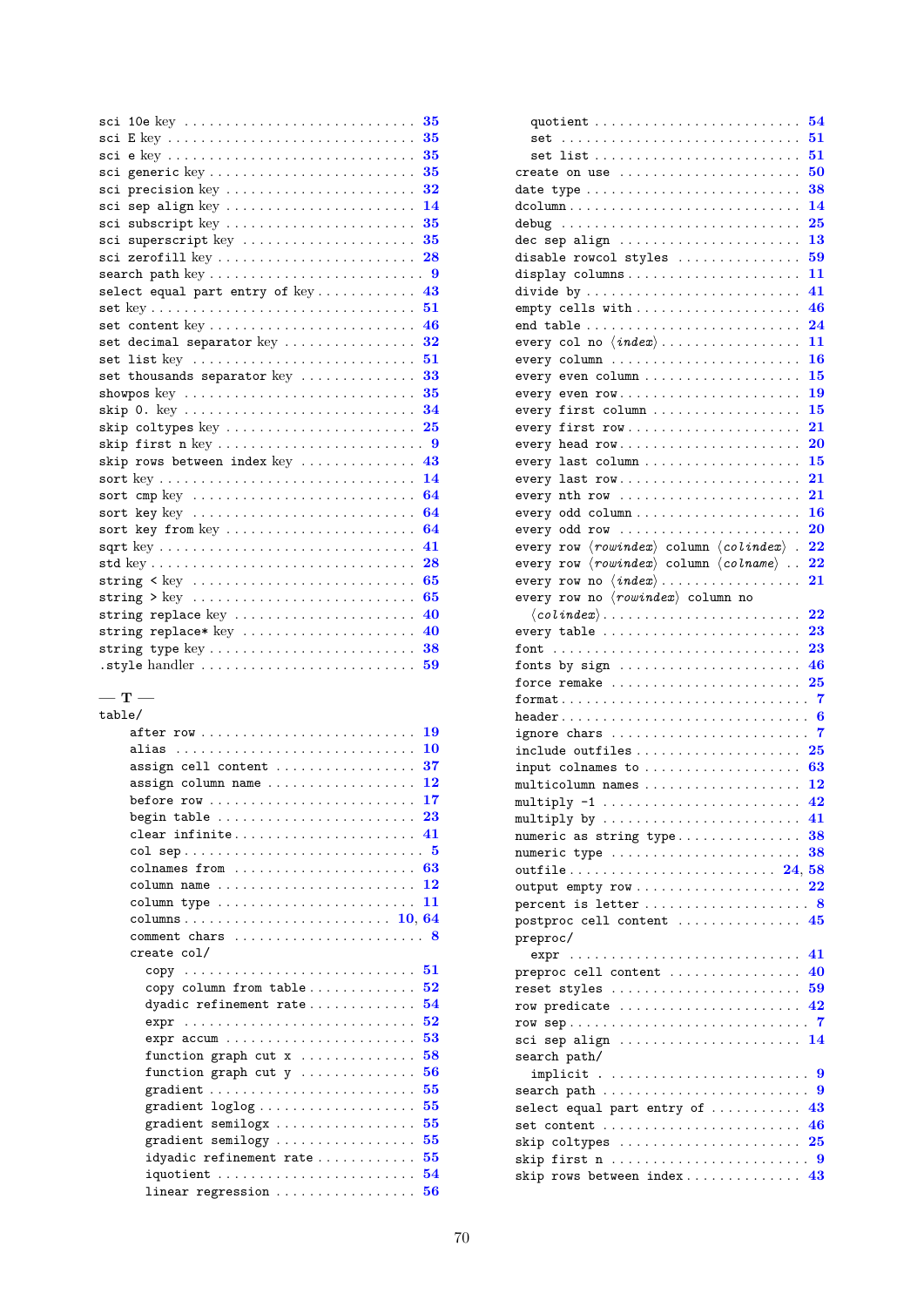sci 10e key . . . . . . . . . . . . . . . . . . . . . . . . . . . 35
sci E key . . . . . . . . . . . . . . . . . . . . . . . . . . . . 35
sci e key . . . . . . . . . . . . . . . . . . . . . . . . . . . . 35
sci generic key . . . . . . . . . . . . . . . . . . . . . . . . 35
sci precision key . . . . . . . . . . . . . . . . . . . . . . 32
sci sep align key . . . . . . . . . . . . . . . . . . . . . . 14
sci subscript key . . . . . . . . . . . . . . . . . . . . . . 35
sci superscript key . . . . . . . . . . . . . . . . . . . . 35
sci zerofill key . . . . . . . . . . . . . . . . . . . . . . . 28
search path key . . . . . . . . . . . . . . . . . . . . . . . . 9
select equal part entry of key . . . . . . . . . . . . 43
set key . . . . . . . . . . . . . . . . . . . . . . . . . . . . . . 51
set content key . . . . . . . . . . . . . . . . . . . . . . . 46
set decimal separator key . . . . . . . . . . . . . . . 32
set list key . . . . . . . . . . . . . . . . . . . . . . . . . . 51
set thousands separator key . . . . . . . . . . . . . 33
showpos key . . . . . . . . . . . . . . . . . . . . . . . . . . 35
skip 0. key . . . . . . . . . . . . . . . . . . . . . . . . . . 34
skip coltypes key . . . . . . . . . . . . . . . . . . . . . . 25
skip first n key . . . . . . . . . . . . . . . . . . . . . . . 9
skip rows between index key . . . . . . . . . . . . . 43
sort key . . . . . . . . . . . . . . . . . . . . . . . . . . . . . 14
sort cmp key . . . . . . . . . . . . . . . . . . . . . . . . . 64
sort key key . . . . . . . . . . . . . . . . . . . . . . . . . 64
sort key from key . . . . . . . . . . . . . . . . . . . . . . 64
sqrt key . . . . . . . . . . . . . . . . . . . . . . . . . . . . . 41
std key . . . . . . . . . . . . . . . . . . . . . . . . . . . . . . 28
string < key . . . . . . . . . . . . . . . . . . . . . . . . . 65
string > key . . . . . . . . . . . . . . . . . . . . . . . . . 65
string replace key . . . . . . . . . . . . . . . . . . . . . 40
string replace* key . . . . . . . . . . . . . . . . . . . . 40
string type key . . . . . . . . . . . . . . . . . . . . . . . . 38
.style handler . . . . . . . . . . . . . . . . . . . . . . . . . 59

— T —

table/
  after row . . . . . . . . . . . . . . . . . . . . . . . . . . 19
  alias . . . . . . . . . . . . . . . . . . . . . . . . . . . . . 10
  assign cell content . . . . . . . . . . . . . . . . . . 37
  assign column name . . . . . . . . . . . . . . . . . . 12
  before row . . . . . . . . . . . . . . . . . . . . . . . . . 17
  begin table . . . . . . . . . . . . . . . . . . . . . . . . 23
  clear infinite . . . . . . . . . . . . . . . . . . . . . . 41
  col sep . . . . . . . . . . . . . . . . . . . . . . . . . . . . 5
  colnames from . . . . . . . . . . . . . . . . . . . . . . 63
  column name . . . . . . . . . . . . . . . . . . . . . . . . 12
  column type . . . . . . . . . . . . . . . . . . . . . . . . 11
  columns . . . . . . . . . . . . . . . . . . . . . . . . . 10, 64
  comment chars . . . . . . . . . . . . . . . . . . . . . . 8
  create col/
    copy . . . . . . . . . . . . . . . . . . . . . . . . . . . . 51
    copy column from table . . . . . . . . . . . . . 52
    dyadic refinement rate . . . . . . . . . . . . . 54
    expr . . . . . . . . . . . . . . . . . . . . . . . . . . . . 52
    expr accum . . . . . . . . . . . . . . . . . . . . . . . 53
    function graph cut x . . . . . . . . . . . . . . 58
    function graph cut y . . . . . . . . . . . . . . 56
    gradient . . . . . . . . . . . . . . . . . . . . . . . . . 55
    gradient loglog . . . . . . . . . . . . . . . . . . . 55
    gradient semilogx . . . . . . . . . . . . . . . . . 55
    gradient semilogy . . . . . . . . . . . . . . . . . 55
    idyadic refinement rate . . . . . . . . . . . . 55
    iquotient . . . . . . . . . . . . . . . . . . . . . . . . 54
    linear regression . . . . . . . . . . . . . . . . . 56
    quotient . . . . . . . . . . . . . . . . . . . . . . . . . 54
    set . . . . . . . . . . . . . . . . . . . . . . . . . . . . . 51
    set list . . . . . . . . . . . . . . . . . . . . . . . . . 51
  create on use . . . . . . . . . . . . . . . . . . . . . . 50
  date type . . . . . . . . . . . . . . . . . . . . . . . . . . 38
  dcolumn . . . . . . . . . . . . . . . . . . . . . . . . . . . 14
  debug . . . . . . . . . . . . . . . . . . . . . . . . . . . . . 25
  dec sep align . . . . . . . . . . . . . . . . . . . . . . 13
  disable rowcol styles . . . . . . . . . . . . . . . 59
  display columns . . . . . . . . . . . . . . . . . . . . 11
  divide by . . . . . . . . . . . . . . . . . . . . . . . . . . 41
  empty cells with . . . . . . . . . . . . . . . . . . . . 46
  end table . . . . . . . . . . . . . . . . . . . . . . . . . . 24
  every col no ⟨*index*⟩ . . . . . . . . . . . . . . . . 11
  every column . . . . . . . . . . . . . . . . . . . . . . . 16
  every even column . . . . . . . . . . . . . . . . . . 15
  every even row . . . . . . . . . . . . . . . . . . . . . . 19
  every first column . . . . . . . . . . . . . . . . . . 15
  every first row . . . . . . . . . . . . . . . . . . . . . 21
  every head row . . . . . . . . . . . . . . . . . . . . . . 20
  every last column . . . . . . . . . . . . . . . . . . . 15
  every last row . . . . . . . . . . . . . . . . . . . . . . 21
  every nth row . . . . . . . . . . . . . . . . . . . . . . . 21
  every odd column . . . . . . . . . . . . . . . . . . . . 16
  every odd row . . . . . . . . . . . . . . . . . . . . . . . 20
  every row ⟨*rowindex*⟩ column ⟨*colindex*⟩ . 22
  every row ⟨*rowindex*⟩ column ⟨*colname*⟩ . . 22
  every row no ⟨*index*⟩ . . . . . . . . . . . . . . . . 21
  every row no ⟨*rowindex*⟩ column no ⟨*colindex*⟩ . . . . . . . . . . . . . . . . . . . . . . . . 22
  every table . . . . . . . . . . . . . . . . . . . . . . . . 23
  font . . . . . . . . . . . . . . . . . . . . . . . . . . . . . . 23
  fonts by sign . . . . . . . . . . . . . . . . . . . . . . 46
  force remake . . . . . . . . . . . . . . . . . . . . . . . 25
  format . . . . . . . . . . . . . . . . . . . . . . . . . . . . . 7
  header . . . . . . . . . . . . . . . . . . . . . . . . . . . . . 6
  ignore chars . . . . . . . . . . . . . . . . . . . . . . . . 7
  include outfiles . . . . . . . . . . . . . . . . . . . . 25
  input colnames to . . . . . . . . . . . . . . . . . . . 63
  multicolumn names . . . . . . . . . . . . . . . . . . . 12
  multiply -1 . . . . . . . . . . . . . . . . . . . . . . . . 42
  multiply by . . . . . . . . . . . . . . . . . . . . . . . . 41
  numeric as string type . . . . . . . . . . . . . . . 38
  numeric type . . . . . . . . . . . . . . . . . . . . . . . 38
  outfile . . . . . . . . . . . . . . . . . . . . . . . . . 24, 58
  output empty row . . . . . . . . . . . . . . . . . . . . 22
  percent is letter . . . . . . . . . . . . . . . . . . . . 8
  postproc cell content . . . . . . . . . . . . . . . 45
  preproc/
    expr . . . . . . . . . . . . . . . . . . . . . . . . . . . . 41
  preproc cell content . . . . . . . . . . . . . . . . 40
  reset styles . . . . . . . . . . . . . . . . . . . . . . . 59
  row predicate . . . . . . . . . . . . . . . . . . . . . . 42
  row sep . . . . . . . . . . . . . . . . . . . . . . . . . . . . 7
  sci sep align . . . . . . . . . . . . . . . . . . . . . . 14
  search path/
    implicit . . . . . . . . . . . . . . . . . . . . . . . . . 9
  search path . . . . . . . . . . . . . . . . . . . . . . . . . 9
  select equal part entry of . . . . . . . . . . . 43
  set content . . . . . . . . . . . . . . . . . . . . . . . . 46
  skip coltypes . . . . . . . . . . . . . . . . . . . . . . 25
  skip first n . . . . . . . . . . . . . . . . . . . . . . . . 9
  skip rows between index . . . . . . . . . . . . . . 43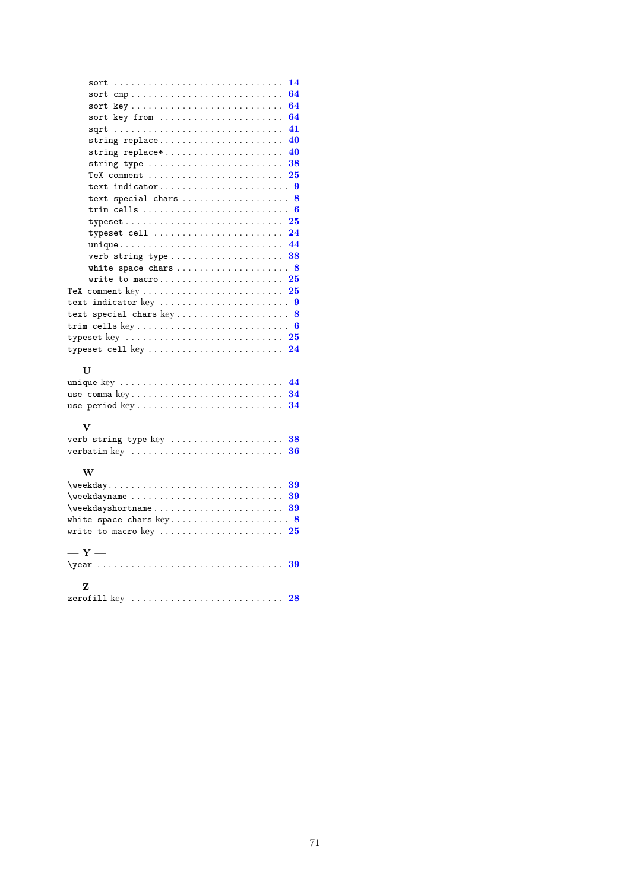sort . . . . . . . . . . . . . . . . . . . . . . . . . . . . . 14
sort cmp . . . . . . . . . . . . . . . . . . . . . . . . . . 64
sort key . . . . . . . . . . . . . . . . . . . . . . . . . . 64
sort key from . . . . . . . . . . . . . . . . . . . . . 64
sqrt . . . . . . . . . . . . . . . . . . . . . . . . . . . . . 41
string replace . . . . . . . . . . . . . . . . . . . . . 40
string replace* . . . . . . . . . . . . . . . . . . . . 40
string type . . . . . . . . . . . . . . . . . . . . . . . 38
TeX comment . . . . . . . . . . . . . . . . . . . . . . . 25
text indicator . . . . . . . . . . . . . . . . . . . . . . 9
text special chars . . . . . . . . . . . . . . . . . . . 8
trim cells . . . . . . . . . . . . . . . . . . . . . . . . . 6
typeset . . . . . . . . . . . . . . . . . . . . . . . . . . . 25
typeset cell . . . . . . . . . . . . . . . . . . . . . . . 24
unique . . . . . . . . . . . . . . . . . . . . . . . . . . . . 44
verb string type . . . . . . . . . . . . . . . . . . . 38
white space chars . . . . . . . . . . . . . . . . . . . 8
write to macro . . . . . . . . . . . . . . . . . . . . . 25

TeX comment key . . . . . . . . . . . . . . . . . . . . . . 25
text indicator key . . . . . . . . . . . . . . . . . . . . . 9
text special chars key . . . . . . . . . . . . . . . . . . 8
trim cells key . . . . . . . . . . . . . . . . . . . . . . . . 6
typeset key . . . . . . . . . . . . . . . . . . . . . . . . . 25
typeset cell key . . . . . . . . . . . . . . . . . . . . . . 24

— U —

unique key . . . . . . . . . . . . . . . . . . . . . . . . . . 44
use comma key . . . . . . . . . . . . . . . . . . . . . . . . 34
use period key . . . . . . . . . . . . . . . . . . . . . . . 34

— V —

verb string type key . . . . . . . . . . . . . . . . . . 38
verbatim key . . . . . . . . . . . . . . . . . . . . . . . . . 36

— W —

\weekday . . . . . . . . . . . . . . . . . . . . . . . . . . . . 39
\weekdayname . . . . . . . . . . . . . . . . . . . . . . . . 39
\weekdayshortname . . . . . . . . . . . . . . . . . . . . 39
white space chars key . . . . . . . . . . . . . . . . . . 8
write to macro key . . . . . . . . . . . . . . . . . . . . 25

— Y —

\year . . . . . . . . . . . . . . . . . . . . . . . . . . . . . . 39

— Z —

zerofill key . . . . . . . . . . . . . . . . . . . . . . . . . 28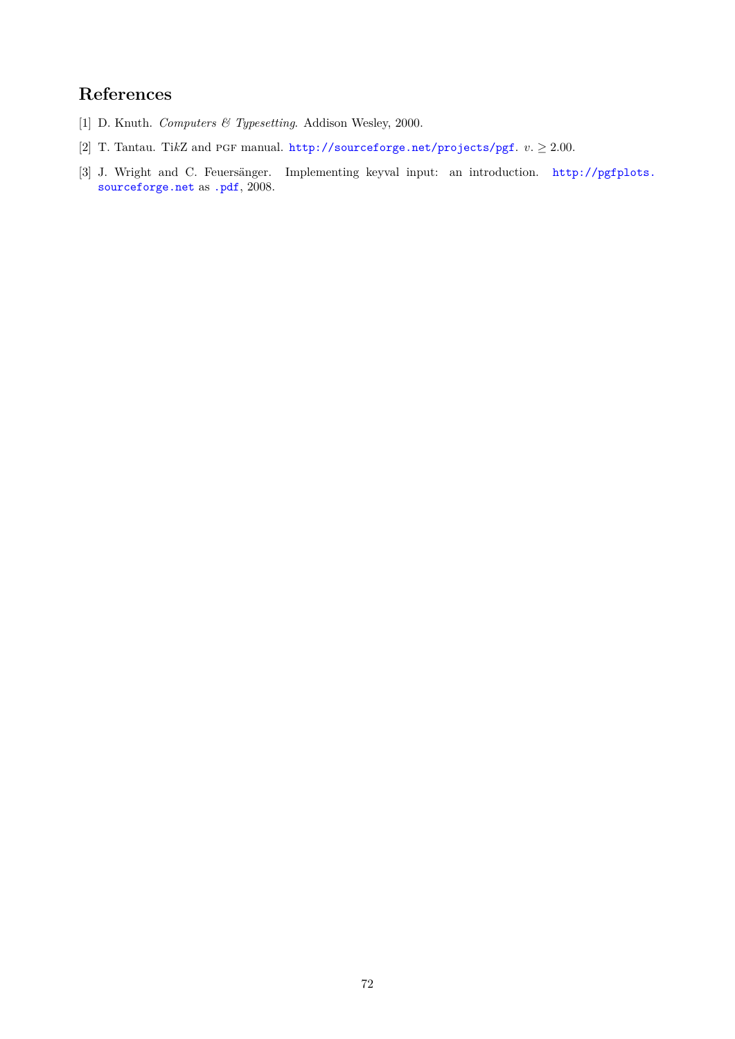## References

[1] D. Knuth. *Computers & Typesetting*. Addison Wesley, 2000.

[2] T. Tantau. Ti*k*Z and PGF manual. http://sourceforge.net/projects/pgf. *v*. $\geq$ 2.00.

[3] J. Wright and C. Feuersänger. Implementing keyval input: an introduction. http://pgfplots.sourceforge.net as .pdf, 2008.